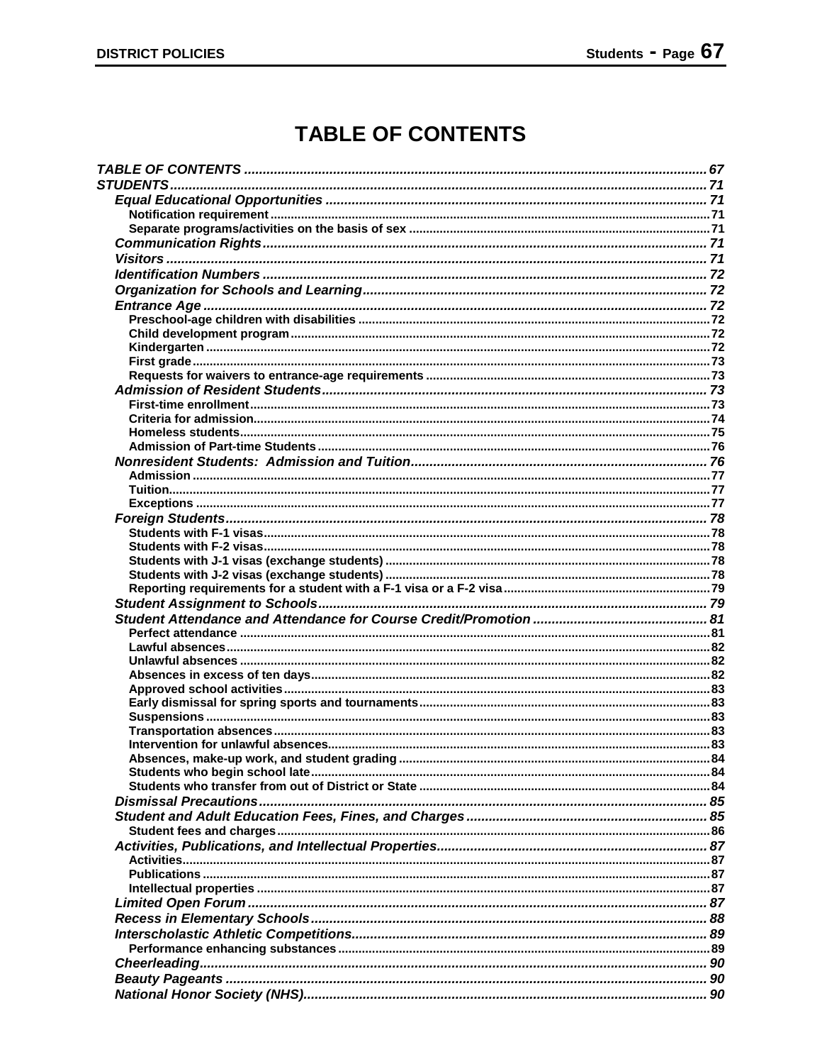# TABLE OF CONTENTS

- *TABLE OF CONTENTS* ........ 67
- *STUDENTS* ........ 71
  - *Equal Educational Opportunities* ........ 71
    - **Notification requirement** ........ 71
    - **Separate programs/activities on the basis of sex** ........ 71
  - *Communication Rights* ........ 71
  - *Visitors* ........ 71
  - *Identification Numbers* ........ 72
  - *Organization for Schools and Learning* ........ 72
  - *Entrance Age* ........ 72
    - **Preschool-age children with disabilities** ........ 72
    - **Child development program** ........ 72
    - **Kindergarten** ........ 72
    - **First grade** ........ 73
    - **Requests for waivers to entrance-age requirements** ........ 73
  - *Admission of Resident Students* ........ 73
    - **First-time enrollment** ........ 73
    - **Criteria for admission** ........ 74
    - **Homeless students** ........ 75
    - **Admission of Part-time Students** ........ 76
  - *Nonresident Students: Admission and Tuition* ........ 76
    - **Admission** ........ 77
    - **Tuition** ........ 77
    - **Exceptions** ........ 77
  - *Foreign Students* ........ 78
    - **Students with F-1 visas** ........ 78
    - **Students with F-2 visas** ........ 78
    - **Students with J-1 visas (exchange students)** ........ 78
    - **Students with J-2 visas (exchange students)** ........ 78
    - **Reporting requirements for a student with a F-1 visa or a F-2 visa** ........ 79
  - *Student Assignment to Schools* ........ 79
  - *Student Attendance and Attendance for Course Credit/Promotion* ........ 81
    - **Perfect attendance** ........ 81
    - **Lawful absences** ........ 82
    - **Unlawful absences** ........ 82
    - **Absences in excess of ten days** ........ 82
    - **Approved school activities** ........ 83
    - **Early dismissal for spring sports and tournaments** ........ 83
    - **Suspensions** ........ 83
    - **Transportation absences** ........ 83
    - **Intervention for unlawful absences** ........ 83
    - **Absences, make-up work, and student grading** ........ 84
    - **Students who begin school late** ........ 84
    - **Students who transfer from out of District or State** ........ 84
  - *Dismissal Precautions* ........ 85
  - *Student and Adult Education Fees, Fines, and Charges* ........ 85
    - **Student fees and charges** ........ 86
  - *Activities, Publications, and Intellectual Properties* ........ 87
    - **Activities** ........ 87
    - **Publications** ........ 87
    - **Intellectual properties** ........ 87
  - *Limited Open Forum* ........ 87
  - *Recess in Elementary Schools* ........ 88
  - *Interscholastic Athletic Competitions* ........ 89
    - **Performance enhancing substances** ........ 89
  - *Cheerleading* ........ 90
  - *Beauty Pageants* ........ 90
  - *National Honor Society (NHS)* ........ 90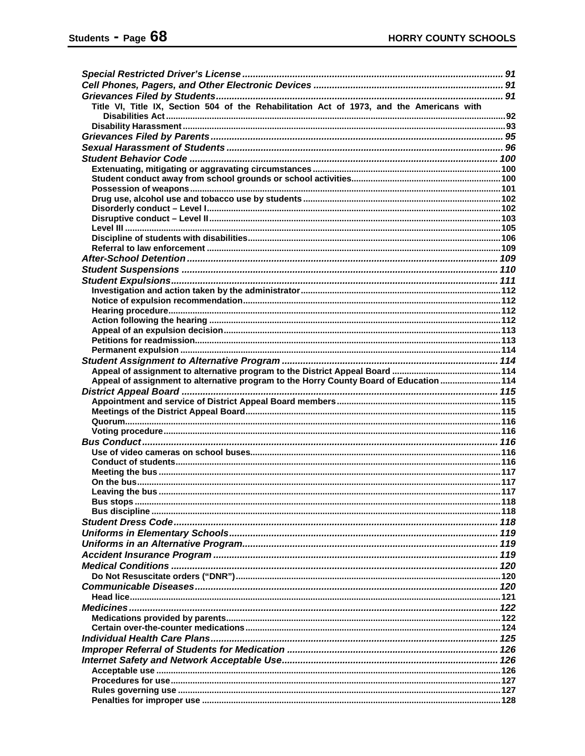*Special Restricted Driver's License* ........ 91
*Cell Phones, Pagers, and Other Electronic Devices* ........ 91
*Grievances Filed by Students* ........ 91
- **Title VI, Title IX, Section 504 of the Rehabilitation Act of 1973, and the Americans with Disabilities Act** ........ 92
- **Disability Harassment** ........ 93

*Grievances Filed by Parents* ........ 95
*Sexual Harassment of Students* ........ 96
*Student Behavior Code* ........ 100
- **Extenuating, mitigating or aggravating circumstances** ........ 100
- **Student conduct away from school grounds or school activities** ........ 100
- **Possession of weapons** ........ 101
- **Drug use, alcohol use and tobacco use by students** ........ 102
- **Disorderly conduct – Level I** ........ 102
- **Disruptive conduct – Level II** ........ 103
- **Level III** ........ 105
- **Discipline of students with disabilities** ........ 106
- **Referral to law enforcement** ........ 109

*After-School Detention* ........ 109
*Student Suspensions* ........ 110
*Student Expulsions* ........ 111
- **Investigation and action taken by the administrator** ........ 112
- **Notice of expulsion recommendation** ........ 112
- **Hearing procedure** ........ 112
- **Action following the hearing** ........ 112
- **Appeal of an expulsion decision** ........ 113
- **Petitions for readmission** ........ 113
- **Permanent expulsion** ........ 114

*Student Assignment to Alternative Program* ........ 114
- **Appeal of assignment to alternative program to the District Appeal Board** ........ 114
- **Appeal of assignment to alternative program to the Horry County Board of Education** ........ 114

*District Appeal Board* ........ 115
- **Appointment and service of District Appeal Board members** ........ 115
- **Meetings of the District Appeal Board** ........ 115
- **Quorum** ........ 116
- **Voting procedure** ........ 116

*Bus Conduct* ........ 116
- **Use of video cameras on school buses** ........ 116
- **Conduct of students** ........ 116
- **Meeting the bus** ........ 117
- **On the bus** ........ 117
- **Leaving the bus** ........ 117
- **Bus stops** ........ 118
- **Bus discipline** ........ 118

*Student Dress Code* ........ 118
*Uniforms in Elementary Schools* ........ 119
*Uniforms in an Alternative Program* ........ 119
*Accident Insurance Program* ........ 119
*Medical Conditions* ........ 120
- **Do Not Resuscitate orders ("DNR")** ........ 120

*Communicable Diseases* ........ 120
- **Head lice** ........ 121

*Medicines* ........ 122
- **Medications provided by parents** ........ 122
- **Certain over-the-counter medications** ........ 124

*Individual Health Care Plans* ........ 125
*Improper Referral of Students for Medication* ........ 126
*Internet Safety and Network Acceptable Use* ........ 126
- **Acceptable use** ........ 126
- **Procedures for use** ........ 127
- **Rules governing use** ........ 127
- **Penalties for improper use** ........ 128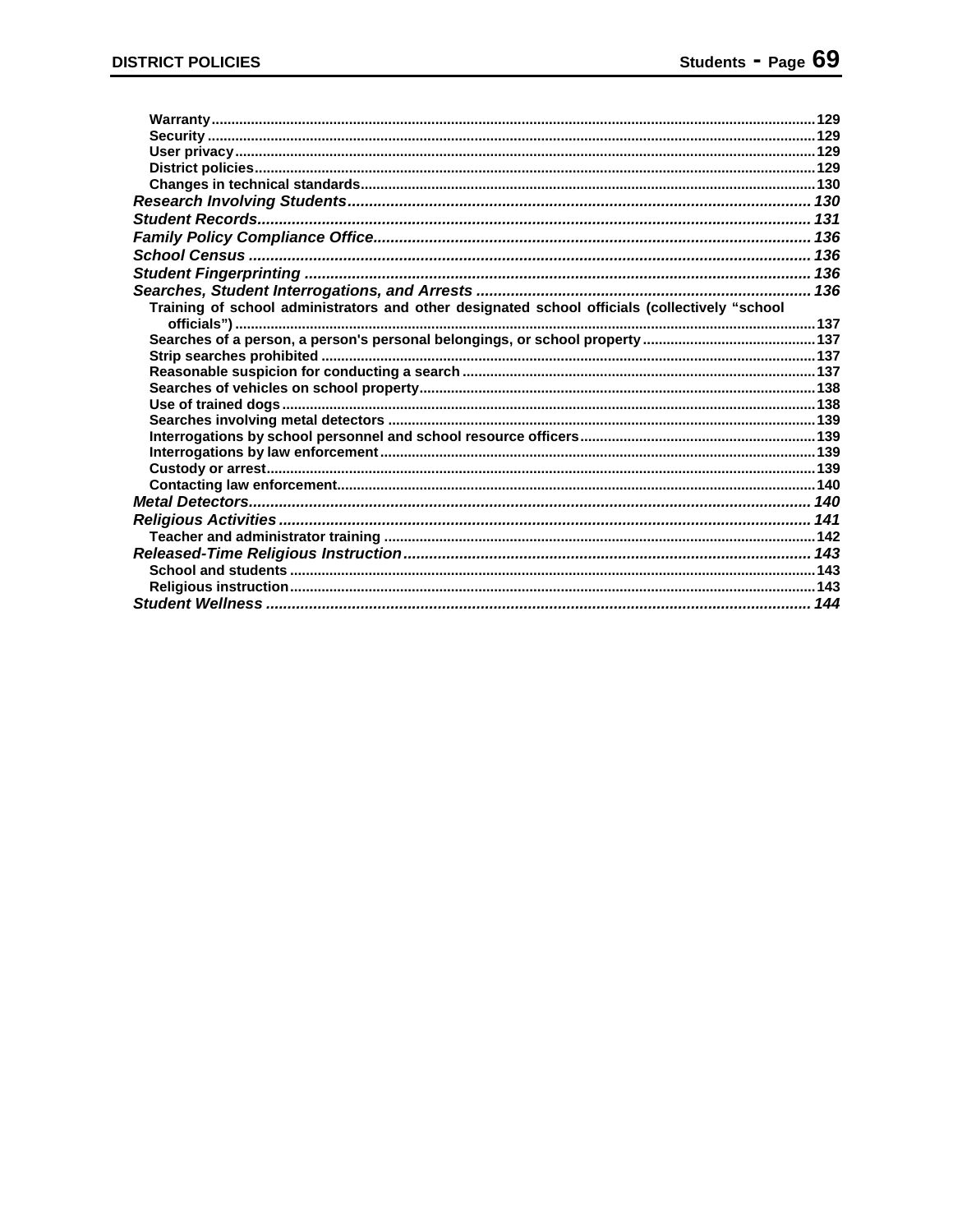Warranty ........ 129
Security ........ 129
User privacy ........ 129
District policies ........ 129
Changes in technical standards ........ 130

*Research Involving Students* ........ 130

*Student Records* ........ 131

*Family Policy Compliance Office* ........ 136

*School Census* ........ 136

*Student Fingerprinting* ........ 136

*Searches, Student Interrogations, and Arrests* ........ 136

Training of school administrators and other designated school officials (collectively "school officials") ........ 137
Searches of a person, a person's personal belongings, or school property ........ 137
Strip searches prohibited ........ 137
Reasonable suspicion for conducting a search ........ 137
Searches of vehicles on school property ........ 138
Use of trained dogs ........ 138
Searches involving metal detectors ........ 139
Interrogations by school personnel and school resource officers ........ 139
Interrogations by law enforcement ........ 139
Custody or arrest ........ 139
Contacting law enforcement ........ 140

*Metal Detectors* ........ 140

*Religious Activities* ........ 141

Teacher and administrator training ........ 142

*Released-Time Religious Instruction* ........ 143

School and students ........ 143
Religious instruction ........ 143

*Student Wellness* ........ 144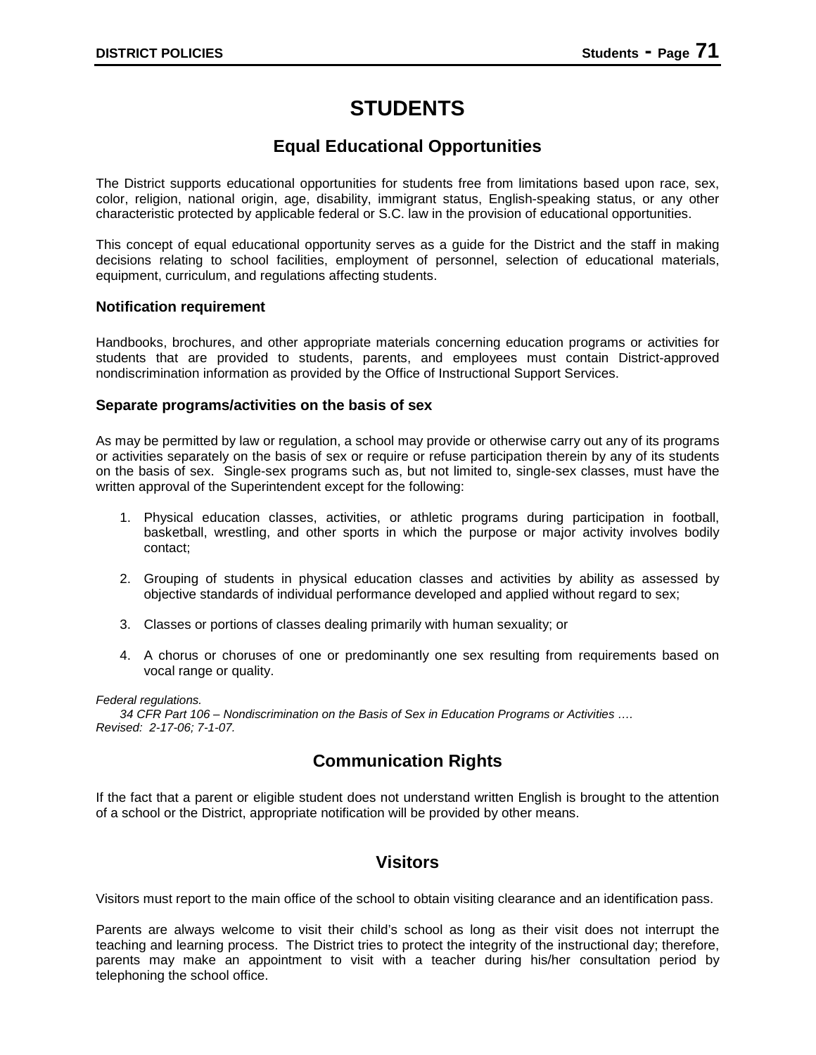# STUDENTS

## Equal Educational Opportunities

The District supports educational opportunities for students free from limitations based upon race, sex, color, religion, national origin, age, disability, immigrant status, English-speaking status, or any other characteristic protected by applicable federal or S.C. law in the provision of educational opportunities.

This concept of equal educational opportunity serves as a guide for the District and the staff in making decisions relating to school facilities, employment of personnel, selection of educational materials, equipment, curriculum, and regulations affecting students.

### Notification requirement

Handbooks, brochures, and other appropriate materials concerning education programs or activities for students that are provided to students, parents, and employees must contain District-approved nondiscrimination information as provided by the Office of Instructional Support Services.

### Separate programs/activities on the basis of sex

As may be permitted by law or regulation, a school may provide or otherwise carry out any of its programs or activities separately on the basis of sex or require or refuse participation therein by any of its students on the basis of sex. Single-sex programs such as, but not limited to, single-sex classes, must have the written approval of the Superintendent except for the following:

1. Physical education classes, activities, or athletic programs during participation in football, basketball, wrestling, and other sports in which the purpose or major activity involves bodily contact;
2. Grouping of students in physical education classes and activities by ability as assessed by objective standards of individual performance developed and applied without regard to sex;
3. Classes or portions of classes dealing primarily with human sexuality; or
4. A chorus or choruses of one or predominantly one sex resulting from requirements based on vocal range or quality.

*Federal regulations.*
*34 CFR Part 106 – Nondiscrimination on the Basis of Sex in Education Programs or Activities ….*
*Revised: 2-17-06; 7-1-07.*

## Communication Rights

If the fact that a parent or eligible student does not understand written English is brought to the attention of a school or the District, appropriate notification will be provided by other means.

## Visitors

Visitors must report to the main office of the school to obtain visiting clearance and an identification pass.

Parents are always welcome to visit their child's school as long as their visit does not interrupt the teaching and learning process. The District tries to protect the integrity of the instructional day; therefore, parents may make an appointment to visit with a teacher during his/her consultation period by telephoning the school office.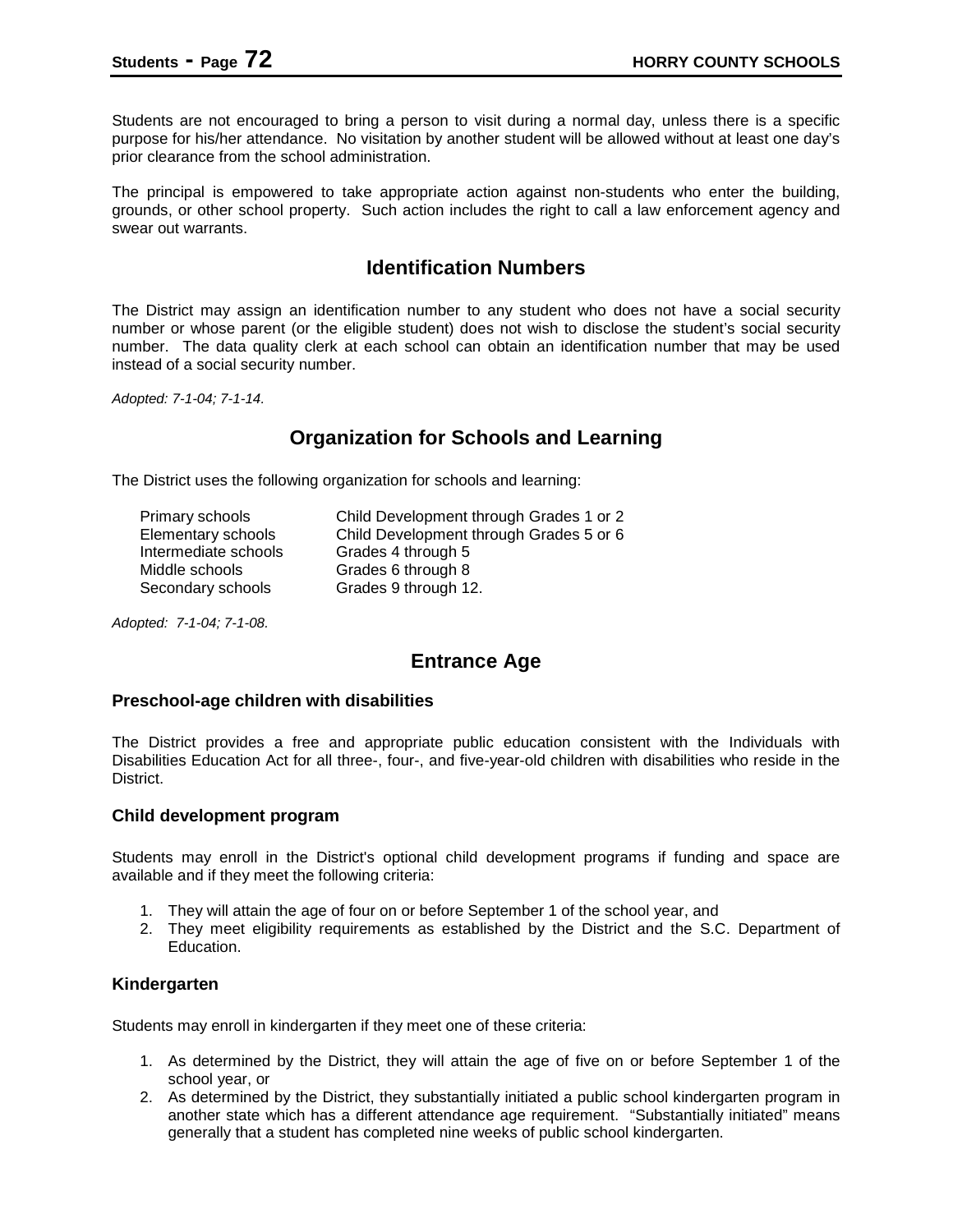Students are not encouraged to bring a person to visit during a normal day, unless there is a specific purpose for his/her attendance. No visitation by another student will be allowed without at least one day's prior clearance from the school administration.

The principal is empowered to take appropriate action against non-students who enter the building, grounds, or other school property. Such action includes the right to call a law enforcement agency and swear out warrants.

## Identification Numbers

The District may assign an identification number to any student who does not have a social security number or whose parent (or the eligible student) does not wish to disclose the student's social security number. The data quality clerk at each school can obtain an identification number that may be used instead of a social security number.

*Adopted: 7-1-04; 7-1-14.*

## Organization for Schools and Learning

The District uses the following organization for schools and learning:

| | |
|---|---|
| Primary schools | Child Development through Grades 1 or 2 |
| Elementary schools | Child Development through Grades 5 or 6 |
| Intermediate schools | Grades 4 through 5 |
| Middle schools | Grades 6 through 8 |
| Secondary schools | Grades 9 through 12. |

*Adopted: 7-1-04; 7-1-08.*

## Entrance Age

### Preschool-age children with disabilities

The District provides a free and appropriate public education consistent with the Individuals with Disabilities Education Act for all three-, four-, and five-year-old children with disabilities who reside in the District.

### Child development program

Students may enroll in the District's optional child development programs if funding and space are available and if they meet the following criteria:

1. They will attain the age of four on or before September 1 of the school year, and
2. They meet eligibility requirements as established by the District and the S.C. Department of Education.

### Kindergarten

Students may enroll in kindergarten if they meet one of these criteria:

1. As determined by the District, they will attain the age of five on or before September 1 of the school year, or
2. As determined by the District, they substantially initiated a public school kindergarten program in another state which has a different attendance age requirement. "Substantially initiated" means generally that a student has completed nine weeks of public school kindergarten.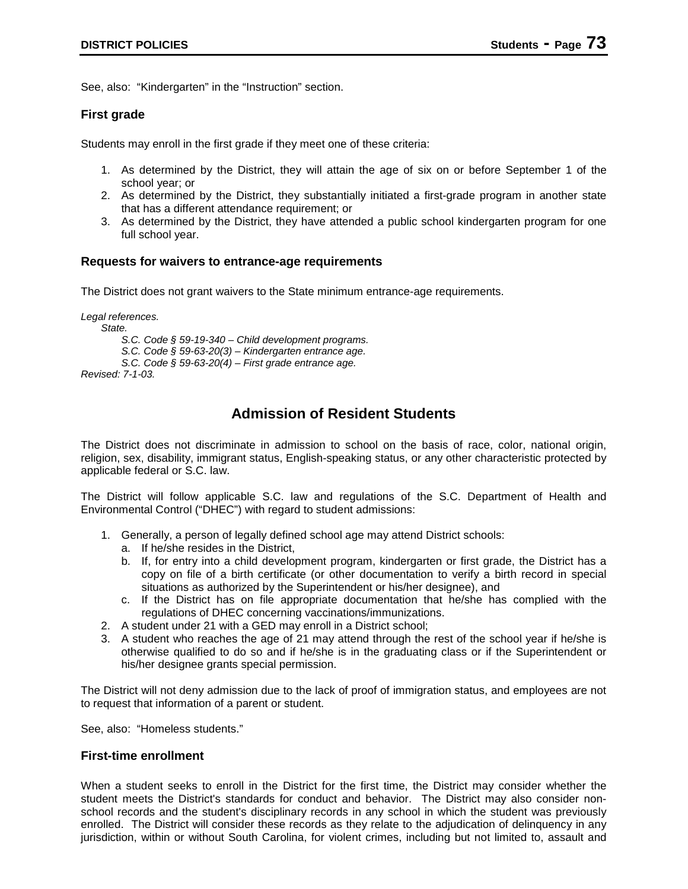See, also: "Kindergarten" in the "Instruction" section.

### First grade

Students may enroll in the first grade if they meet one of these criteria:

1. As determined by the District, they will attain the age of six on or before September 1 of the school year; or
2. As determined by the District, they substantially initiated a first-grade program in another state that has a different attendance requirement; or
3. As determined by the District, they have attended a public school kindergarten program for one full school year.

### Requests for waivers to entrance-age requirements

The District does not grant waivers to the State minimum entrance-age requirements.

*Legal references.*
*State.*
*S.C. Code § 59-19-340 – Child development programs.*
*S.C. Code § 59-63-20(3) – Kindergarten entrance age.*
*S.C. Code § 59-63-20(4) – First grade entrance age.*
*Revised: 7-1-03.*

## Admission of Resident Students

The District does not discriminate in admission to school on the basis of race, color, national origin, religion, sex, disability, immigrant status, English-speaking status, or any other characteristic protected by applicable federal or S.C. law.

The District will follow applicable S.C. law and regulations of the S.C. Department of Health and Environmental Control ("DHEC") with regard to student admissions:

1. Generally, a person of legally defined school age may attend District schools:
   a. If he/she resides in the District,
   b. If, for entry into a child development program, kindergarten or first grade, the District has a copy on file of a birth certificate (or other documentation to verify a birth record in special situations as authorized by the Superintendent or his/her designee), and
   c. If the District has on file appropriate documentation that he/she has complied with the regulations of DHEC concerning vaccinations/immunizations.
2. A student under 21 with a GED may enroll in a District school;
3. A student who reaches the age of 21 may attend through the rest of the school year if he/she is otherwise qualified to do so and if he/she is in the graduating class or if the Superintendent or his/her designee grants special permission.

The District will not deny admission due to the lack of proof of immigration status, and employees are not to request that information of a parent or student.

See, also: "Homeless students."

### First-time enrollment

When a student seeks to enroll in the District for the first time, the District may consider whether the student meets the District's standards for conduct and behavior. The District may also consider non-school records and the student's disciplinary records in any school in which the student was previously enrolled. The District will consider these records as they relate to the adjudication of delinquency in any jurisdiction, within or without South Carolina, for violent crimes, including but not limited to, assault and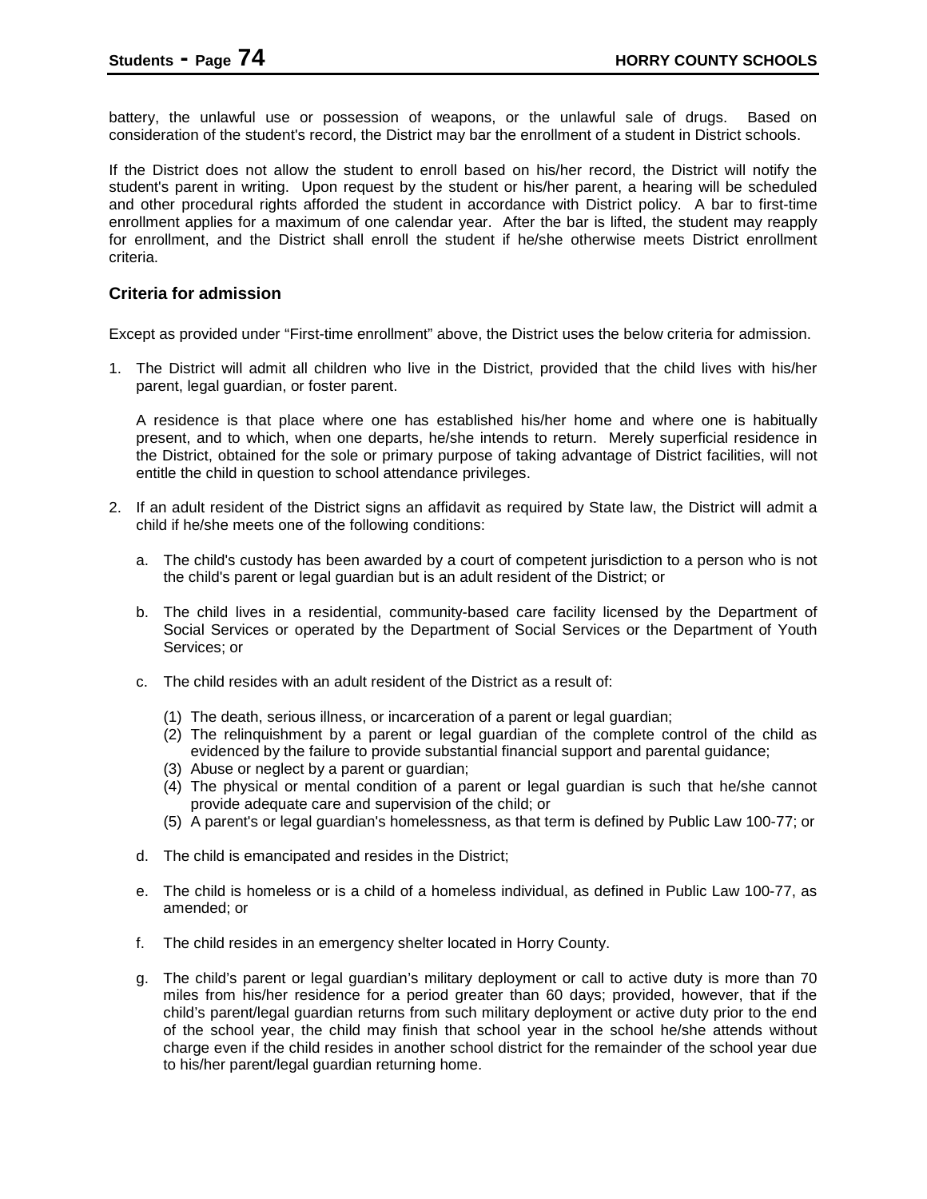battery, the unlawful use or possession of weapons, or the unlawful sale of drugs. Based on consideration of the student's record, the District may bar the enrollment of a student in District schools.

If the District does not allow the student to enroll based on his/her record, the District will notify the student's parent in writing. Upon request by the student or his/her parent, a hearing will be scheduled and other procedural rights afforded the student in accordance with District policy. A bar to first-time enrollment applies for a maximum of one calendar year. After the bar is lifted, the student may reapply for enrollment, and the District shall enroll the student if he/she otherwise meets District enrollment criteria.

### Criteria for admission

Except as provided under "First-time enrollment" above, the District uses the below criteria for admission.

1. The District will admit all children who live in the District, provided that the child lives with his/her parent, legal guardian, or foster parent.

   A residence is that place where one has established his/her home and where one is habitually present, and to which, when one departs, he/she intends to return. Merely superficial residence in the District, obtained for the sole or primary purpose of taking advantage of District facilities, will not entitle the child in question to school attendance privileges.

2. If an adult resident of the District signs an affidavit as required by State law, the District will admit a child if he/she meets one of the following conditions:

   a. The child's custody has been awarded by a court of competent jurisdiction to a person who is not the child's parent or legal guardian but is an adult resident of the District; or

   b. The child lives in a residential, community-based care facility licensed by the Department of Social Services or operated by the Department of Social Services or the Department of Youth Services; or

   c. The child resides with an adult resident of the District as a result of:

      (1) The death, serious illness, or incarceration of a parent or legal guardian;
      (2) The relinquishment by a parent or legal guardian of the complete control of the child as evidenced by the failure to provide substantial financial support and parental guidance;
      (3) Abuse or neglect by a parent or guardian;
      (4) The physical or mental condition of a parent or legal guardian is such that he/she cannot provide adequate care and supervision of the child; or
      (5) A parent's or legal guardian's homelessness, as that term is defined by Public Law 100-77; or

   d. The child is emancipated and resides in the District;

   e. The child is homeless or is a child of a homeless individual, as defined in Public Law 100-77, as amended; or

   f. The child resides in an emergency shelter located in Horry County.

   g. The child's parent or legal guardian's military deployment or call to active duty is more than 70 miles from his/her residence for a period greater than 60 days; provided, however, that if the child's parent/legal guardian returns from such military deployment or active duty prior to the end of the school year, the child may finish that school year in the school he/she attends without charge even if the child resides in another school district for the remainder of the school year due to his/her parent/legal guardian returning home.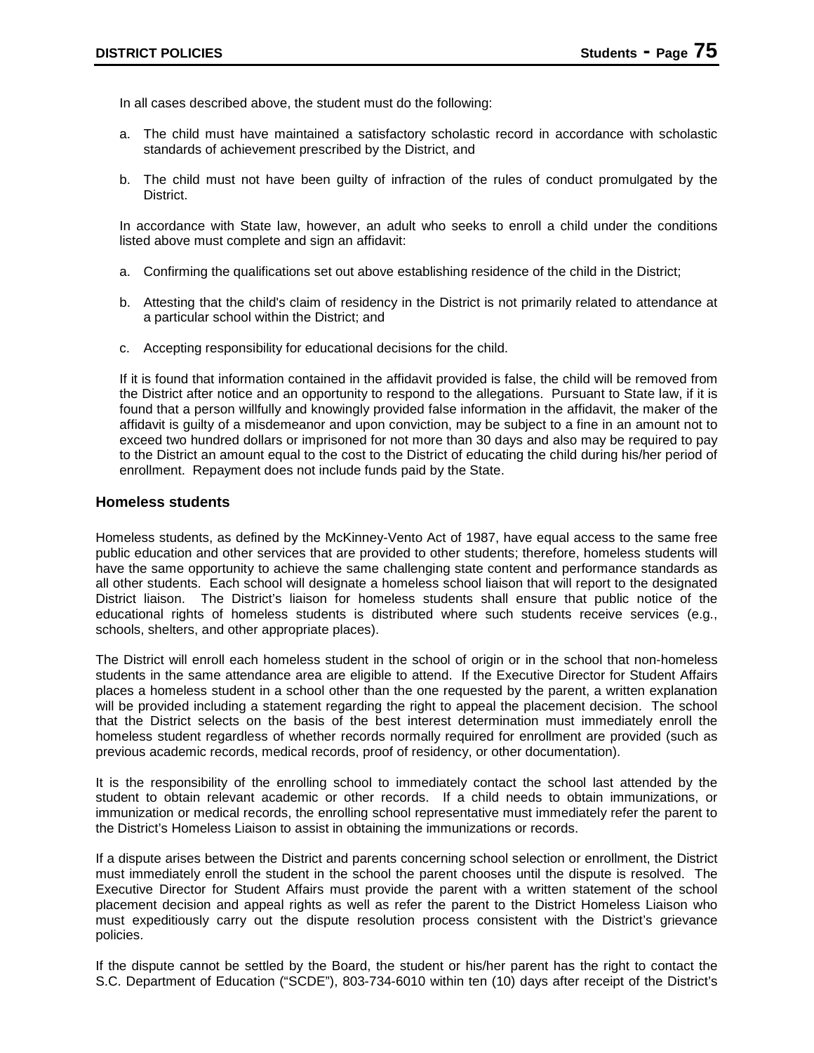In all cases described above, the student must do the following:

a. The child must have maintained a satisfactory scholastic record in accordance with scholastic standards of achievement prescribed by the District, and

b. The child must not have been guilty of infraction of the rules of conduct promulgated by the District.

In accordance with State law, however, an adult who seeks to enroll a child under the conditions listed above must complete and sign an affidavit:

a. Confirming the qualifications set out above establishing residence of the child in the District;

b. Attesting that the child's claim of residency in the District is not primarily related to attendance at a particular school within the District; and

c. Accepting responsibility for educational decisions for the child.

If it is found that information contained in the affidavit provided is false, the child will be removed from the District after notice and an opportunity to respond to the allegations. Pursuant to State law, if it is found that a person willfully and knowingly provided false information in the affidavit, the maker of the affidavit is guilty of a misdemeanor and upon conviction, may be subject to a fine in an amount not to exceed two hundred dollars or imprisoned for not more than 30 days and also may be required to pay to the District an amount equal to the cost to the District of educating the child during his/her period of enrollment. Repayment does not include funds paid by the State.

### Homeless students

Homeless students, as defined by the McKinney-Vento Act of 1987, have equal access to the same free public education and other services that are provided to other students; therefore, homeless students will have the same opportunity to achieve the same challenging state content and performance standards as all other students. Each school will designate a homeless school liaison that will report to the designated District liaison. The District's liaison for homeless students shall ensure that public notice of the educational rights of homeless students is distributed where such students receive services (e.g., schools, shelters, and other appropriate places).

The District will enroll each homeless student in the school of origin or in the school that non-homeless students in the same attendance area are eligible to attend. If the Executive Director for Student Affairs places a homeless student in a school other than the one requested by the parent, a written explanation will be provided including a statement regarding the right to appeal the placement decision. The school that the District selects on the basis of the best interest determination must immediately enroll the homeless student regardless of whether records normally required for enrollment are provided (such as previous academic records, medical records, proof of residency, or other documentation).

It is the responsibility of the enrolling school to immediately contact the school last attended by the student to obtain relevant academic or other records. If a child needs to obtain immunizations, or immunization or medical records, the enrolling school representative must immediately refer the parent to the District's Homeless Liaison to assist in obtaining the immunizations or records.

If a dispute arises between the District and parents concerning school selection or enrollment, the District must immediately enroll the student in the school the parent chooses until the dispute is resolved. The Executive Director for Student Affairs must provide the parent with a written statement of the school placement decision and appeal rights as well as refer the parent to the District Homeless Liaison who must expeditiously carry out the dispute resolution process consistent with the District's grievance policies.

If the dispute cannot be settled by the Board, the student or his/her parent has the right to contact the S.C. Department of Education ("SCDE"), 803-734-6010 within ten (10) days after receipt of the District's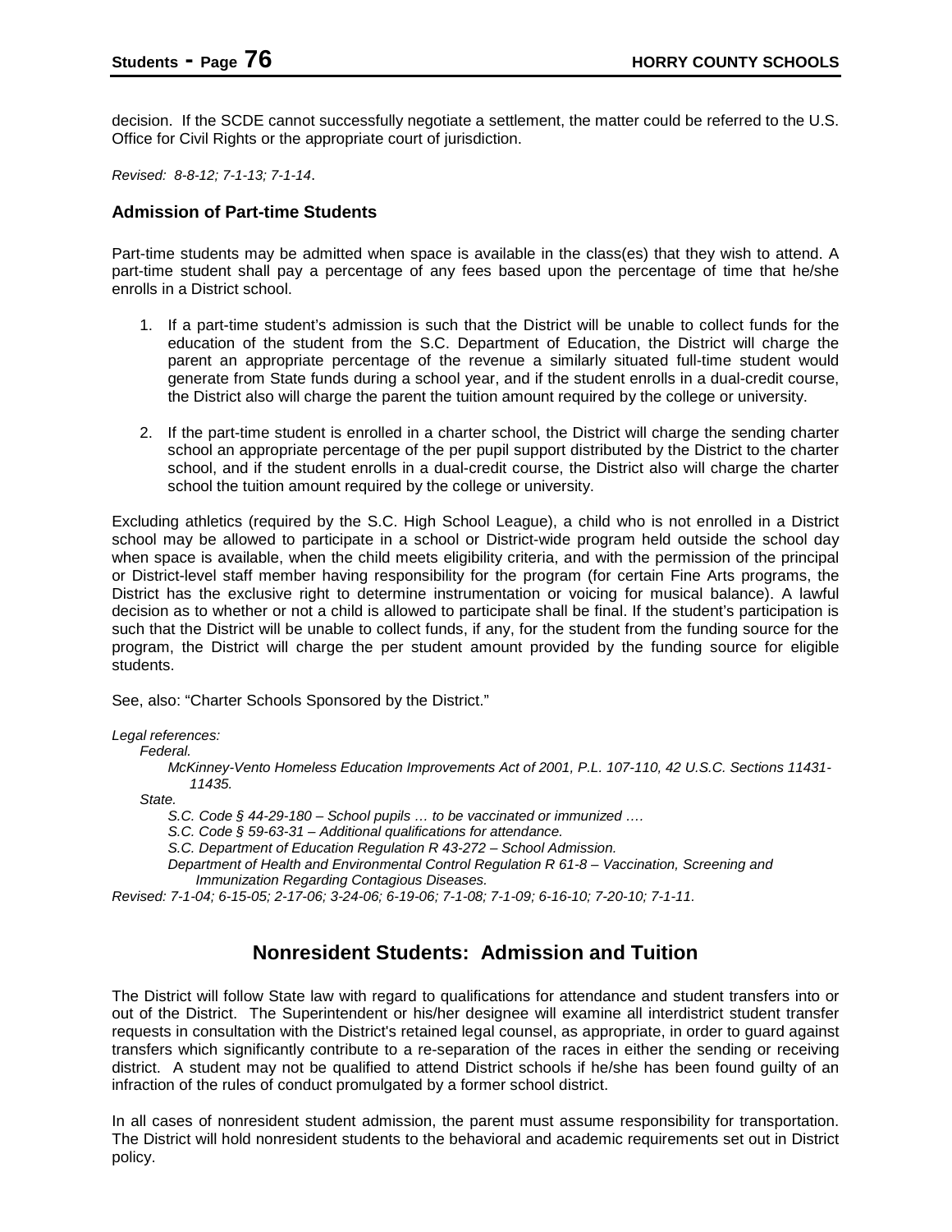decision. If the SCDE cannot successfully negotiate a settlement, the matter could be referred to the U.S. Office for Civil Rights or the appropriate court of jurisdiction.

*Revised: 8-8-12; 7-1-13; 7-1-14.*

### Admission of Part-time Students

Part-time students may be admitted when space is available in the class(es) that they wish to attend. A part-time student shall pay a percentage of any fees based upon the percentage of time that he/she enrolls in a District school.

1. If a part-time student's admission is such that the District will be unable to collect funds for the education of the student from the S.C. Department of Education, the District will charge the parent an appropriate percentage of the revenue a similarly situated full-time student would generate from State funds during a school year, and if the student enrolls in a dual-credit course, the District also will charge the parent the tuition amount required by the college or university.

2. If the part-time student is enrolled in a charter school, the District will charge the sending charter school an appropriate percentage of the per pupil support distributed by the District to the charter school, and if the student enrolls in a dual-credit course, the District also will charge the charter school the tuition amount required by the college or university.

Excluding athletics (required by the S.C. High School League), a child who is not enrolled in a District school may be allowed to participate in a school or District-wide program held outside the school day when space is available, when the child meets eligibility criteria, and with the permission of the principal or District-level staff member having responsibility for the program (for certain Fine Arts programs, the District has the exclusive right to determine instrumentation or voicing for musical balance). A lawful decision as to whether or not a child is allowed to participate shall be final. If the student's participation is such that the District will be unable to collect funds, if any, for the student from the funding source for the program, the District will charge the per student amount provided by the funding source for eligible students.

See, also: "Charter Schools Sponsored by the District."

*Legal references:*

*Federal.*

*McKinney-Vento Homeless Education Improvements Act of 2001, P.L. 107-110, 42 U.S.C. Sections 11431-11435.*

*State.*

*S.C. Code § 44-29-180 – School pupils … to be vaccinated or immunized ….*

*S.C. Code § 59-63-31 – Additional qualifications for attendance.*

*S.C. Department of Education Regulation R 43-272 – School Admission.*

*Department of Health and Environmental Control Regulation R 61-8 – Vaccination, Screening and Immunization Regarding Contagious Diseases.*

*Revised: 7-1-04; 6-15-05; 2-17-06; 3-24-06; 6-19-06; 7-1-08; 7-1-09; 6-16-10; 7-20-10; 7-1-11.*

## Nonresident Students: Admission and Tuition

The District will follow State law with regard to qualifications for attendance and student transfers into or out of the District. The Superintendent or his/her designee will examine all interdistrict student transfer requests in consultation with the District's retained legal counsel, as appropriate, in order to guard against transfers which significantly contribute to a re-separation of the races in either the sending or receiving district. A student may not be qualified to attend District schools if he/she has been found guilty of an infraction of the rules of conduct promulgated by a former school district.

In all cases of nonresident student admission, the parent must assume responsibility for transportation. The District will hold nonresident students to the behavioral and academic requirements set out in District policy.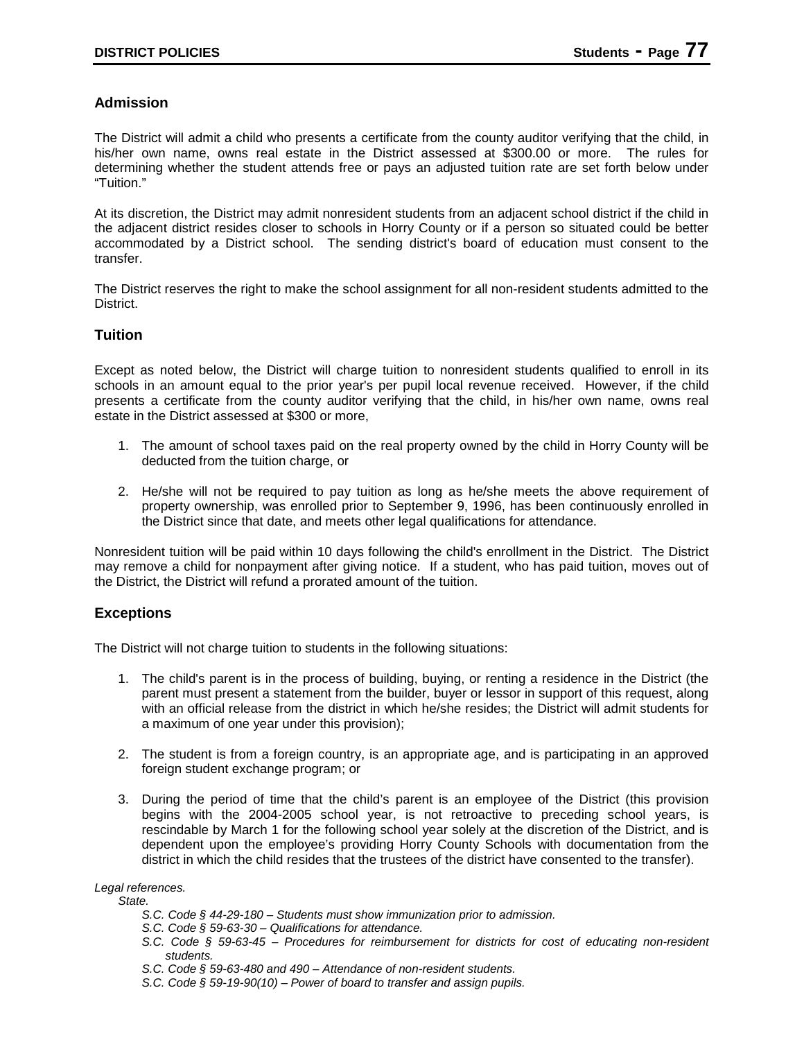### Admission

The District will admit a child who presents a certificate from the county auditor verifying that the child, in his/her own name, owns real estate in the District assessed at $300.00 or more. The rules for determining whether the student attends free or pays an adjusted tuition rate are set forth below under "Tuition."

At its discretion, the District may admit nonresident students from an adjacent school district if the child in the adjacent district resides closer to schools in Horry County or if a person so situated could be better accommodated by a District school. The sending district's board of education must consent to the transfer.

The District reserves the right to make the school assignment for all non-resident students admitted to the District.

### Tuition

Except as noted below, the District will charge tuition to nonresident students qualified to enroll in its schools in an amount equal to the prior year's per pupil local revenue received. However, if the child presents a certificate from the county auditor verifying that the child, in his/her own name, owns real estate in the District assessed at $300 or more,

1. The amount of school taxes paid on the real property owned by the child in Horry County will be deducted from the tuition charge, or

2. He/she will not be required to pay tuition as long as he/she meets the above requirement of property ownership, was enrolled prior to September 9, 1996, has been continuously enrolled in the District since that date, and meets other legal qualifications for attendance.

Nonresident tuition will be paid within 10 days following the child's enrollment in the District. The District may remove a child for nonpayment after giving notice. If a student, who has paid tuition, moves out of the District, the District will refund a prorated amount of the tuition.

### Exceptions

The District will not charge tuition to students in the following situations:

1. The child's parent is in the process of building, buying, or renting a residence in the District (the parent must present a statement from the builder, buyer or lessor in support of this request, along with an official release from the district in which he/she resides; the District will admit students for a maximum of one year under this provision);

2. The student is from a foreign country, is an appropriate age, and is participating in an approved foreign student exchange program; or

3. During the period of time that the child's parent is an employee of the District (this provision begins with the 2004-2005 school year, is not retroactive to preceding school years, is rescindable by March 1 for the following school year solely at the discretion of the District, and is dependent upon the employee's providing Horry County Schools with documentation from the district in which the child resides that the trustees of the district have consented to the transfer).

*Legal references.*

*State.*

- *S.C. Code § 44-29-180 – Students must show immunization prior to admission.*
- *S.C. Code § 59-63-30 – Qualifications for attendance.*
- *S.C. Code § 59-63-45 – Procedures for reimbursement for districts for cost of educating non-resident students.*
- *S.C. Code § 59-63-480 and 490 – Attendance of non-resident students.*
- *S.C. Code § 59-19-90(10) – Power of board to transfer and assign pupils.*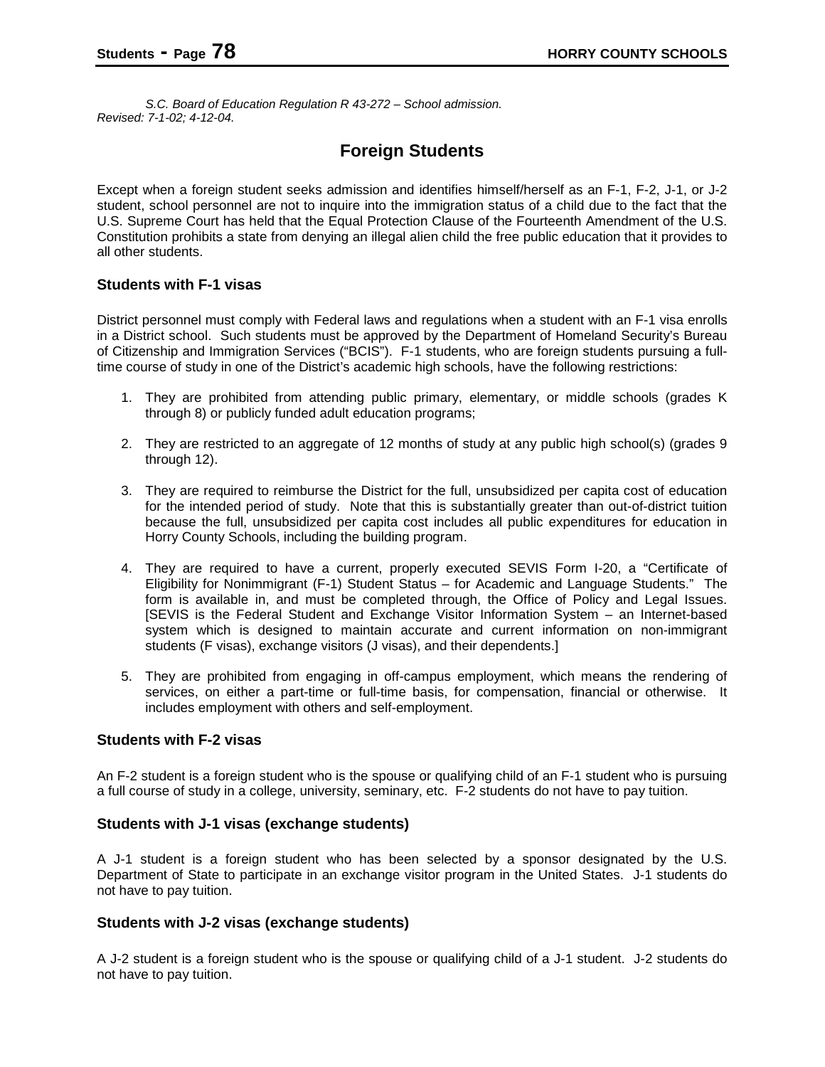*S.C. Board of Education Regulation R 43-272 – School admission.*
*Revised: 7-1-02; 4-12-04.*

## Foreign Students

Except when a foreign student seeks admission and identifies himself/herself as an F-1, F-2, J-1, or J-2 student, school personnel are not to inquire into the immigration status of a child due to the fact that the U.S. Supreme Court has held that the Equal Protection Clause of the Fourteenth Amendment of the U.S. Constitution prohibits a state from denying an illegal alien child the free public education that it provides to all other students.

### Students with F-1 visas

District personnel must comply with Federal laws and regulations when a student with an F-1 visa enrolls in a District school. Such students must be approved by the Department of Homeland Security's Bureau of Citizenship and Immigration Services ("BCIS"). F-1 students, who are foreign students pursuing a full-time course of study in one of the District's academic high schools, have the following restrictions:

1. They are prohibited from attending public primary, elementary, or middle schools (grades K through 8) or publicly funded adult education programs;

2. They are restricted to an aggregate of 12 months of study at any public high school(s) (grades 9 through 12).

3. They are required to reimburse the District for the full, unsubsidized per capita cost of education for the intended period of study. Note that this is substantially greater than out-of-district tuition because the full, unsubsidized per capita cost includes all public expenditures for education in Horry County Schools, including the building program.

4. They are required to have a current, properly executed SEVIS Form I-20, a "Certificate of Eligibility for Nonimmigrant (F-1) Student Status – for Academic and Language Students." The form is available in, and must be completed through, the Office of Policy and Legal Issues. [SEVIS is the Federal Student and Exchange Visitor Information System – an Internet-based system which is designed to maintain accurate and current information on non-immigrant students (F visas), exchange visitors (J visas), and their dependents.]

5. They are prohibited from engaging in off-campus employment, which means the rendering of services, on either a part-time or full-time basis, for compensation, financial or otherwise. It includes employment with others and self-employment.

### Students with F-2 visas

An F-2 student is a foreign student who is the spouse or qualifying child of an F-1 student who is pursuing a full course of study in a college, university, seminary, etc. F-2 students do not have to pay tuition.

### Students with J-1 visas (exchange students)

A J-1 student is a foreign student who has been selected by a sponsor designated by the U.S. Department of State to participate in an exchange visitor program in the United States. J-1 students do not have to pay tuition.

### Students with J-2 visas (exchange students)

A J-2 student is a foreign student who is the spouse or qualifying child of a J-1 student. J-2 students do not have to pay tuition.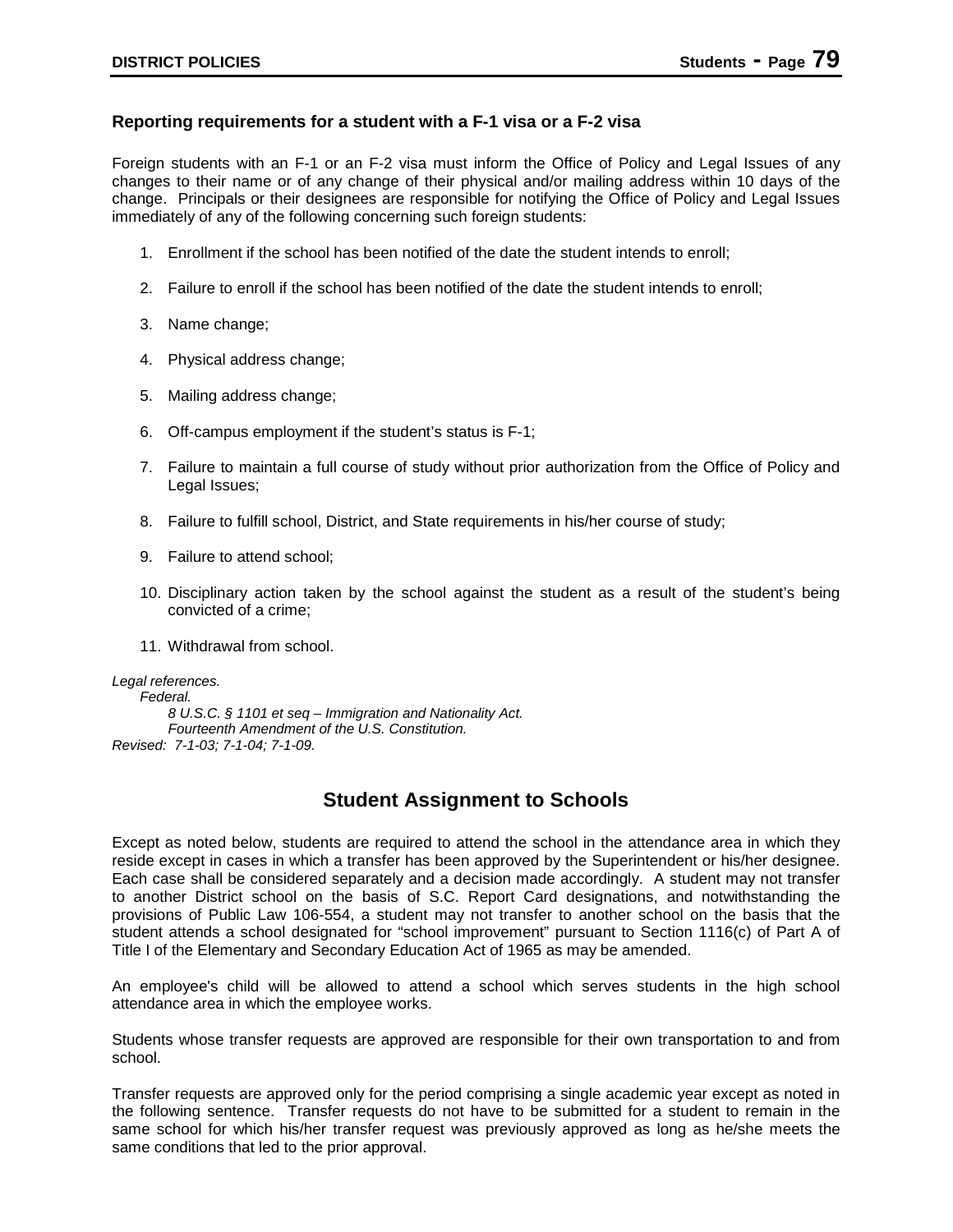### Reporting requirements for a student with a F-1 visa or a F-2 visa

Foreign students with an F-1 or an F-2 visa must inform the Office of Policy and Legal Issues of any changes to their name or of any change of their physical and/or mailing address within 10 days of the change. Principals or their designees are responsible for notifying the Office of Policy and Legal Issues immediately of any of the following concerning such foreign students:

1. Enrollment if the school has been notified of the date the student intends to enroll;
2. Failure to enroll if the school has been notified of the date the student intends to enroll;
3. Name change;
4. Physical address change;
5. Mailing address change;
6. Off-campus employment if the student's status is F-1;
7. Failure to maintain a full course of study without prior authorization from the Office of Policy and Legal Issues;
8. Failure to fulfill school, District, and State requirements in his/her course of study;
9. Failure to attend school;
10. Disciplinary action taken by the school against the student as a result of the student's being convicted of a crime;
11. Withdrawal from school.

*Legal references.*
*Federal.*
*8 U.S.C. § 1101 et seq – Immigration and Nationality Act.*
*Fourteenth Amendment of the U.S. Constitution.*
*Revised: 7-1-03; 7-1-04; 7-1-09.*

## Student Assignment to Schools

Except as noted below, students are required to attend the school in the attendance area in which they reside except in cases in which a transfer has been approved by the Superintendent or his/her designee. Each case shall be considered separately and a decision made accordingly. A student may not transfer to another District school on the basis of S.C. Report Card designations, and notwithstanding the provisions of Public Law 106-554, a student may not transfer to another school on the basis that the student attends a school designated for "school improvement" pursuant to Section 1116(c) of Part A of Title I of the Elementary and Secondary Education Act of 1965 as may be amended.

An employee's child will be allowed to attend a school which serves students in the high school attendance area in which the employee works.

Students whose transfer requests are approved are responsible for their own transportation to and from school.

Transfer requests are approved only for the period comprising a single academic year except as noted in the following sentence. Transfer requests do not have to be submitted for a student to remain in the same school for which his/her transfer request was previously approved as long as he/she meets the same conditions that led to the prior approval.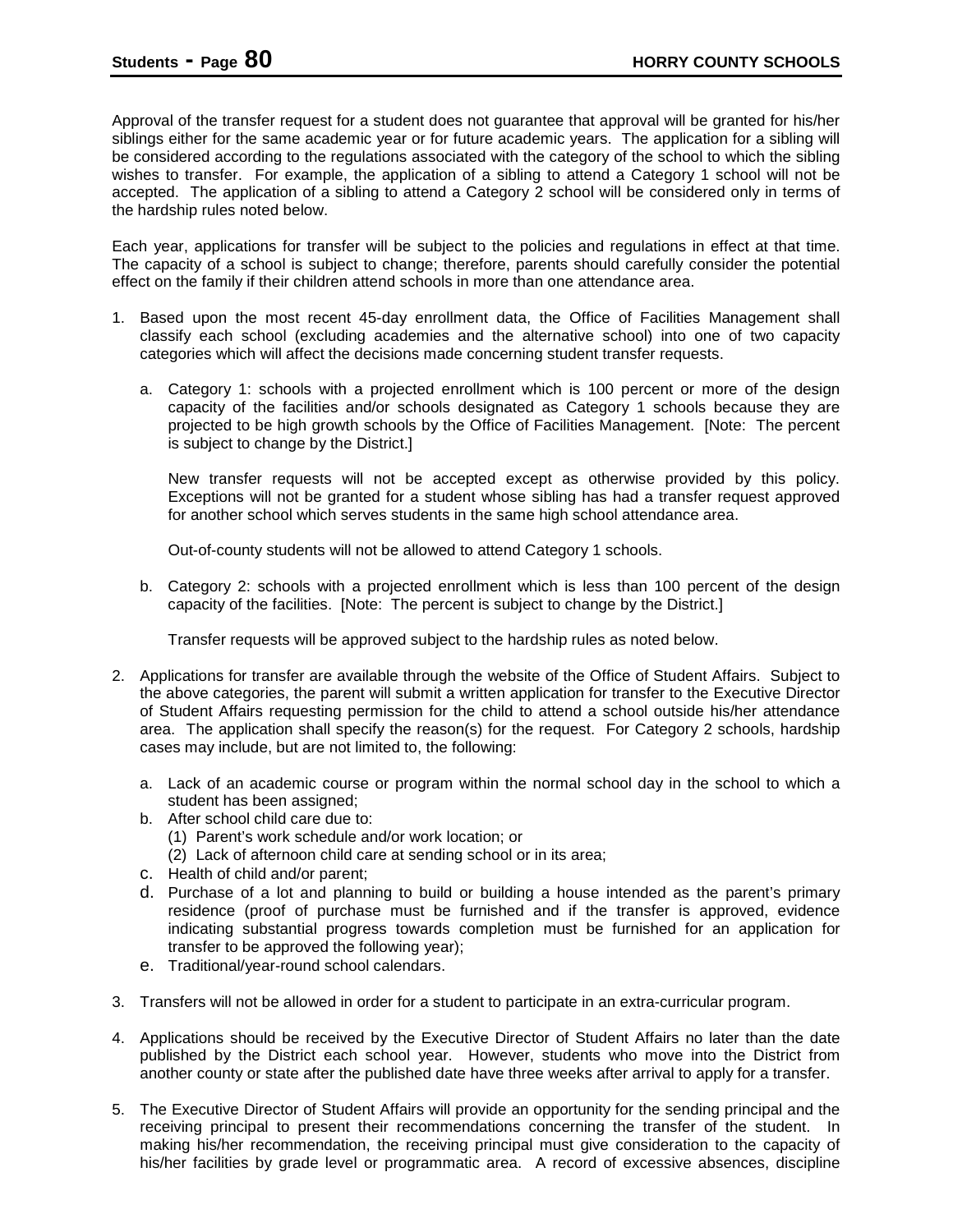Approval of the transfer request for a student does not guarantee that approval will be granted for his/her siblings either for the same academic year or for future academic years. The application for a sibling will be considered according to the regulations associated with the category of the school to which the sibling wishes to transfer. For example, the application of a sibling to attend a Category 1 school will not be accepted. The application of a sibling to attend a Category 2 school will be considered only in terms of the hardship rules noted below.

Each year, applications for transfer will be subject to the policies and regulations in effect at that time. The capacity of a school is subject to change; therefore, parents should carefully consider the potential effect on the family if their children attend schools in more than one attendance area.

1. Based upon the most recent 45-day enrollment data, the Office of Facilities Management shall classify each school (excluding academies and the alternative school) into one of two capacity categories which will affect the decisions made concerning student transfer requests.

   a. Category 1: schools with a projected enrollment which is 100 percent or more of the design capacity of the facilities and/or schools designated as Category 1 schools because they are projected to be high growth schools by the Office of Facilities Management. [Note: The percent is subject to change by the District.]

      New transfer requests will not be accepted except as otherwise provided by this policy. Exceptions will not be granted for a student whose sibling has had a transfer request approved for another school which serves students in the same high school attendance area.

      Out-of-county students will not be allowed to attend Category 1 schools.

   b. Category 2: schools with a projected enrollment which is less than 100 percent of the design capacity of the facilities. [Note: The percent is subject to change by the District.]

      Transfer requests will be approved subject to the hardship rules as noted below.

2. Applications for transfer are available through the website of the Office of Student Affairs. Subject to the above categories, the parent will submit a written application for transfer to the Executive Director of Student Affairs requesting permission for the child to attend a school outside his/her attendance area. The application shall specify the reason(s) for the request. For Category 2 schools, hardship cases may include, but are not limited to, the following:

   a. Lack of an academic course or program within the normal school day in the school to which a student has been assigned;
   b. After school child care due to:
      (1) Parent's work schedule and/or work location; or
      (2) Lack of afternoon child care at sending school or in its area;
   c. Health of child and/or parent;
   d. Purchase of a lot and planning to build or building a house intended as the parent's primary residence (proof of purchase must be furnished and if the transfer is approved, evidence indicating substantial progress towards completion must be furnished for an application for transfer to be approved the following year);
   e. Traditional/year-round school calendars.

3. Transfers will not be allowed in order for a student to participate in an extra-curricular program.

4. Applications should be received by the Executive Director of Student Affairs no later than the date published by the District each school year. However, students who move into the District from another county or state after the published date have three weeks after arrival to apply for a transfer.

5. The Executive Director of Student Affairs will provide an opportunity for the sending principal and the receiving principal to present their recommendations concerning the transfer of the student. In making his/her recommendation, the receiving principal must give consideration to the capacity of his/her facilities by grade level or programmatic area. A record of excessive absences, discipline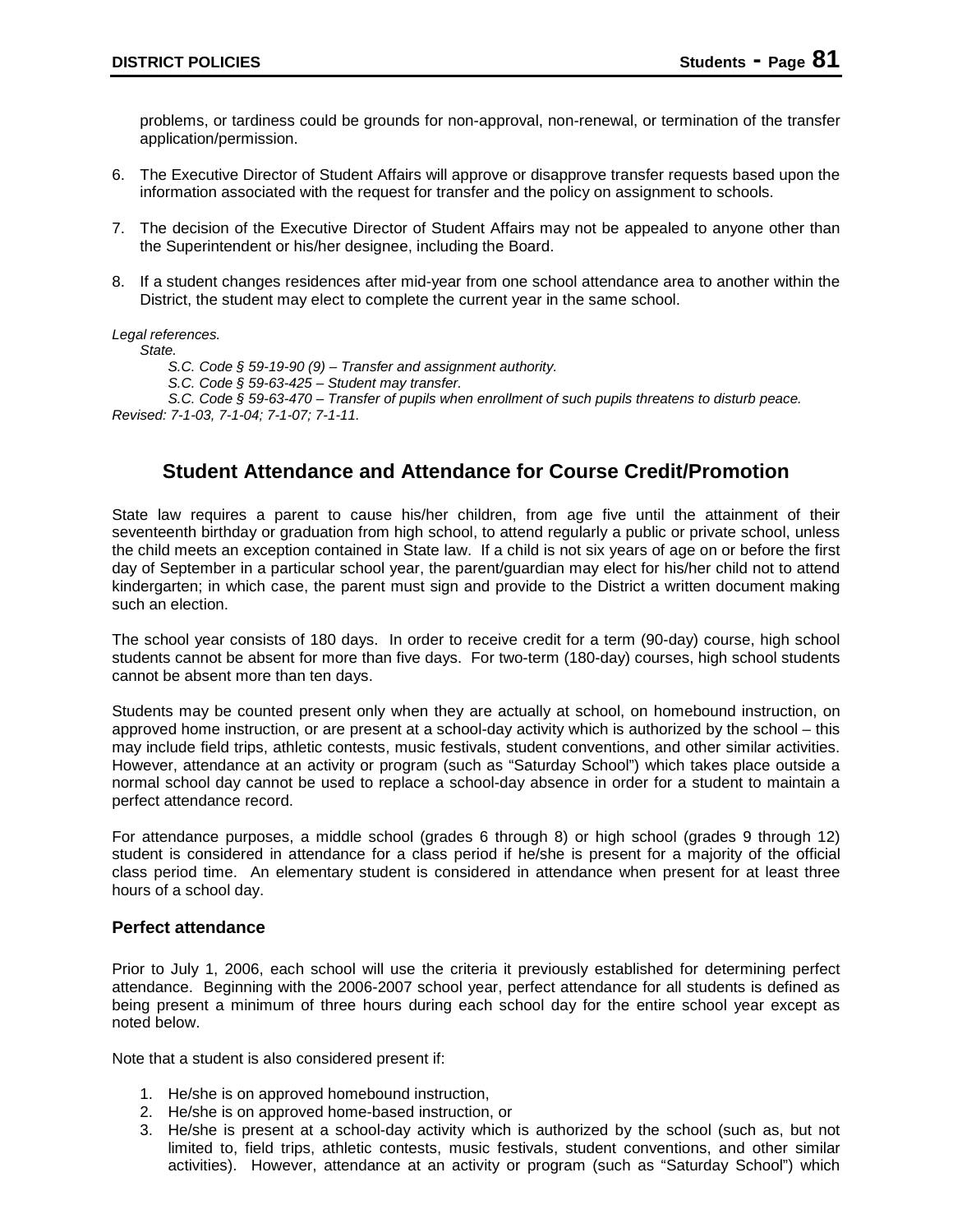problems, or tardiness could be grounds for non-approval, non-renewal, or termination of the transfer application/permission.

6. The Executive Director of Student Affairs will approve or disapprove transfer requests based upon the information associated with the request for transfer and the policy on assignment to schools.

7. The decision of the Executive Director of Student Affairs may not be appealed to anyone other than the Superintendent or his/her designee, including the Board.

8. If a student changes residences after mid-year from one school attendance area to another within the District, the student may elect to complete the current year in the same school.

*Legal references.*
*State.*
*S.C. Code § 59-19-90 (9) – Transfer and assignment authority.*
*S.C. Code § 59-63-425 – Student may transfer.*
*S.C. Code § 59-63-470 – Transfer of pupils when enrollment of such pupils threatens to disturb peace.*
*Revised: 7-1-03, 7-1-04; 7-1-07; 7-1-11.*

## Student Attendance and Attendance for Course Credit/Promotion

State law requires a parent to cause his/her children, from age five until the attainment of their seventeenth birthday or graduation from high school, to attend regularly a public or private school, unless the child meets an exception contained in State law. If a child is not six years of age on or before the first day of September in a particular school year, the parent/guardian may elect for his/her child not to attend kindergarten; in which case, the parent must sign and provide to the District a written document making such an election.

The school year consists of 180 days. In order to receive credit for a term (90-day) course, high school students cannot be absent for more than five days. For two-term (180-day) courses, high school students cannot be absent more than ten days.

Students may be counted present only when they are actually at school, on homebound instruction, on approved home instruction, or are present at a school-day activity which is authorized by the school – this may include field trips, athletic contests, music festivals, student conventions, and other similar activities. However, attendance at an activity or program (such as "Saturday School") which takes place outside a normal school day cannot be used to replace a school-day absence in order for a student to maintain a perfect attendance record.

For attendance purposes, a middle school (grades 6 through 8) or high school (grades 9 through 12) student is considered in attendance for a class period if he/she is present for a majority of the official class period time. An elementary student is considered in attendance when present for at least three hours of a school day.

### Perfect attendance

Prior to July 1, 2006, each school will use the criteria it previously established for determining perfect attendance. Beginning with the 2006-2007 school year, perfect attendance for all students is defined as being present a minimum of three hours during each school day for the entire school year except as noted below.

Note that a student is also considered present if:

1. He/she is on approved homebound instruction,
2. He/she is on approved home-based instruction, or
3. He/she is present at a school-day activity which is authorized by the school (such as, but not limited to, field trips, athletic contests, music festivals, student conventions, and other similar activities). However, attendance at an activity or program (such as "Saturday School") which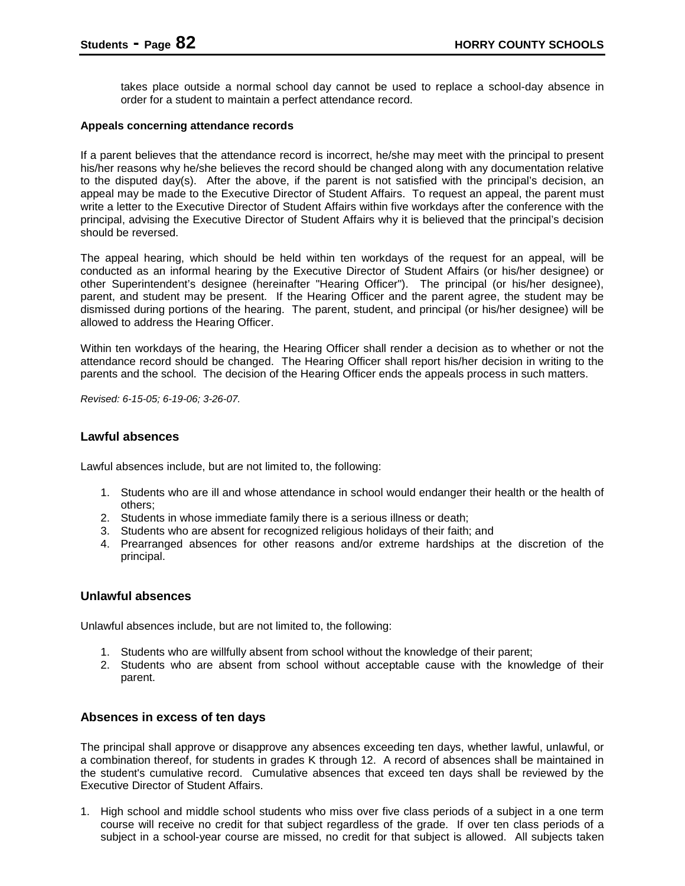takes place outside a normal school day cannot be used to replace a school-day absence in order for a student to maintain a perfect attendance record.

**Appeals concerning attendance records**

If a parent believes that the attendance record is incorrect, he/she may meet with the principal to present his/her reasons why he/she believes the record should be changed along with any documentation relative to the disputed day(s). After the above, if the parent is not satisfied with the principal's decision, an appeal may be made to the Executive Director of Student Affairs. To request an appeal, the parent must write a letter to the Executive Director of Student Affairs within five workdays after the conference with the principal, advising the Executive Director of Student Affairs why it is believed that the principal's decision should be reversed.

The appeal hearing, which should be held within ten workdays of the request for an appeal, will be conducted as an informal hearing by the Executive Director of Student Affairs (or his/her designee) or other Superintendent's designee (hereinafter "Hearing Officer"). The principal (or his/her designee), parent, and student may be present. If the Hearing Officer and the parent agree, the student may be dismissed during portions of the hearing. The parent, student, and principal (or his/her designee) will be allowed to address the Hearing Officer.

Within ten workdays of the hearing, the Hearing Officer shall render a decision as to whether or not the attendance record should be changed. The Hearing Officer shall report his/her decision in writing to the parents and the school. The decision of the Hearing Officer ends the appeals process in such matters.

*Revised: 6-15-05; 6-19-06; 3-26-07.*

### Lawful absences

Lawful absences include, but are not limited to, the following:

1. Students who are ill and whose attendance in school would endanger their health or the health of others;
2. Students in whose immediate family there is a serious illness or death;
3. Students who are absent for recognized religious holidays of their faith; and
4. Prearranged absences for other reasons and/or extreme hardships at the discretion of the principal.

### Unlawful absences

Unlawful absences include, but are not limited to, the following:

1. Students who are willfully absent from school without the knowledge of their parent;
2. Students who are absent from school without acceptable cause with the knowledge of their parent.

### Absences in excess of ten days

The principal shall approve or disapprove any absences exceeding ten days, whether lawful, unlawful, or a combination thereof, for students in grades K through 12. A record of absences shall be maintained in the student's cumulative record. Cumulative absences that exceed ten days shall be reviewed by the Executive Director of Student Affairs.

1. High school and middle school students who miss over five class periods of a subject in a one term course will receive no credit for that subject regardless of the grade. If over ten class periods of a subject in a school-year course are missed, no credit for that subject is allowed. All subjects taken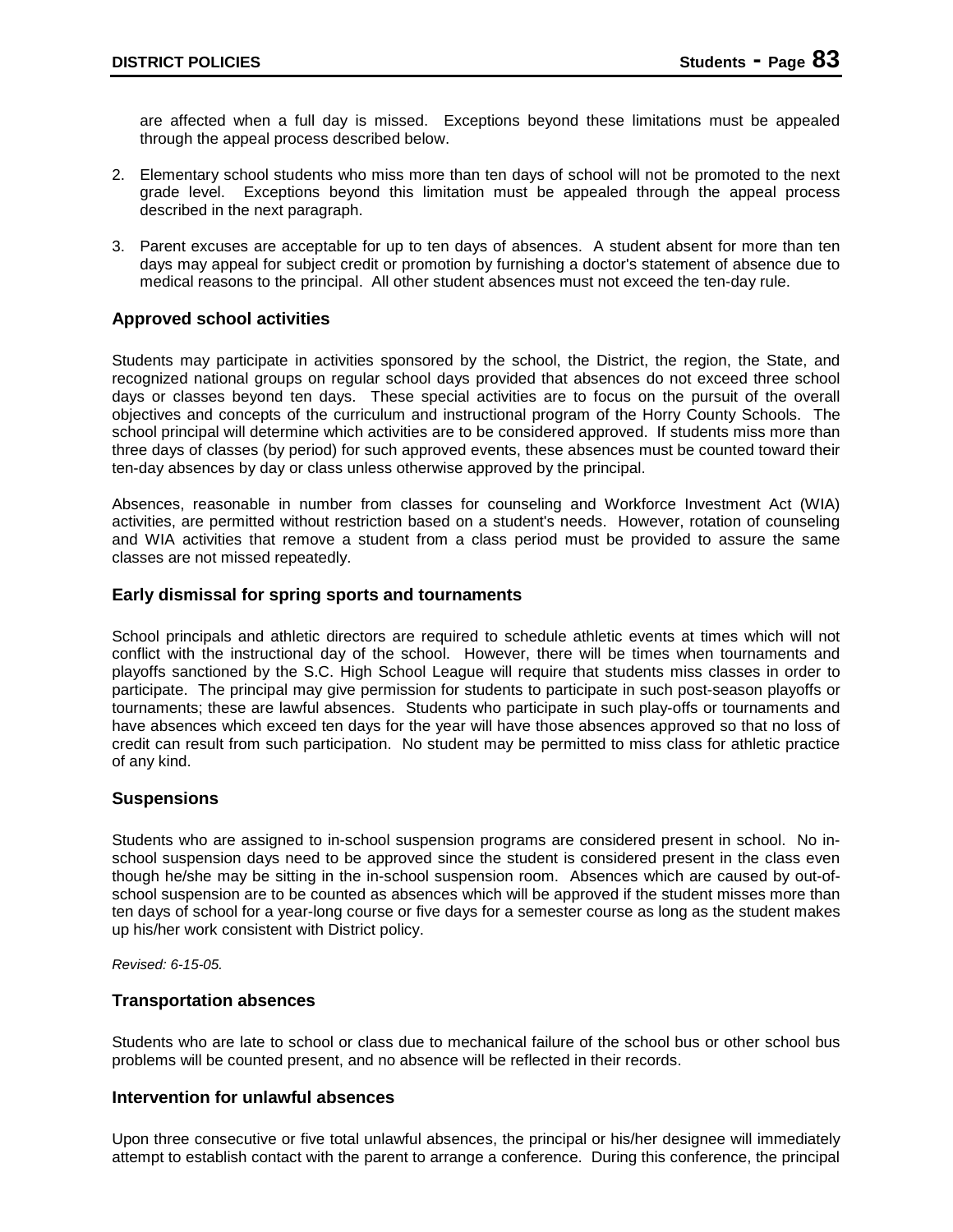are affected when a full day is missed. Exceptions beyond these limitations must be appealed through the appeal process described below.

2. Elementary school students who miss more than ten days of school will not be promoted to the next grade level. Exceptions beyond this limitation must be appealed through the appeal process described in the next paragraph.

3. Parent excuses are acceptable for up to ten days of absences. A student absent for more than ten days may appeal for subject credit or promotion by furnishing a doctor's statement of absence due to medical reasons to the principal. All other student absences must not exceed the ten-day rule.

### Approved school activities

Students may participate in activities sponsored by the school, the District, the region, the State, and recognized national groups on regular school days provided that absences do not exceed three school days or classes beyond ten days. These special activities are to focus on the pursuit of the overall objectives and concepts of the curriculum and instructional program of the Horry County Schools. The school principal will determine which activities are to be considered approved. If students miss more than three days of classes (by period) for such approved events, these absences must be counted toward their ten-day absences by day or class unless otherwise approved by the principal.

Absences, reasonable in number from classes for counseling and Workforce Investment Act (WIA) activities, are permitted without restriction based on a student's needs. However, rotation of counseling and WIA activities that remove a student from a class period must be provided to assure the same classes are not missed repeatedly.

### Early dismissal for spring sports and tournaments

School principals and athletic directors are required to schedule athletic events at times which will not conflict with the instructional day of the school. However, there will be times when tournaments and playoffs sanctioned by the S.C. High School League will require that students miss classes in order to participate. The principal may give permission for students to participate in such post-season playoffs or tournaments; these are lawful absences. Students who participate in such play-offs or tournaments and have absences which exceed ten days for the year will have those absences approved so that no loss of credit can result from such participation. No student may be permitted to miss class for athletic practice of any kind.

### Suspensions

Students who are assigned to in-school suspension programs are considered present in school. No in-school suspension days need to be approved since the student is considered present in the class even though he/she may be sitting in the in-school suspension room. Absences which are caused by out-of-school suspension are to be counted as absences which will be approved if the student misses more than ten days of school for a year-long course or five days for a semester course as long as the student makes up his/her work consistent with District policy.

*Revised: 6-15-05.*

### Transportation absences

Students who are late to school or class due to mechanical failure of the school bus or other school bus problems will be counted present, and no absence will be reflected in their records.

### Intervention for unlawful absences

Upon three consecutive or five total unlawful absences, the principal or his/her designee will immediately attempt to establish contact with the parent to arrange a conference. During this conference, the principal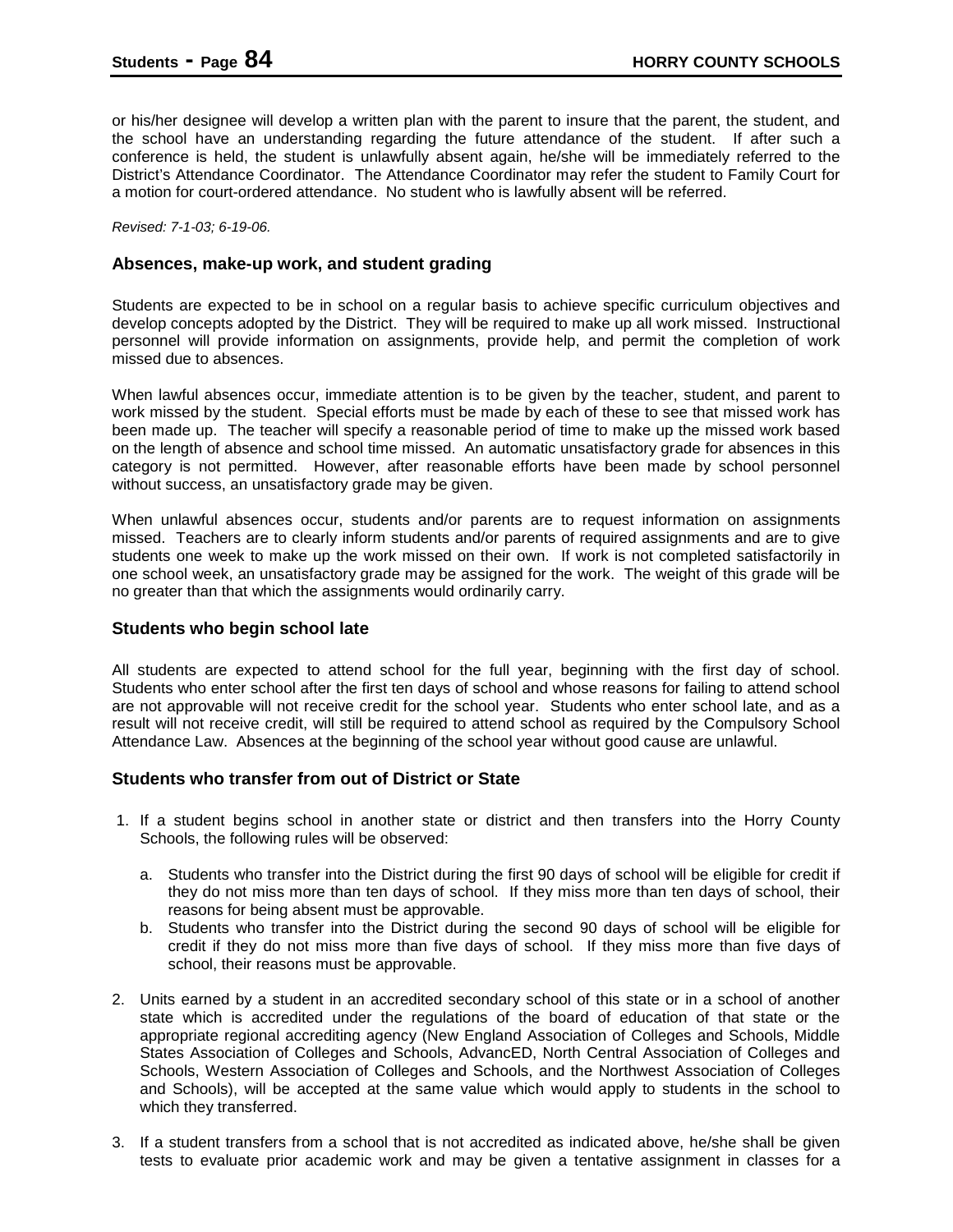or his/her designee will develop a written plan with the parent to insure that the parent, the student, and the school have an understanding regarding the future attendance of the student. If after such a conference is held, the student is unlawfully absent again, he/she will be immediately referred to the District's Attendance Coordinator. The Attendance Coordinator may refer the student to Family Court for a motion for court-ordered attendance. No student who is lawfully absent will be referred.

*Revised: 7-1-03; 6-19-06.*

### Absences, make-up work, and student grading

Students are expected to be in school on a regular basis to achieve specific curriculum objectives and develop concepts adopted by the District. They will be required to make up all work missed. Instructional personnel will provide information on assignments, provide help, and permit the completion of work missed due to absences.

When lawful absences occur, immediate attention is to be given by the teacher, student, and parent to work missed by the student. Special efforts must be made by each of these to see that missed work has been made up. The teacher will specify a reasonable period of time to make up the missed work based on the length of absence and school time missed. An automatic unsatisfactory grade for absences in this category is not permitted. However, after reasonable efforts have been made by school personnel without success, an unsatisfactory grade may be given.

When unlawful absences occur, students and/or parents are to request information on assignments missed. Teachers are to clearly inform students and/or parents of required assignments and are to give students one week to make up the work missed on their own. If work is not completed satisfactorily in one school week, an unsatisfactory grade may be assigned for the work. The weight of this grade will be no greater than that which the assignments would ordinarily carry.

### Students who begin school late

All students are expected to attend school for the full year, beginning with the first day of school. Students who enter school after the first ten days of school and whose reasons for failing to attend school are not approvable will not receive credit for the school year. Students who enter school late, and as a result will not receive credit, will still be required to attend school as required by the Compulsory School Attendance Law. Absences at the beginning of the school year without good cause are unlawful.

### Students who transfer from out of District or State

1. If a student begins school in another state or district and then transfers into the Horry County Schools, the following rules will be observed:

   a. Students who transfer into the District during the first 90 days of school will be eligible for credit if they do not miss more than ten days of school. If they miss more than ten days of school, their reasons for being absent must be approvable.

   b. Students who transfer into the District during the second 90 days of school will be eligible for credit if they do not miss more than five days of school. If they miss more than five days of school, their reasons must be approvable.

2. Units earned by a student in an accredited secondary school of this state or in a school of another state which is accredited under the regulations of the board of education of that state or the appropriate regional accrediting agency (New England Association of Colleges and Schools, Middle States Association of Colleges and Schools, AdvancED, North Central Association of Colleges and Schools, Western Association of Colleges and Schools, and the Northwest Association of Colleges and Schools), will be accepted at the same value which would apply to students in the school to which they transferred.

3. If a student transfers from a school that is not accredited as indicated above, he/she shall be given tests to evaluate prior academic work and may be given a tentative assignment in classes for a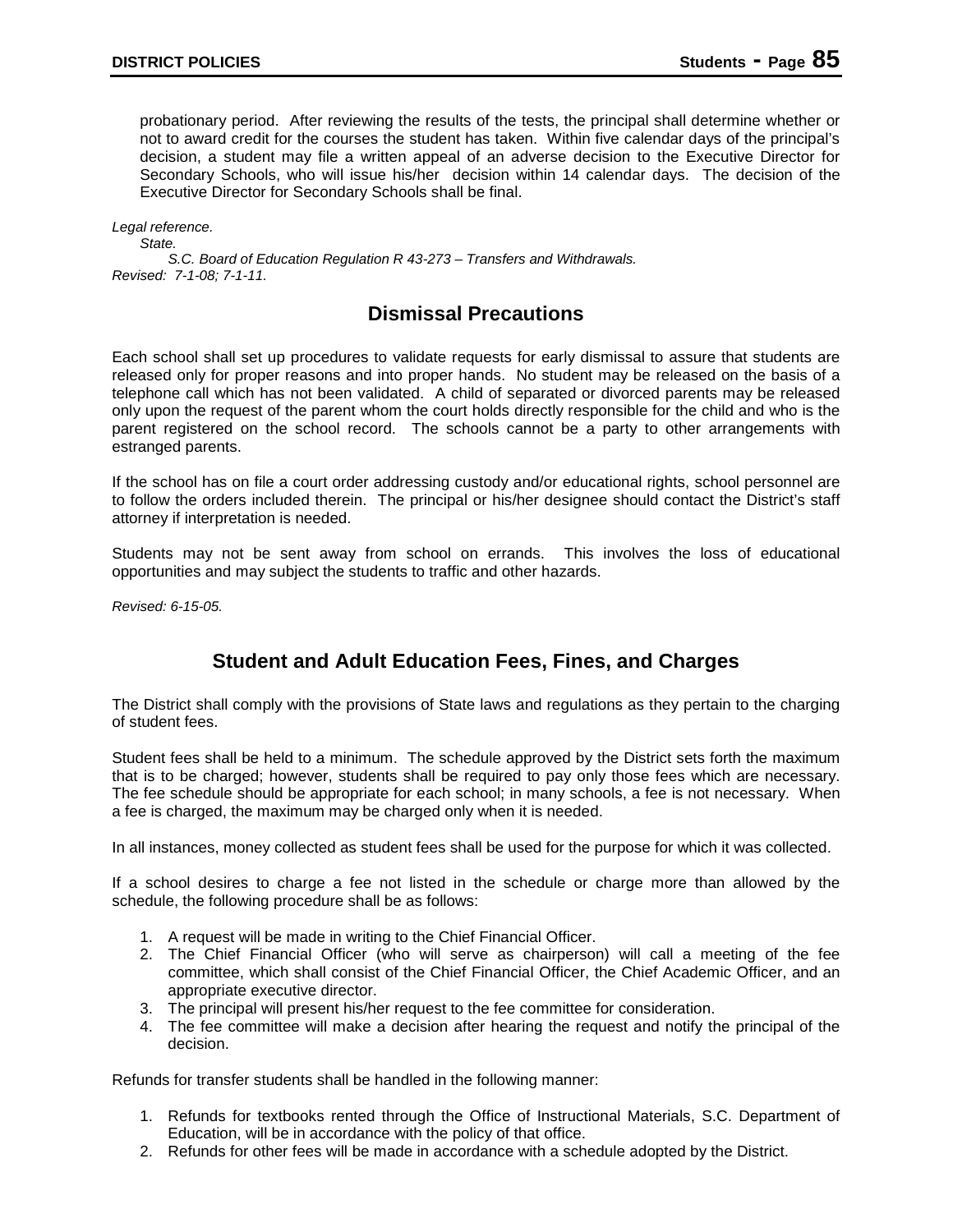probationary period. After reviewing the results of the tests, the principal shall determine whether or not to award credit for the courses the student has taken. Within five calendar days of the principal's decision, a student may file a written appeal of an adverse decision to the Executive Director for Secondary Schools, who will issue his/her decision within 14 calendar days. The decision of the Executive Director for Secondary Schools shall be final.

*Legal reference.*
*State.*
*S.C. Board of Education Regulation R 43-273 – Transfers and Withdrawals.*
*Revised: 7-1-08; 7-1-11.*

## Dismissal Precautions

Each school shall set up procedures to validate requests for early dismissal to assure that students are released only for proper reasons and into proper hands. No student may be released on the basis of a telephone call which has not been validated. A child of separated or divorced parents may be released only upon the request of the parent whom the court holds directly responsible for the child and who is the parent registered on the school record. The schools cannot be a party to other arrangements with estranged parents.

If the school has on file a court order addressing custody and/or educational rights, school personnel are to follow the orders included therein. The principal or his/her designee should contact the District's staff attorney if interpretation is needed.

Students may not be sent away from school on errands. This involves the loss of educational opportunities and may subject the students to traffic and other hazards.

*Revised: 6-15-05.*

## Student and Adult Education Fees, Fines, and Charges

The District shall comply with the provisions of State laws and regulations as they pertain to the charging of student fees.

Student fees shall be held to a minimum. The schedule approved by the District sets forth the maximum that is to be charged; however, students shall be required to pay only those fees which are necessary. The fee schedule should be appropriate for each school; in many schools, a fee is not necessary. When a fee is charged, the maximum may be charged only when it is needed.

In all instances, money collected as student fees shall be used for the purpose for which it was collected.

If a school desires to charge a fee not listed in the schedule or charge more than allowed by the schedule, the following procedure shall be as follows:

1. A request will be made in writing to the Chief Financial Officer.
2. The Chief Financial Officer (who will serve as chairperson) will call a meeting of the fee committee, which shall consist of the Chief Financial Officer, the Chief Academic Officer, and an appropriate executive director.
3. The principal will present his/her request to the fee committee for consideration.
4. The fee committee will make a decision after hearing the request and notify the principal of the decision.

Refunds for transfer students shall be handled in the following manner:

1. Refunds for textbooks rented through the Office of Instructional Materials, S.C. Department of Education, will be in accordance with the policy of that office.
2. Refunds for other fees will be made in accordance with a schedule adopted by the District.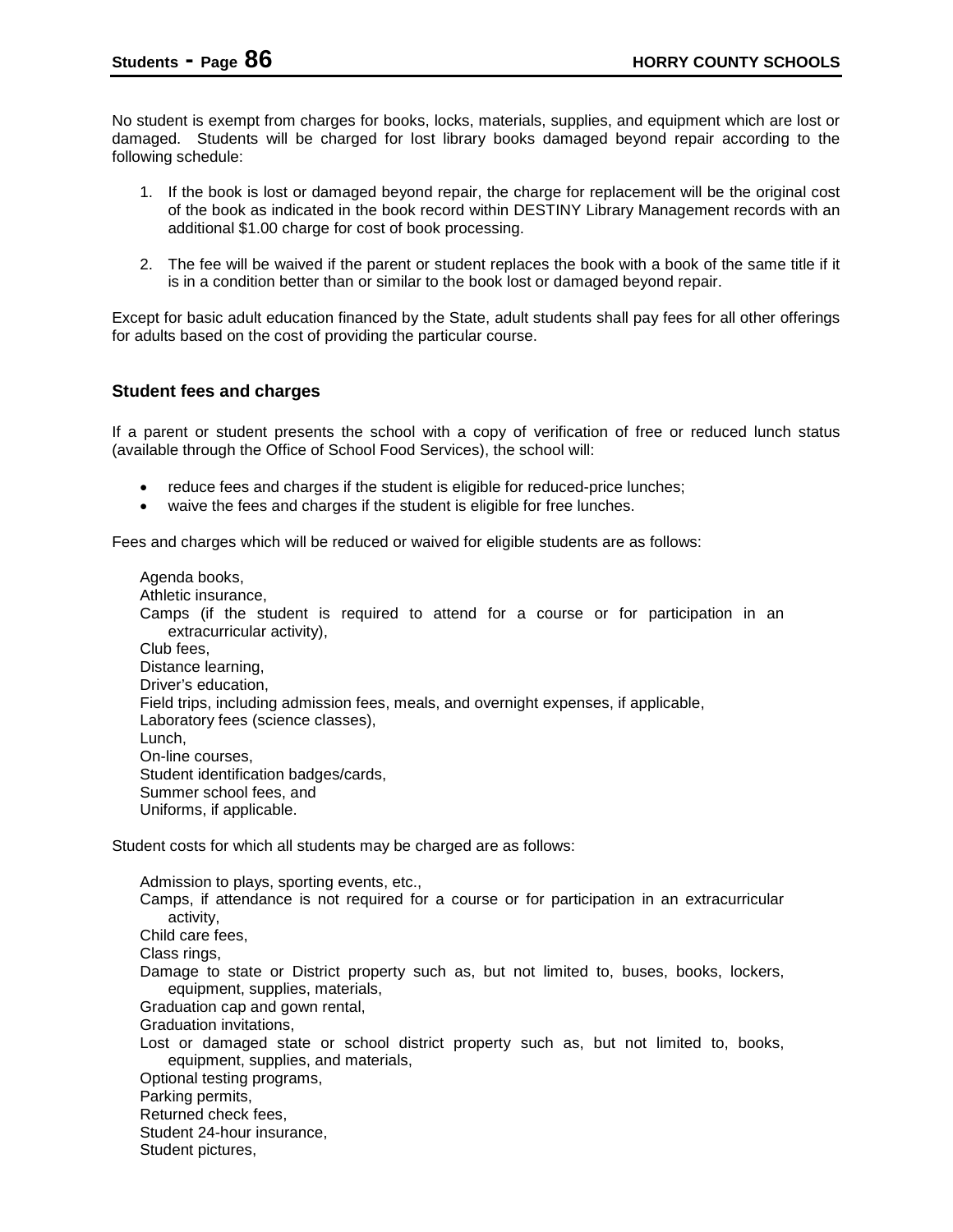No student is exempt from charges for books, locks, materials, supplies, and equipment which are lost or damaged. Students will be charged for lost library books damaged beyond repair according to the following schedule:

1. If the book is lost or damaged beyond repair, the charge for replacement will be the original cost of the book as indicated in the book record within DESTINY Library Management records with an additional $1.00 charge for cost of book processing.

2. The fee will be waived if the parent or student replaces the book with a book of the same title if it is in a condition better than or similar to the book lost or damaged beyond repair.

Except for basic adult education financed by the State, adult students shall pay fees for all other offerings for adults based on the cost of providing the particular course.

### Student fees and charges

If a parent or student presents the school with a copy of verification of free or reduced lunch status (available through the Office of School Food Services), the school will:

- reduce fees and charges if the student is eligible for reduced-price lunches;
- waive the fees and charges if the student is eligible for free lunches.

Fees and charges which will be reduced or waived for eligible students are as follows:

Agenda books,
Athletic insurance,
Camps (if the student is required to attend for a course or for participation in an extracurricular activity),
Club fees,
Distance learning,
Driver's education,
Field trips, including admission fees, meals, and overnight expenses, if applicable,
Laboratory fees (science classes),
Lunch,
On-line courses,
Student identification badges/cards,
Summer school fees, and
Uniforms, if applicable.

Student costs for which all students may be charged are as follows:

Admission to plays, sporting events, etc.,
Camps, if attendance is not required for a course or for participation in an extracurricular activity,
Child care fees,
Class rings,
Damage to state or District property such as, but not limited to, buses, books, lockers, equipment, supplies, materials,
Graduation cap and gown rental,
Graduation invitations,
Lost or damaged state or school district property such as, but not limited to, books, equipment, supplies, and materials,
Optional testing programs,
Parking permits,
Returned check fees,
Student 24-hour insurance,
Student pictures,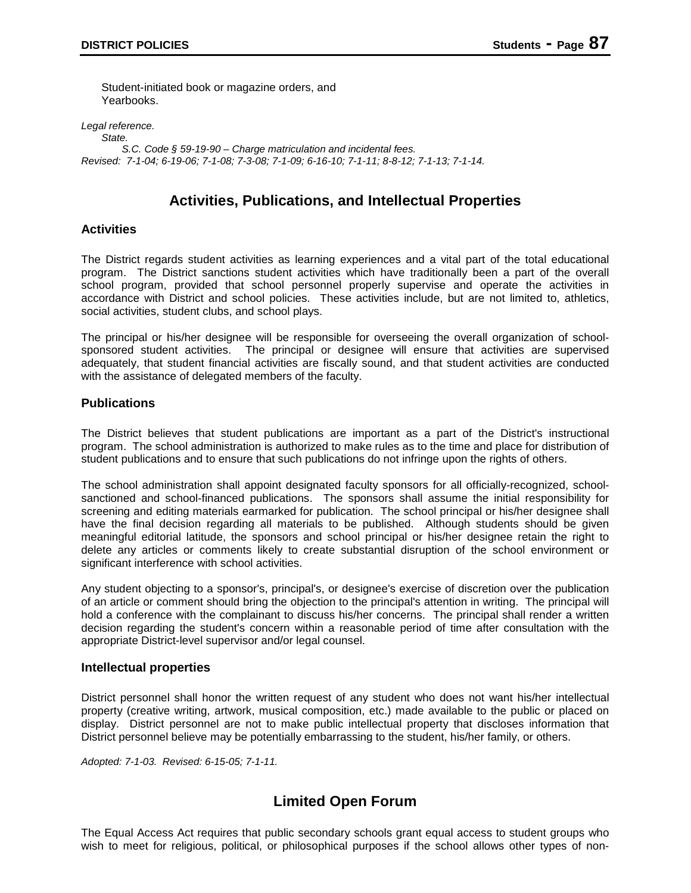Student-initiated book or magazine orders, and
Yearbooks.

*Legal reference.*
*State.*
*S.C. Code § 59-19-90 – Charge matriculation and incidental fees.*
*Revised: 7-1-04; 6-19-06; 7-1-08; 7-3-08; 7-1-09; 6-16-10; 7-1-11; 8-8-12; 7-1-13; 7-1-14.*

## Activities, Publications, and Intellectual Properties

### Activities

The District regards student activities as learning experiences and a vital part of the total educational program. The District sanctions student activities which have traditionally been a part of the overall school program, provided that school personnel properly supervise and operate the activities in accordance with District and school policies. These activities include, but are not limited to, athletics, social activities, student clubs, and school plays.

The principal or his/her designee will be responsible for overseeing the overall organization of school-sponsored student activities. The principal or designee will ensure that activities are supervised adequately, that student financial activities are fiscally sound, and that student activities are conducted with the assistance of delegated members of the faculty.

### Publications

The District believes that student publications are important as a part of the District's instructional program. The school administration is authorized to make rules as to the time and place for distribution of student publications and to ensure that such publications do not infringe upon the rights of others.

The school administration shall appoint designated faculty sponsors for all officially-recognized, school-sanctioned and school-financed publications. The sponsors shall assume the initial responsibility for screening and editing materials earmarked for publication. The school principal or his/her designee shall have the final decision regarding all materials to be published. Although students should be given meaningful editorial latitude, the sponsors and school principal or his/her designee retain the right to delete any articles or comments likely to create substantial disruption of the school environment or significant interference with school activities.

Any student objecting to a sponsor's, principal's, or designee's exercise of discretion over the publication of an article or comment should bring the objection to the principal's attention in writing. The principal will hold a conference with the complainant to discuss his/her concerns. The principal shall render a written decision regarding the student's concern within a reasonable period of time after consultation with the appropriate District-level supervisor and/or legal counsel.

### Intellectual properties

District personnel shall honor the written request of any student who does not want his/her intellectual property (creative writing, artwork, musical composition, etc.) made available to the public or placed on display. District personnel are not to make public intellectual property that discloses information that District personnel believe may be potentially embarrassing to the student, his/her family, or others.

*Adopted: 7-1-03. Revised: 6-15-05; 7-1-11.*

## Limited Open Forum

The Equal Access Act requires that public secondary schools grant equal access to student groups who wish to meet for religious, political, or philosophical purposes if the school allows other types of non-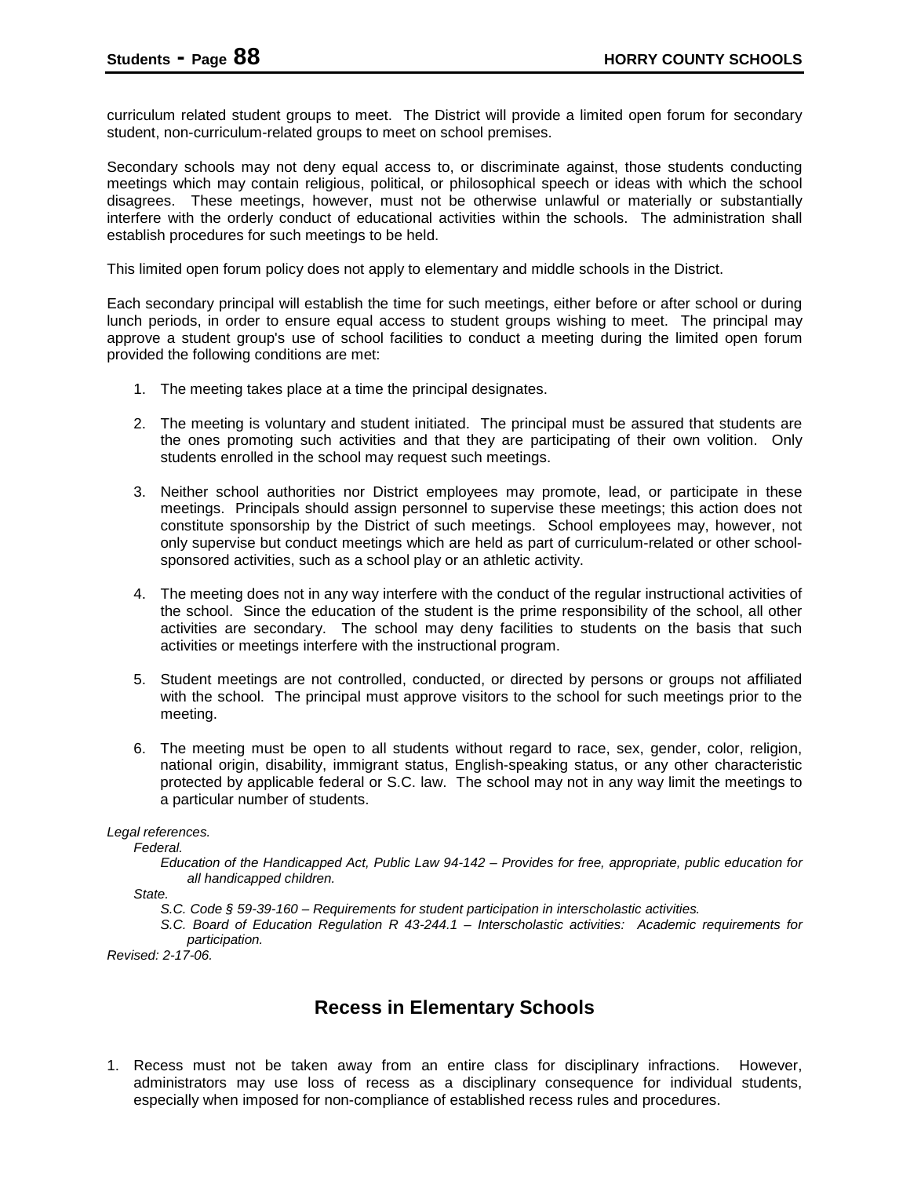curriculum related student groups to meet. The District will provide a limited open forum for secondary student, non-curriculum-related groups to meet on school premises.

Secondary schools may not deny equal access to, or discriminate against, those students conducting meetings which may contain religious, political, or philosophical speech or ideas with which the school disagrees. These meetings, however, must not be otherwise unlawful or materially or substantially interfere with the orderly conduct of educational activities within the schools. The administration shall establish procedures for such meetings to be held.

This limited open forum policy does not apply to elementary and middle schools in the District.

Each secondary principal will establish the time for such meetings, either before or after school or during lunch periods, in order to ensure equal access to student groups wishing to meet. The principal may approve a student group's use of school facilities to conduct a meeting during the limited open forum provided the following conditions are met:

1. The meeting takes place at a time the principal designates.

2. The meeting is voluntary and student initiated. The principal must be assured that students are the ones promoting such activities and that they are participating of their own volition. Only students enrolled in the school may request such meetings.

3. Neither school authorities nor District employees may promote, lead, or participate in these meetings. Principals should assign personnel to supervise these meetings; this action does not constitute sponsorship by the District of such meetings. School employees may, however, not only supervise but conduct meetings which are held as part of curriculum-related or other school-sponsored activities, such as a school play or an athletic activity.

4. The meeting does not in any way interfere with the conduct of the regular instructional activities of the school. Since the education of the student is the prime responsibility of the school, all other activities are secondary. The school may deny facilities to students on the basis that such activities or meetings interfere with the instructional program.

5. Student meetings are not controlled, conducted, or directed by persons or groups not affiliated with the school. The principal must approve visitors to the school for such meetings prior to the meeting.

6. The meeting must be open to all students without regard to race, sex, gender, color, religion, national origin, disability, immigrant status, English-speaking status, or any other characteristic protected by applicable federal or S.C. law. The school may not in any way limit the meetings to a particular number of students.

*Legal references.*

*Federal.*

*Education of the Handicapped Act, Public Law 94-142 – Provides for free, appropriate, public education for all handicapped children.*

*State.*

*S.C. Code § 59-39-160 – Requirements for student participation in interscholastic activities.*

*S.C. Board of Education Regulation R 43-244.1 – Interscholastic activities: Academic requirements for participation.*

*Revised: 2-17-06.*

## Recess in Elementary Schools

1. Recess must not be taken away from an entire class for disciplinary infractions. However, administrators may use loss of recess as a disciplinary consequence for individual students, especially when imposed for non-compliance of established recess rules and procedures.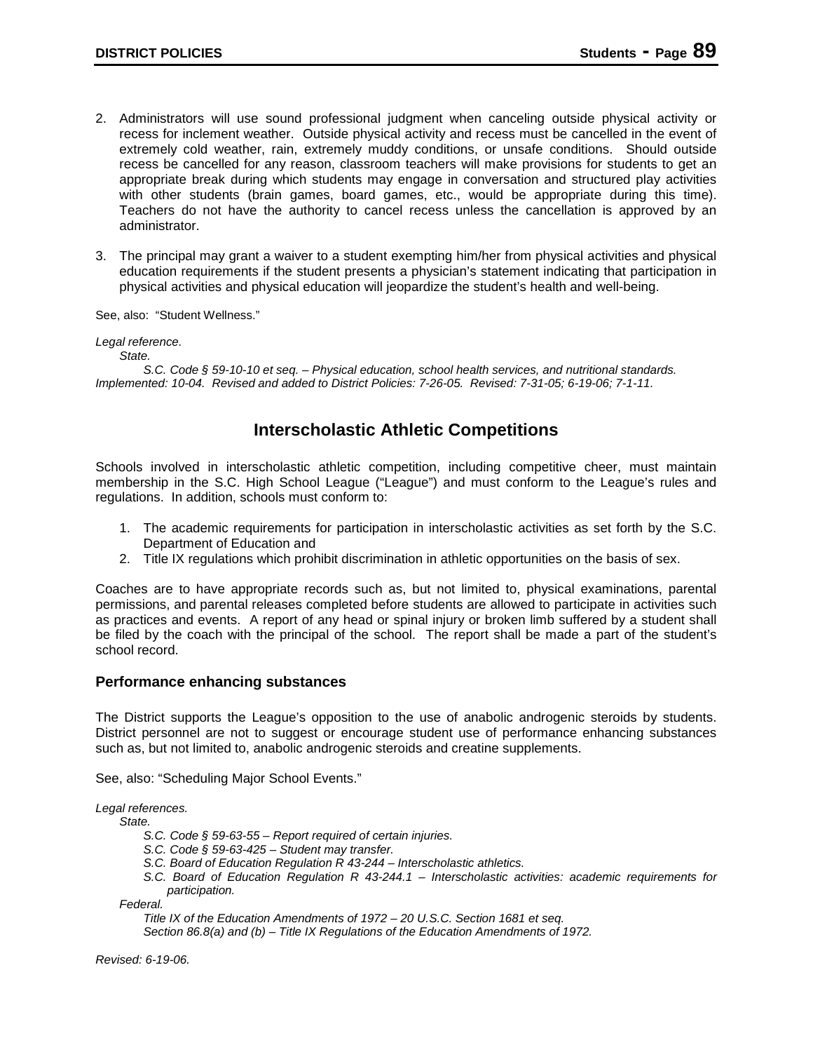2. Administrators will use sound professional judgment when canceling outside physical activity or recess for inclement weather. Outside physical activity and recess must be cancelled in the event of extremely cold weather, rain, extremely muddy conditions, or unsafe conditions. Should outside recess be cancelled for any reason, classroom teachers will make provisions for students to get an appropriate break during which students may engage in conversation and structured play activities with other students (brain games, board games, etc., would be appropriate during this time). Teachers do not have the authority to cancel recess unless the cancellation is approved by an administrator.

3. The principal may grant a waiver to a student exempting him/her from physical activities and physical education requirements if the student presents a physician's statement indicating that participation in physical activities and physical education will jeopardize the student's health and well-being.

See, also: "Student Wellness."

*Legal reference.*
*State.*
*S.C. Code § 59-10-10 et seq. – Physical education, school health services, and nutritional standards.*
*Implemented: 10-04. Revised and added to District Policies: 7-26-05. Revised: 7-31-05; 6-19-06; 7-1-11.*

## Interscholastic Athletic Competitions

Schools involved in interscholastic athletic competition, including competitive cheer, must maintain membership in the S.C. High School League ("League") and must conform to the League's rules and regulations. In addition, schools must conform to:

1. The academic requirements for participation in interscholastic activities as set forth by the S.C. Department of Education and
2. Title IX regulations which prohibit discrimination in athletic opportunities on the basis of sex.

Coaches are to have appropriate records such as, but not limited to, physical examinations, parental permissions, and parental releases completed before students are allowed to participate in activities such as practices and events. A report of any head or spinal injury or broken limb suffered by a student shall be filed by the coach with the principal of the school. The report shall be made a part of the student's school record.

### Performance enhancing substances

The District supports the League's opposition to the use of anabolic androgenic steroids by students. District personnel are not to suggest or encourage student use of performance enhancing substances such as, but not limited to, anabolic androgenic steroids and creatine supplements.

See, also: "Scheduling Major School Events."

*Legal references.*
*State.*
*S.C. Code § 59-63-55 – Report required of certain injuries.*
*S.C. Code § 59-63-425 – Student may transfer.*
*S.C. Board of Education Regulation R 43-244 – Interscholastic athletics.*
*S.C. Board of Education Regulation R 43-244.1 – Interscholastic activities: academic requirements for participation.*
*Federal.*
*Title IX of the Education Amendments of 1972 – 20 U.S.C. Section 1681 et seq.*
*Section 86.8(a) and (b) – Title IX Regulations of the Education Amendments of 1972.*

*Revised: 6-19-06.*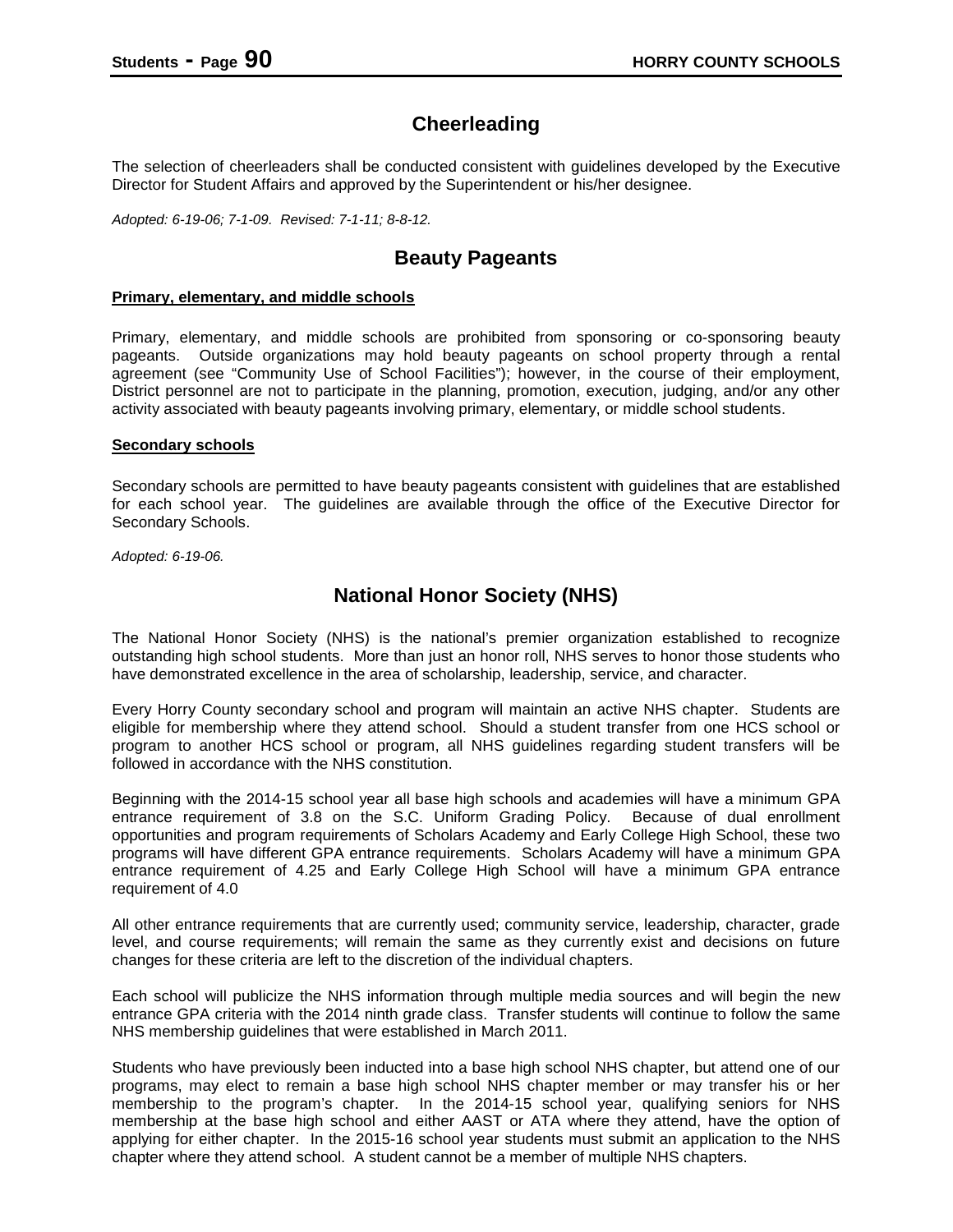## Cheerleading

The selection of cheerleaders shall be conducted consistent with guidelines developed by the Executive Director for Student Affairs and approved by the Superintendent or his/her designee.

*Adopted: 6-19-06; 7-1-09. Revised: 7-1-11; 8-8-12.*

## Beauty Pageants

**Primary, elementary, and middle schools**

Primary, elementary, and middle schools are prohibited from sponsoring or co-sponsoring beauty pageants. Outside organizations may hold beauty pageants on school property through a rental agreement (see "Community Use of School Facilities"); however, in the course of their employment, District personnel are not to participate in the planning, promotion, execution, judging, and/or any other activity associated with beauty pageants involving primary, elementary, or middle school students.

**Secondary schools**

Secondary schools are permitted to have beauty pageants consistent with guidelines that are established for each school year. The guidelines are available through the office of the Executive Director for Secondary Schools.

*Adopted: 6-19-06.*

## National Honor Society (NHS)

The National Honor Society (NHS) is the national's premier organization established to recognize outstanding high school students. More than just an honor roll, NHS serves to honor those students who have demonstrated excellence in the area of scholarship, leadership, service, and character.

Every Horry County secondary school and program will maintain an active NHS chapter. Students are eligible for membership where they attend school. Should a student transfer from one HCS school or program to another HCS school or program, all NHS guidelines regarding student transfers will be followed in accordance with the NHS constitution.

Beginning with the 2014-15 school year all base high schools and academies will have a minimum GPA entrance requirement of 3.8 on the S.C. Uniform Grading Policy. Because of dual enrollment opportunities and program requirements of Scholars Academy and Early College High School, these two programs will have different GPA entrance requirements. Scholars Academy will have a minimum GPA entrance requirement of 4.25 and Early College High School will have a minimum GPA entrance requirement of 4.0

All other entrance requirements that are currently used; community service, leadership, character, grade level, and course requirements; will remain the same as they currently exist and decisions on future changes for these criteria are left to the discretion of the individual chapters.

Each school will publicize the NHS information through multiple media sources and will begin the new entrance GPA criteria with the 2014 ninth grade class. Transfer students will continue to follow the same NHS membership guidelines that were established in March 2011.

Students who have previously been inducted into a base high school NHS chapter, but attend one of our programs, may elect to remain a base high school NHS chapter member or may transfer his or her membership to the program's chapter. In the 2014-15 school year, qualifying seniors for NHS membership at the base high school and either AAST or ATA where they attend, have the option of applying for either chapter. In the 2015-16 school year students must submit an application to the NHS chapter where they attend school. A student cannot be a member of multiple NHS chapters.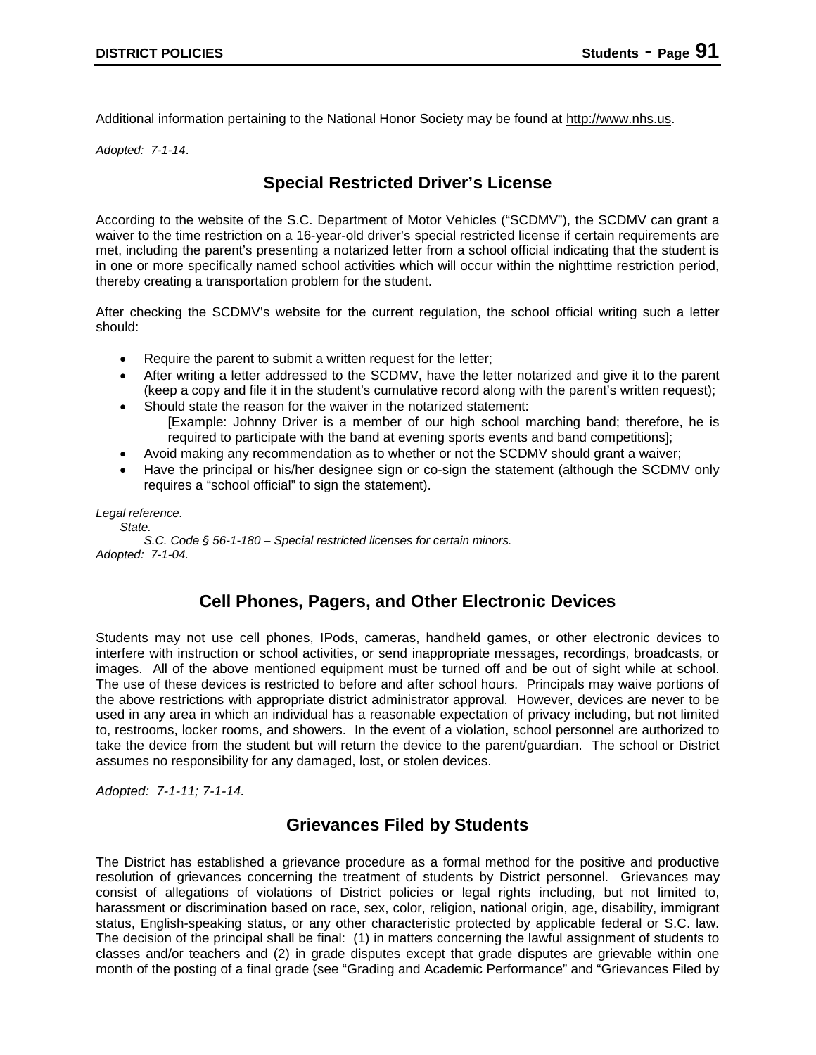Additional information pertaining to the National Honor Society may be found at http://www.nhs.us.

*Adopted: 7-1-14*.

## Special Restricted Driver's License

According to the website of the S.C. Department of Motor Vehicles ("SCDMV"), the SCDMV can grant a waiver to the time restriction on a 16-year-old driver's special restricted license if certain requirements are met, including the parent's presenting a notarized letter from a school official indicating that the student is in one or more specifically named school activities which will occur within the nighttime restriction period, thereby creating a transportation problem for the student.

After checking the SCDMV's website for the current regulation, the school official writing such a letter should:

- Require the parent to submit a written request for the letter;
- After writing a letter addressed to the SCDMV, have the letter notarized and give it to the parent (keep a copy and file it in the student's cumulative record along with the parent's written request);
- Should state the reason for the waiver in the notarized statement:
  [Example: Johnny Driver is a member of our high school marching band; therefore, he is required to participate with the band at evening sports events and band competitions];
- Avoid making any recommendation as to whether or not the SCDMV should grant a waiver;
- Have the principal or his/her designee sign or co-sign the statement (although the SCDMV only requires a "school official" to sign the statement).

*Legal reference.*
*State.*
*S.C. Code § 56-1-180 – Special restricted licenses for certain minors.*
*Adopted: 7-1-04.*

## Cell Phones, Pagers, and Other Electronic Devices

Students may not use cell phones, IPods, cameras, handheld games, or other electronic devices to interfere with instruction or school activities, or send inappropriate messages, recordings, broadcasts, or images. All of the above mentioned equipment must be turned off and be out of sight while at school. The use of these devices is restricted to before and after school hours. Principals may waive portions of the above restrictions with appropriate district administrator approval. However, devices are never to be used in any area in which an individual has a reasonable expectation of privacy including, but not limited to, restrooms, locker rooms, and showers. In the event of a violation, school personnel are authorized to take the device from the student but will return the device to the parent/guardian. The school or District assumes no responsibility for any damaged, lost, or stolen devices.

*Adopted: 7-1-11; 7-1-14.*

## Grievances Filed by Students

The District has established a grievance procedure as a formal method for the positive and productive resolution of grievances concerning the treatment of students by District personnel. Grievances may consist of allegations of violations of District policies or legal rights including, but not limited to, harassment or discrimination based on race, sex, color, religion, national origin, age, disability, immigrant status, English-speaking status, or any other characteristic protected by applicable federal or S.C. law. The decision of the principal shall be final: (1) in matters concerning the lawful assignment of students to classes and/or teachers and (2) in grade disputes except that grade disputes are grievable within one month of the posting of a final grade (see "Grading and Academic Performance" and "Grievances Filed by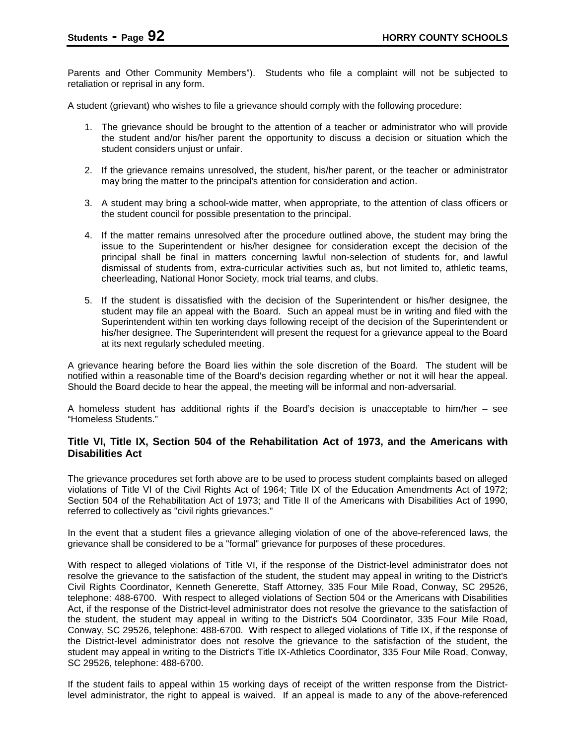Parents and Other Community Members"). Students who file a complaint will not be subjected to retaliation or reprisal in any form.

A student (grievant) who wishes to file a grievance should comply with the following procedure:

1. The grievance should be brought to the attention of a teacher or administrator who will provide the student and/or his/her parent the opportunity to discuss a decision or situation which the student considers unjust or unfair.
2. If the grievance remains unresolved, the student, his/her parent, or the teacher or administrator may bring the matter to the principal's attention for consideration and action.
3. A student may bring a school-wide matter, when appropriate, to the attention of class officers or the student council for possible presentation to the principal.
4. If the matter remains unresolved after the procedure outlined above, the student may bring the issue to the Superintendent or his/her designee for consideration except the decision of the principal shall be final in matters concerning lawful non-selection of students for, and lawful dismissal of students from, extra-curricular activities such as, but not limited to, athletic teams, cheerleading, National Honor Society, mock trial teams, and clubs.
5. If the student is dissatisfied with the decision of the Superintendent or his/her designee, the student may file an appeal with the Board. Such an appeal must be in writing and filed with the Superintendent within ten working days following receipt of the decision of the Superintendent or his/her designee. The Superintendent will present the request for a grievance appeal to the Board at its next regularly scheduled meeting.

A grievance hearing before the Board lies within the sole discretion of the Board. The student will be notified within a reasonable time of the Board's decision regarding whether or not it will hear the appeal. Should the Board decide to hear the appeal, the meeting will be informal and non-adversarial.

A homeless student has additional rights if the Board's decision is unacceptable to him/her – see "Homeless Students."

### Title VI, Title IX, Section 504 of the Rehabilitation Act of 1973, and the Americans with Disabilities Act

The grievance procedures set forth above are to be used to process student complaints based on alleged violations of Title VI of the Civil Rights Act of 1964; Title IX of the Education Amendments Act of 1972; Section 504 of the Rehabilitation Act of 1973; and Title II of the Americans with Disabilities Act of 1990, referred to collectively as "civil rights grievances."

In the event that a student files a grievance alleging violation of one of the above-referenced laws, the grievance shall be considered to be a "formal" grievance for purposes of these procedures.

With respect to alleged violations of Title VI, if the response of the District-level administrator does not resolve the grievance to the satisfaction of the student, the student may appeal in writing to the District's Civil Rights Coordinator, Kenneth Generette, Staff Attorney, 335 Four Mile Road, Conway, SC 29526, telephone: 488-6700. With respect to alleged violations of Section 504 or the Americans with Disabilities Act, if the response of the District-level administrator does not resolve the grievance to the satisfaction of the student, the student may appeal in writing to the District's 504 Coordinator, 335 Four Mile Road, Conway, SC 29526, telephone: 488-6700. With respect to alleged violations of Title IX, if the response of the District-level administrator does not resolve the grievance to the satisfaction of the student, the student may appeal in writing to the District's Title IX-Athletics Coordinator, 335 Four Mile Road, Conway, SC 29526, telephone: 488-6700.

If the student fails to appeal within 15 working days of receipt of the written response from the District-level administrator, the right to appeal is waived. If an appeal is made to any of the above-referenced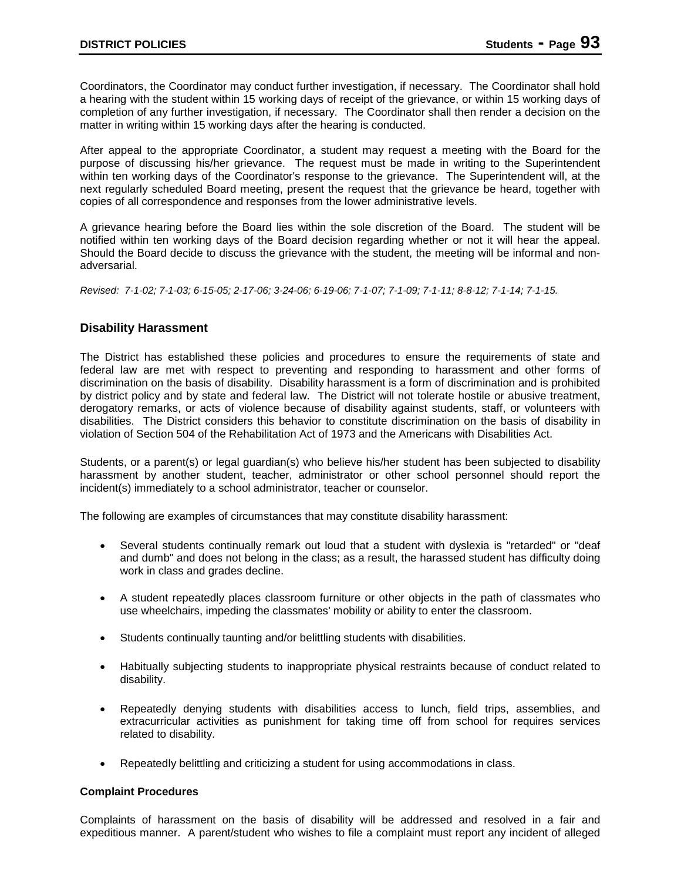Coordinators, the Coordinator may conduct further investigation, if necessary. The Coordinator shall hold a hearing with the student within 15 working days of receipt of the grievance, or within 15 working days of completion of any further investigation, if necessary. The Coordinator shall then render a decision on the matter in writing within 15 working days after the hearing is conducted.

After appeal to the appropriate Coordinator, a student may request a meeting with the Board for the purpose of discussing his/her grievance. The request must be made in writing to the Superintendent within ten working days of the Coordinator's response to the grievance. The Superintendent will, at the next regularly scheduled Board meeting, present the request that the grievance be heard, together with copies of all correspondence and responses from the lower administrative levels.

A grievance hearing before the Board lies within the sole discretion of the Board. The student will be notified within ten working days of the Board decision regarding whether or not it will hear the appeal. Should the Board decide to discuss the grievance with the student, the meeting will be informal and non-adversarial.

*Revised: 7-1-02; 7-1-03; 6-15-05; 2-17-06; 3-24-06; 6-19-06; 7-1-07; 7-1-09; 7-1-11; 8-8-12; 7-1-14; 7-1-15.*

## Disability Harassment

The District has established these policies and procedures to ensure the requirements of state and federal law are met with respect to preventing and responding to harassment and other forms of discrimination on the basis of disability. Disability harassment is a form of discrimination and is prohibited by district policy and by state and federal law. The District will not tolerate hostile or abusive treatment, derogatory remarks, or acts of violence because of disability against students, staff, or volunteers with disabilities. The District considers this behavior to constitute discrimination on the basis of disability in violation of Section 504 of the Rehabilitation Act of 1973 and the Americans with Disabilities Act.

Students, or a parent(s) or legal guardian(s) who believe his/her student has been subjected to disability harassment by another student, teacher, administrator or other school personnel should report the incident(s) immediately to a school administrator, teacher or counselor.

The following are examples of circumstances that may constitute disability harassment:

- Several students continually remark out loud that a student with dyslexia is "retarded" or "deaf and dumb" and does not belong in the class; as a result, the harassed student has difficulty doing work in class and grades decline.
- A student repeatedly places classroom furniture or other objects in the path of classmates who use wheelchairs, impeding the classmates' mobility or ability to enter the classroom.
- Students continually taunting and/or belittling students with disabilities.
- Habitually subjecting students to inappropriate physical restraints because of conduct related to disability.
- Repeatedly denying students with disabilities access to lunch, field trips, assemblies, and extracurricular activities as punishment for taking time off from school for requires services related to disability.
- Repeatedly belittling and criticizing a student for using accommodations in class.

### Complaint Procedures

Complaints of harassment on the basis of disability will be addressed and resolved in a fair and expeditious manner. A parent/student who wishes to file a complaint must report any incident of alleged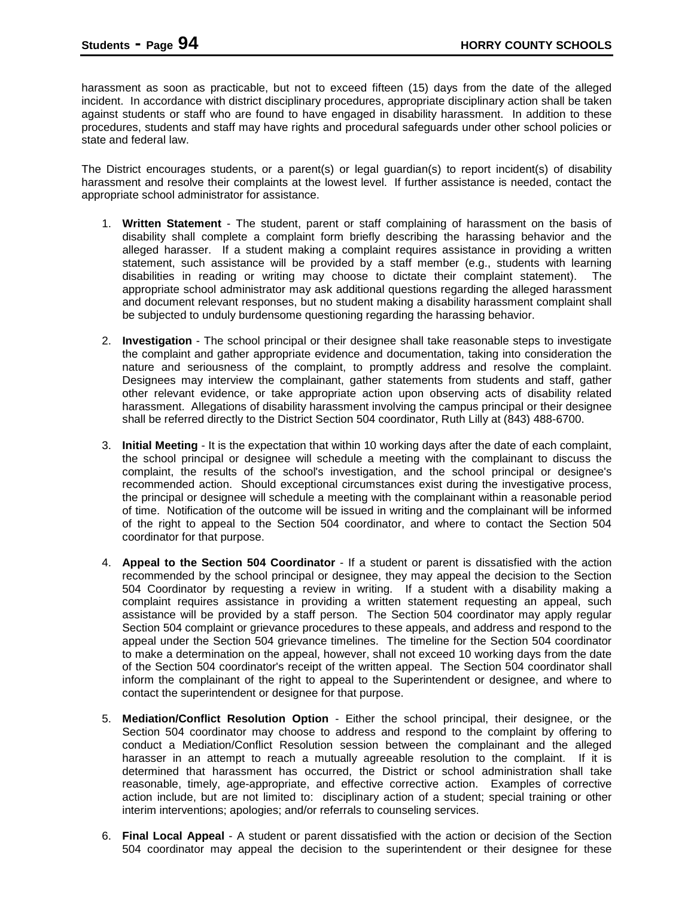harassment as soon as practicable, but not to exceed fifteen (15) days from the date of the alleged incident. In accordance with district disciplinary procedures, appropriate disciplinary action shall be taken against students or staff who are found to have engaged in disability harassment. In addition to these procedures, students and staff may have rights and procedural safeguards under other school policies or state and federal law.

The District encourages students, or a parent(s) or legal guardian(s) to report incident(s) of disability harassment and resolve their complaints at the lowest level. If further assistance is needed, contact the appropriate school administrator for assistance.

1. **Written Statement** - The student, parent or staff complaining of harassment on the basis of disability shall complete a complaint form briefly describing the harassing behavior and the alleged harasser. If a student making a complaint requires assistance in providing a written statement, such assistance will be provided by a staff member (e.g., students with learning disabilities in reading or writing may choose to dictate their complaint statement). The appropriate school administrator may ask additional questions regarding the alleged harassment and document relevant responses, but no student making a disability harassment complaint shall be subjected to unduly burdensome questioning regarding the harassing behavior.

2. **Investigation** - The school principal or their designee shall take reasonable steps to investigate the complaint and gather appropriate evidence and documentation, taking into consideration the nature and seriousness of the complaint, to promptly address and resolve the complaint. Designees may interview the complainant, gather statements from students and staff, gather other relevant evidence, or take appropriate action upon observing acts of disability related harassment. Allegations of disability harassment involving the campus principal or their designee shall be referred directly to the District Section 504 coordinator, Ruth Lilly at (843) 488-6700.

3. **Initial Meeting** - It is the expectation that within 10 working days after the date of each complaint, the school principal or designee will schedule a meeting with the complainant to discuss the complaint, the results of the school's investigation, and the school principal or designee's recommended action. Should exceptional circumstances exist during the investigative process, the principal or designee will schedule a meeting with the complainant within a reasonable period of time. Notification of the outcome will be issued in writing and the complainant will be informed of the right to appeal to the Section 504 coordinator, and where to contact the Section 504 coordinator for that purpose.

4. **Appeal to the Section 504 Coordinator** - If a student or parent is dissatisfied with the action recommended by the school principal or designee, they may appeal the decision to the Section 504 Coordinator by requesting a review in writing. If a student with a disability making a complaint requires assistance in providing a written statement requesting an appeal, such assistance will be provided by a staff person. The Section 504 coordinator may apply regular Section 504 complaint or grievance procedures to these appeals, and address and respond to the appeal under the Section 504 grievance timelines. The timeline for the Section 504 coordinator to make a determination on the appeal, however, shall not exceed 10 working days from the date of the Section 504 coordinator's receipt of the written appeal. The Section 504 coordinator shall inform the complainant of the right to appeal to the Superintendent or designee, and where to contact the superintendent or designee for that purpose.

5. **Mediation/Conflict Resolution Option** - Either the school principal, their designee, or the Section 504 coordinator may choose to address and respond to the complaint by offering to conduct a Mediation/Conflict Resolution session between the complainant and the alleged harasser in an attempt to reach a mutually agreeable resolution to the complaint. If it is determined that harassment has occurred, the District or school administration shall take reasonable, timely, age-appropriate, and effective corrective action. Examples of corrective action include, but are not limited to: disciplinary action of a student; special training or other interim interventions; apologies; and/or referrals to counseling services.

6. **Final Local Appeal** - A student or parent dissatisfied with the action or decision of the Section 504 coordinator may appeal the decision to the superintendent or their designee for these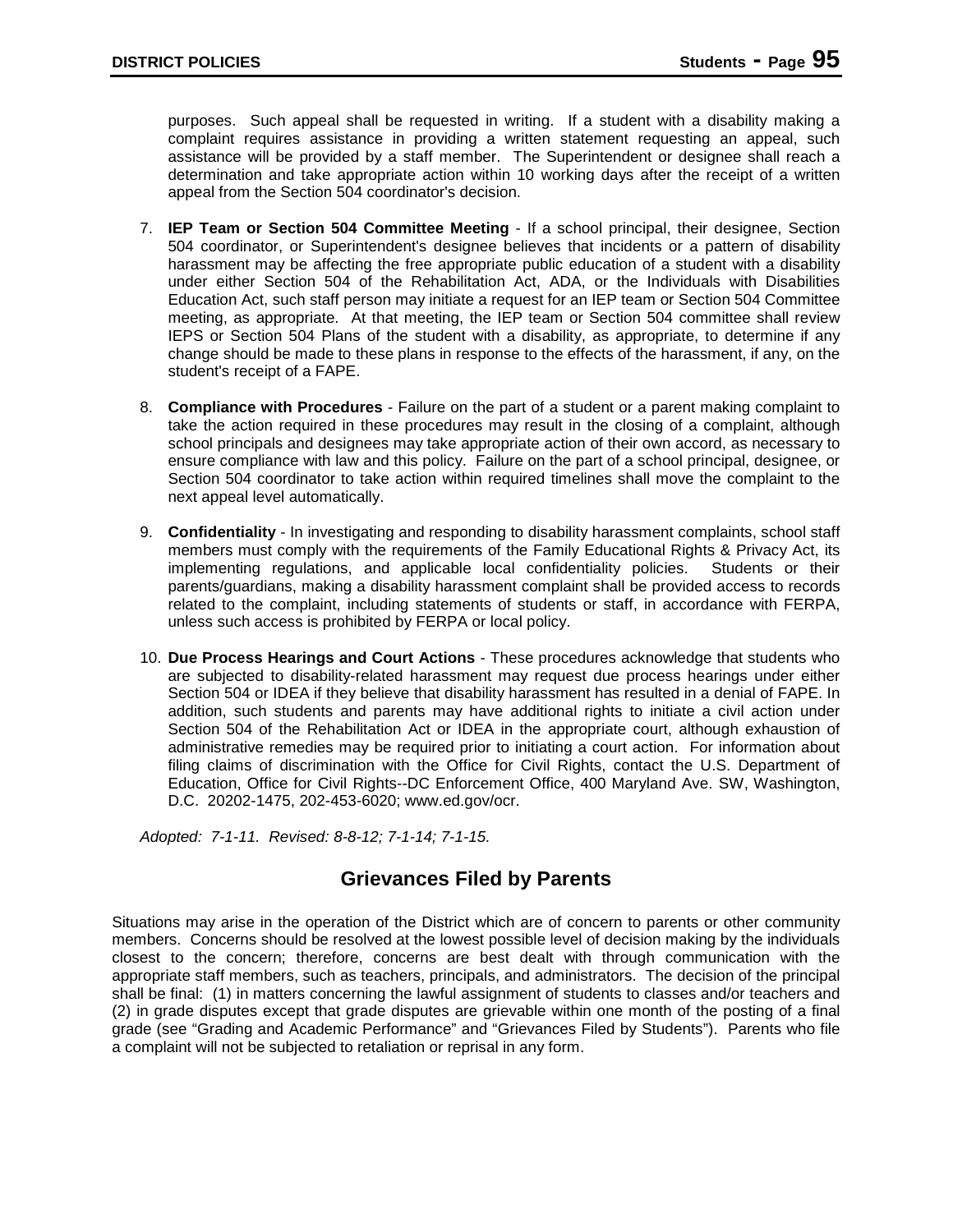purposes. Such appeal shall be requested in writing. If a student with a disability making a complaint requires assistance in providing a written statement requesting an appeal, such assistance will be provided by a staff member. The Superintendent or designee shall reach a determination and take appropriate action within 10 working days after the receipt of a written appeal from the Section 504 coordinator's decision.

7. **IEP Team or Section 504 Committee Meeting** - If a school principal, their designee, Section 504 coordinator, or Superintendent's designee believes that incidents or a pattern of disability harassment may be affecting the free appropriate public education of a student with a disability under either Section 504 of the Rehabilitation Act, ADA, or the Individuals with Disabilities Education Act, such staff person may initiate a request for an IEP team or Section 504 Committee meeting, as appropriate. At that meeting, the IEP team or Section 504 committee shall review IEPS or Section 504 Plans of the student with a disability, as appropriate, to determine if any change should be made to these plans in response to the effects of the harassment, if any, on the student's receipt of a FAPE.

8. **Compliance with Procedures** - Failure on the part of a student or a parent making complaint to take the action required in these procedures may result in the closing of a complaint, although school principals and designees may take appropriate action of their own accord, as necessary to ensure compliance with law and this policy. Failure on the part of a school principal, designee, or Section 504 coordinator to take action within required timelines shall move the complaint to the next appeal level automatically.

9. **Confidentiality** - In investigating and responding to disability harassment complaints, school staff members must comply with the requirements of the Family Educational Rights & Privacy Act, its implementing regulations, and applicable local confidentiality policies. Students or their parents/guardians, making a disability harassment complaint shall be provided access to records related to the complaint, including statements of students or staff, in accordance with FERPA, unless such access is prohibited by FERPA or local policy.

10. **Due Process Hearings and Court Actions** - These procedures acknowledge that students who are subjected to disability-related harassment may request due process hearings under either Section 504 or IDEA if they believe that disability harassment has resulted in a denial of FAPE. In addition, such students and parents may have additional rights to initiate a civil action under Section 504 of the Rehabilitation Act or IDEA in the appropriate court, although exhaustion of administrative remedies may be required prior to initiating a court action. For information about filing claims of discrimination with the Office for Civil Rights, contact the U.S. Department of Education, Office for Civil Rights--DC Enforcement Office, 400 Maryland Ave. SW, Washington, D.C. 20202-1475, 202-453-6020; www.ed.gov/ocr.

*Adopted: 7-1-11. Revised: 8-8-12; 7-1-14; 7-1-15.*

## Grievances Filed by Parents

Situations may arise in the operation of the District which are of concern to parents or other community members. Concerns should be resolved at the lowest possible level of decision making by the individuals closest to the concern; therefore, concerns are best dealt with through communication with the appropriate staff members, such as teachers, principals, and administrators. The decision of the principal shall be final: (1) in matters concerning the lawful assignment of students to classes and/or teachers and (2) in grade disputes except that grade disputes are grievable within one month of the posting of a final grade (see "Grading and Academic Performance" and "Grievances Filed by Students"). Parents who file a complaint will not be subjected to retaliation or reprisal in any form.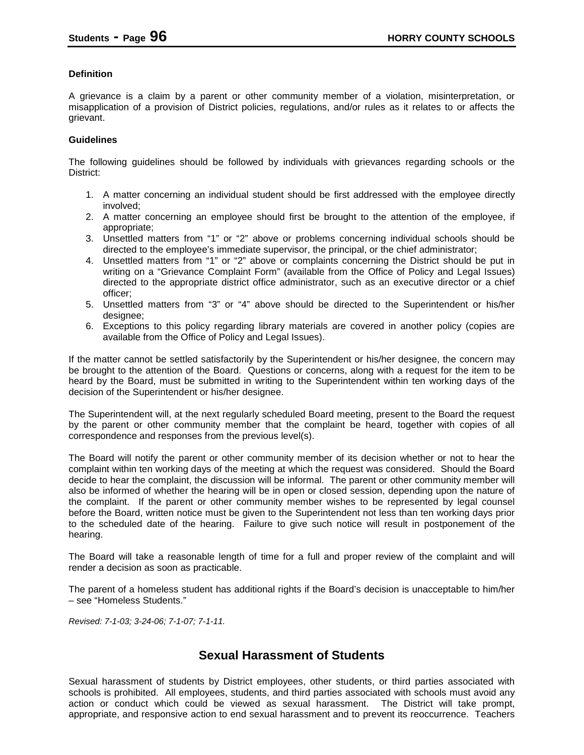**Definition**

A grievance is a claim by a parent or other community member of a violation, misinterpretation, or misapplication of a provision of District policies, regulations, and/or rules as it relates to or affects the grievant.

**Guidelines**

The following guidelines should be followed by individuals with grievances regarding schools or the District:

1. A matter concerning an individual student should be first addressed with the employee directly involved;
2. A matter concerning an employee should first be brought to the attention of the employee, if appropriate;
3. Unsettled matters from "1" or "2" above or problems concerning individual schools should be directed to the employee's immediate supervisor, the principal, or the chief administrator;
4. Unsettled matters from "1" or "2" above or complaints concerning the District should be put in writing on a "Grievance Complaint Form" (available from the Office of Policy and Legal Issues) directed to the appropriate district office administrator, such as an executive director or a chief officer;
5. Unsettled matters from "3" or "4" above should be directed to the Superintendent or his/her designee;
6. Exceptions to this policy regarding library materials are covered in another policy (copies are available from the Office of Policy and Legal Issues).

If the matter cannot be settled satisfactorily by the Superintendent or his/her designee, the concern may be brought to the attention of the Board. Questions or concerns, along with a request for the item to be heard by the Board, must be submitted in writing to the Superintendent within ten working days of the decision of the Superintendent or his/her designee.

The Superintendent will, at the next regularly scheduled Board meeting, present to the Board the request by the parent or other community member that the complaint be heard, together with copies of all correspondence and responses from the previous level(s).

The Board will notify the parent or other community member of its decision whether or not to hear the complaint within ten working days of the meeting at which the request was considered. Should the Board decide to hear the complaint, the discussion will be informal. The parent or other community member will also be informed of whether the hearing will be in open or closed session, depending upon the nature of the complaint. If the parent or other community member wishes to be represented by legal counsel before the Board, written notice must be given to the Superintendent not less than ten working days prior to the scheduled date of the hearing. Failure to give such notice will result in postponement of the hearing.

The Board will take a reasonable length of time for a full and proper review of the complaint and will render a decision as soon as practicable.

The parent of a homeless student has additional rights if the Board's decision is unacceptable to him/her – see "Homeless Students."

*Revised: 7-1-03; 3-24-06; 7-1-07; 7-1-11.*

## Sexual Harassment of Students

Sexual harassment of students by District employees, other students, or third parties associated with schools is prohibited. All employees, students, and third parties associated with schools must avoid any action or conduct which could be viewed as sexual harassment. The District will take prompt, appropriate, and responsive action to end sexual harassment and to prevent its reoccurrence. Teachers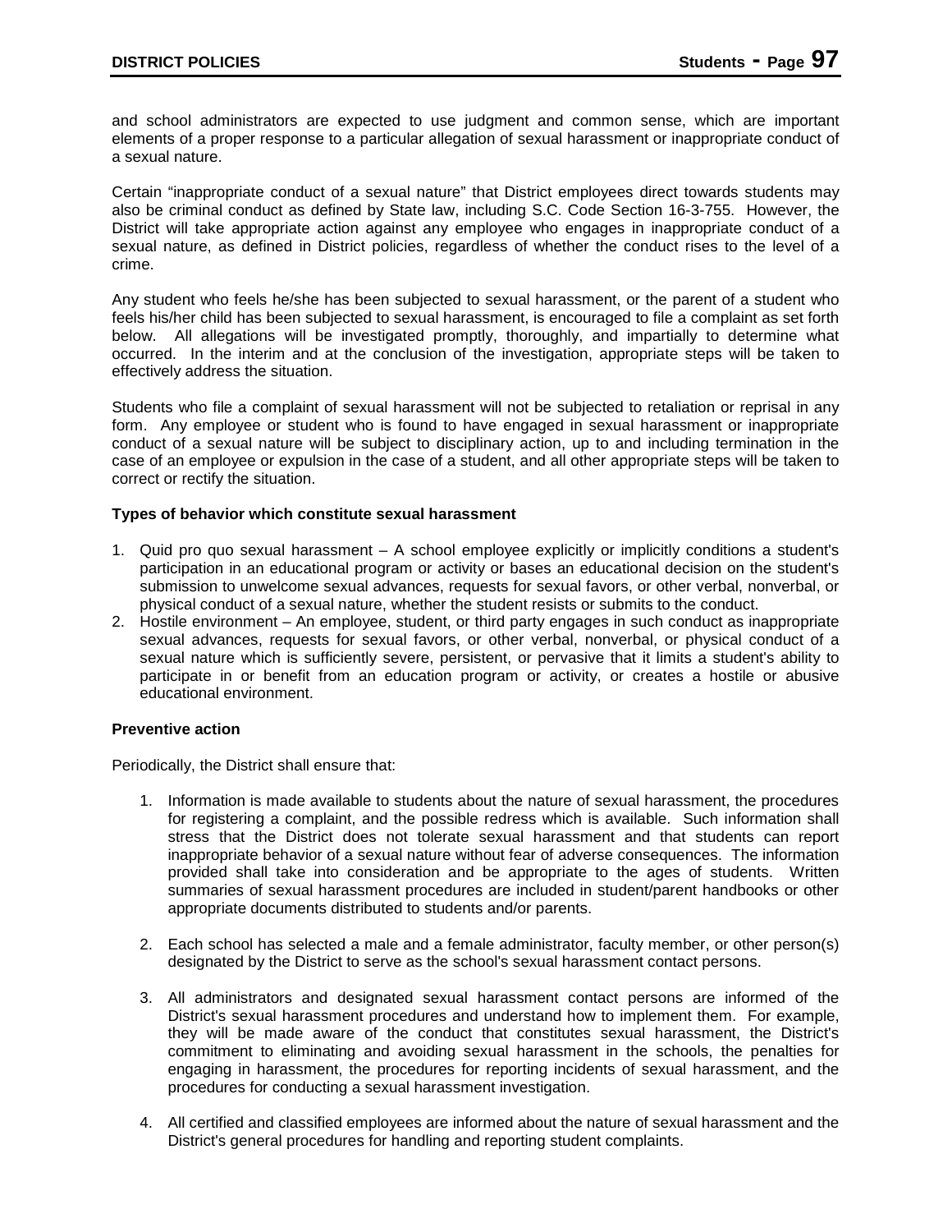and school administrators are expected to use judgment and common sense, which are important elements of a proper response to a particular allegation of sexual harassment or inappropriate conduct of a sexual nature.

Certain "inappropriate conduct of a sexual nature" that District employees direct towards students may also be criminal conduct as defined by State law, including S.C. Code Section 16-3-755. However, the District will take appropriate action against any employee who engages in inappropriate conduct of a sexual nature, as defined in District policies, regardless of whether the conduct rises to the level of a crime.

Any student who feels he/she has been subjected to sexual harassment, or the parent of a student who feels his/her child has been subjected to sexual harassment, is encouraged to file a complaint as set forth below. All allegations will be investigated promptly, thoroughly, and impartially to determine what occurred. In the interim and at the conclusion of the investigation, appropriate steps will be taken to effectively address the situation.

Students who file a complaint of sexual harassment will not be subjected to retaliation or reprisal in any form. Any employee or student who is found to have engaged in sexual harassment or inappropriate conduct of a sexual nature will be subject to disciplinary action, up to and including termination in the case of an employee or expulsion in the case of a student, and all other appropriate steps will be taken to correct or rectify the situation.

**Types of behavior which constitute sexual harassment**

1. Quid pro quo sexual harassment – A school employee explicitly or implicitly conditions a student's participation in an educational program or activity or bases an educational decision on the student's submission to unwelcome sexual advances, requests for sexual favors, or other verbal, nonverbal, or physical conduct of a sexual nature, whether the student resists or submits to the conduct.
2. Hostile environment – An employee, student, or third party engages in such conduct as inappropriate sexual advances, requests for sexual favors, or other verbal, nonverbal, or physical conduct of a sexual nature which is sufficiently severe, persistent, or pervasive that it limits a student's ability to participate in or benefit from an education program or activity, or creates a hostile or abusive educational environment.

**Preventive action**

Periodically, the District shall ensure that:

1. Information is made available to students about the nature of sexual harassment, the procedures for registering a complaint, and the possible redress which is available. Such information shall stress that the District does not tolerate sexual harassment and that students can report inappropriate behavior of a sexual nature without fear of adverse consequences. The information provided shall take into consideration and be appropriate to the ages of students. Written summaries of sexual harassment procedures are included in student/parent handbooks or other appropriate documents distributed to students and/or parents.

2. Each school has selected a male and a female administrator, faculty member, or other person(s) designated by the District to serve as the school's sexual harassment contact persons.

3. All administrators and designated sexual harassment contact persons are informed of the District's sexual harassment procedures and understand how to implement them. For example, they will be made aware of the conduct that constitutes sexual harassment, the District's commitment to eliminating and avoiding sexual harassment in the schools, the penalties for engaging in harassment, the procedures for reporting incidents of sexual harassment, and the procedures for conducting a sexual harassment investigation.

4. All certified and classified employees are informed about the nature of sexual harassment and the District's general procedures for handling and reporting student complaints.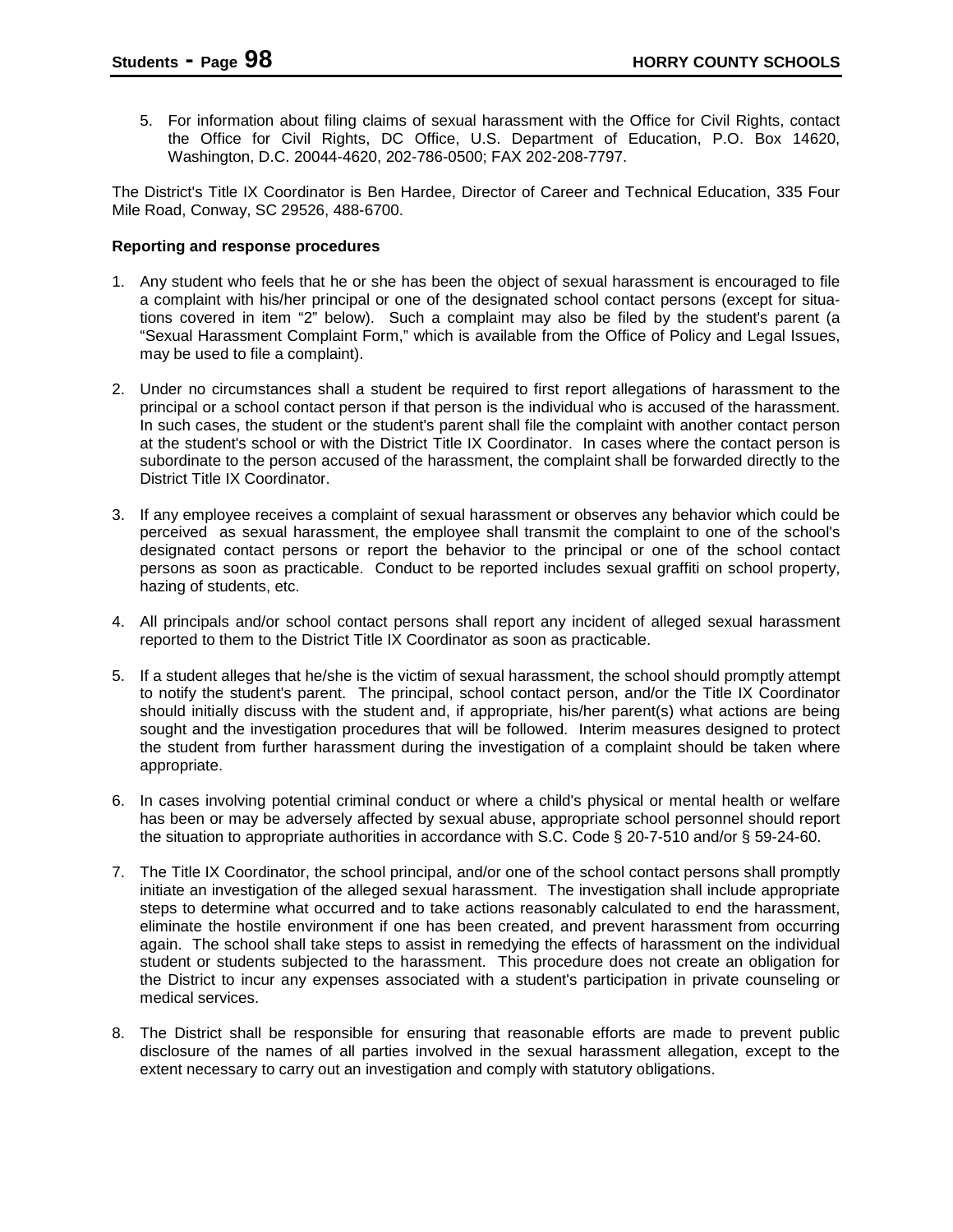5. For information about filing claims of sexual harassment with the Office for Civil Rights, contact the Office for Civil Rights, DC Office, U.S. Department of Education, P.O. Box 14620, Washington, D.C. 20044-4620, 202-786-0500; FAX 202-208-7797.

The District's Title IX Coordinator is Ben Hardee, Director of Career and Technical Education, 335 Four Mile Road, Conway, SC 29526, 488-6700.

**Reporting and response procedures**

1. Any student who feels that he or she has been the object of sexual harassment is encouraged to file a complaint with his/her principal or one of the designated school contact persons (except for situations covered in item "2" below). Such a complaint may also be filed by the student's parent (a "Sexual Harassment Complaint Form," which is available from the Office of Policy and Legal Issues, may be used to file a complaint).

2. Under no circumstances shall a student be required to first report allegations of harassment to the principal or a school contact person if that person is the individual who is accused of the harassment. In such cases, the student or the student's parent shall file the complaint with another contact person at the student's school or with the District Title IX Coordinator. In cases where the contact person is subordinate to the person accused of the harassment, the complaint shall be forwarded directly to the District Title IX Coordinator.

3. If any employee receives a complaint of sexual harassment or observes any behavior which could be perceived as sexual harassment, the employee shall transmit the complaint to one of the school's designated contact persons or report the behavior to the principal or one of the school contact persons as soon as practicable. Conduct to be reported includes sexual graffiti on school property, hazing of students, etc.

4. All principals and/or school contact persons shall report any incident of alleged sexual harassment reported to them to the District Title IX Coordinator as soon as practicable.

5. If a student alleges that he/she is the victim of sexual harassment, the school should promptly attempt to notify the student's parent. The principal, school contact person, and/or the Title IX Coordinator should initially discuss with the student and, if appropriate, his/her parent(s) what actions are being sought and the investigation procedures that will be followed. Interim measures designed to protect the student from further harassment during the investigation of a complaint should be taken where appropriate.

6. In cases involving potential criminal conduct or where a child's physical or mental health or welfare has been or may be adversely affected by sexual abuse, appropriate school personnel should report the situation to appropriate authorities in accordance with S.C. Code § 20-7-510 and/or § 59-24-60.

7. The Title IX Coordinator, the school principal, and/or one of the school contact persons shall promptly initiate an investigation of the alleged sexual harassment. The investigation shall include appropriate steps to determine what occurred and to take actions reasonably calculated to end the harassment, eliminate the hostile environment if one has been created, and prevent harassment from occurring again. The school shall take steps to assist in remedying the effects of harassment on the individual student or students subjected to the harassment. This procedure does not create an obligation for the District to incur any expenses associated with a student's participation in private counseling or medical services.

8. The District shall be responsible for ensuring that reasonable efforts are made to prevent public disclosure of the names of all parties involved in the sexual harassment allegation, except to the extent necessary to carry out an investigation and comply with statutory obligations.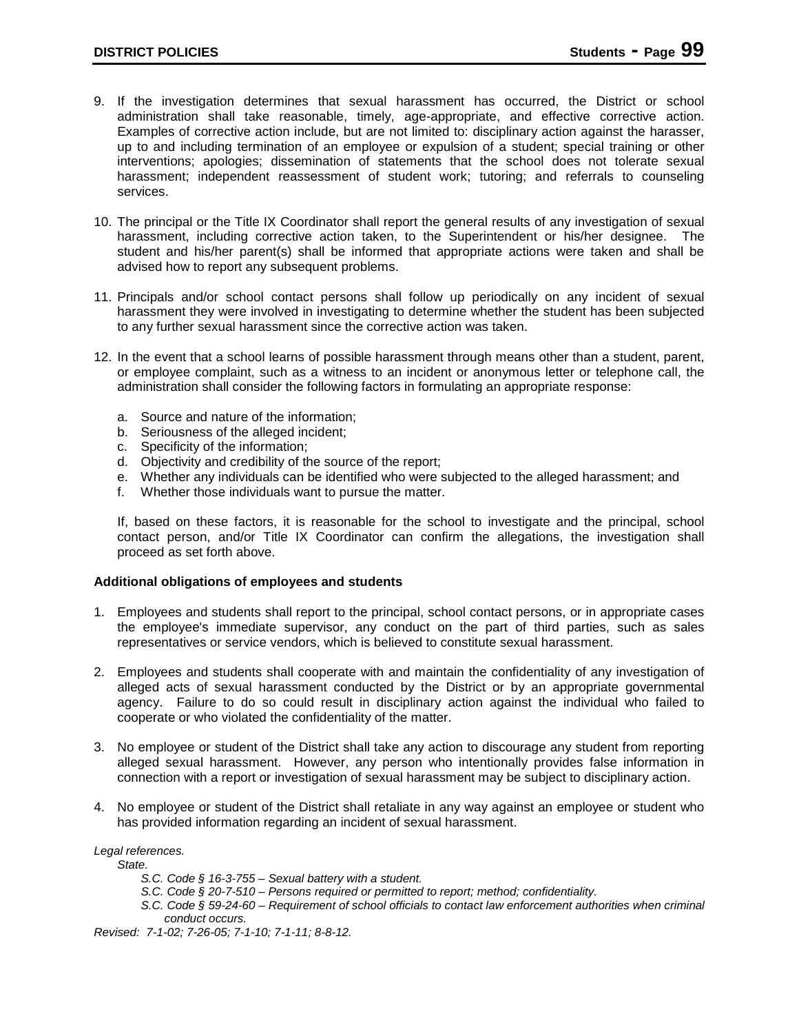9. If the investigation determines that sexual harassment has occurred, the District or school administration shall take reasonable, timely, age-appropriate, and effective corrective action. Examples of corrective action include, but are not limited to: disciplinary action against the harasser, up to and including termination of an employee or expulsion of a student; special training or other interventions; apologies; dissemination of statements that the school does not tolerate sexual harassment; independent reassessment of student work; tutoring; and referrals to counseling services.

10. The principal or the Title IX Coordinator shall report the general results of any investigation of sexual harassment, including corrective action taken, to the Superintendent or his/her designee. The student and his/her parent(s) shall be informed that appropriate actions were taken and shall be advised how to report any subsequent problems.

11. Principals and/or school contact persons shall follow up periodically on any incident of sexual harassment they were involved in investigating to determine whether the student has been subjected to any further sexual harassment since the corrective action was taken.

12. In the event that a school learns of possible harassment through means other than a student, parent, or employee complaint, such as a witness to an incident or anonymous letter or telephone call, the administration shall consider the following factors in formulating an appropriate response:

    a. Source and nature of the information;
    b. Seriousness of the alleged incident;
    c. Specificity of the information;
    d. Objectivity and credibility of the source of the report;
    e. Whether any individuals can be identified who were subjected to the alleged harassment; and
    f. Whether those individuals want to pursue the matter.

    If, based on these factors, it is reasonable for the school to investigate and the principal, school contact person, and/or Title IX Coordinator can confirm the allegations, the investigation shall proceed as set forth above.

**Additional obligations of employees and students**

1. Employees and students shall report to the principal, school contact persons, or in appropriate cases the employee's immediate supervisor, any conduct on the part of third parties, such as sales representatives or service vendors, which is believed to constitute sexual harassment.

2. Employees and students shall cooperate with and maintain the confidentiality of any investigation of alleged acts of sexual harassment conducted by the District or by an appropriate governmental agency. Failure to do so could result in disciplinary action against the individual who failed to cooperate or who violated the confidentiality of the matter.

3. No employee or student of the District shall take any action to discourage any student from reporting alleged sexual harassment. However, any person who intentionally provides false information in connection with a report or investigation of sexual harassment may be subject to disciplinary action.

4. No employee or student of the District shall retaliate in any way against an employee or student who has provided information regarding an incident of sexual harassment.

*Legal references.*

*State.*

*S.C. Code § 16-3-755 – Sexual battery with a student.*

*S.C. Code § 20-7-510 – Persons required or permitted to report; method; confidentiality.*

*S.C. Code § 59-24-60 – Requirement of school officials to contact law enforcement authorities when criminal conduct occurs.*

*Revised: 7-1-02; 7-26-05; 7-1-10; 7-1-11; 8-8-12.*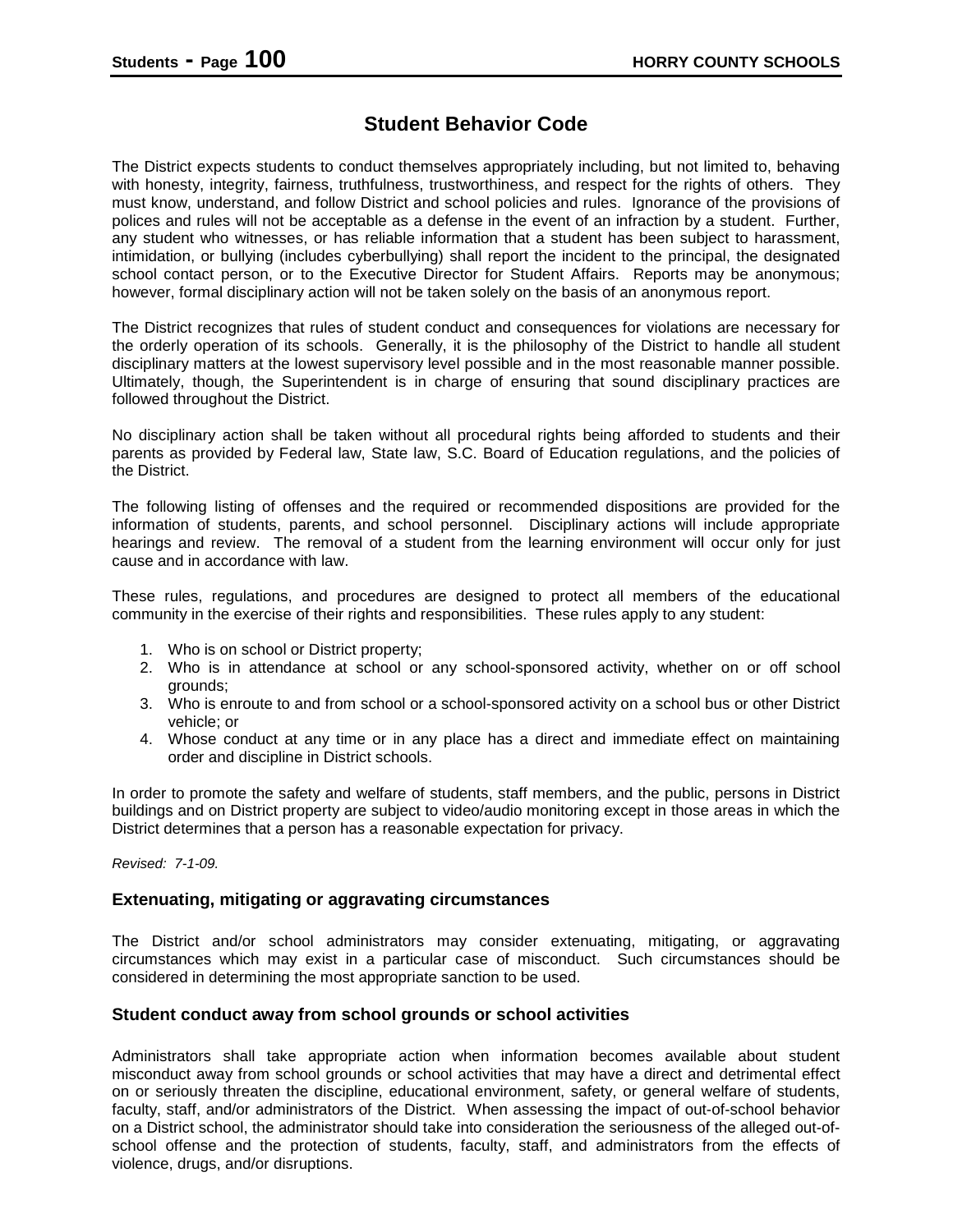# Student Behavior Code

The District expects students to conduct themselves appropriately including, but not limited to, behaving with honesty, integrity, fairness, truthfulness, trustworthiness, and respect for the rights of others. They must know, understand, and follow District and school policies and rules. Ignorance of the provisions of polices and rules will not be acceptable as a defense in the event of an infraction by a student. Further, any student who witnesses, or has reliable information that a student has been subject to harassment, intimidation, or bullying (includes cyberbullying) shall report the incident to the principal, the designated school contact person, or to the Executive Director for Student Affairs. Reports may be anonymous; however, formal disciplinary action will not be taken solely on the basis of an anonymous report.

The District recognizes that rules of student conduct and consequences for violations are necessary for the orderly operation of its schools. Generally, it is the philosophy of the District to handle all student disciplinary matters at the lowest supervisory level possible and in the most reasonable manner possible. Ultimately, though, the Superintendent is in charge of ensuring that sound disciplinary practices are followed throughout the District.

No disciplinary action shall be taken without all procedural rights being afforded to students and their parents as provided by Federal law, State law, S.C. Board of Education regulations, and the policies of the District.

The following listing of offenses and the required or recommended dispositions are provided for the information of students, parents, and school personnel. Disciplinary actions will include appropriate hearings and review. The removal of a student from the learning environment will occur only for just cause and in accordance with law.

These rules, regulations, and procedures are designed to protect all members of the educational community in the exercise of their rights and responsibilities. These rules apply to any student:

1. Who is on school or District property;
2. Who is in attendance at school or any school-sponsored activity, whether on or off school grounds;
3. Who is enroute to and from school or a school-sponsored activity on a school bus or other District vehicle; or
4. Whose conduct at any time or in any place has a direct and immediate effect on maintaining order and discipline in District schools.

In order to promote the safety and welfare of students, staff members, and the public, persons in District buildings and on District property are subject to video/audio monitoring except in those areas in which the District determines that a person has a reasonable expectation for privacy.

*Revised: 7-1-09.*

### Extenuating, mitigating or aggravating circumstances

The District and/or school administrators may consider extenuating, mitigating, or aggravating circumstances which may exist in a particular case of misconduct. Such circumstances should be considered in determining the most appropriate sanction to be used.

### Student conduct away from school grounds or school activities

Administrators shall take appropriate action when information becomes available about student misconduct away from school grounds or school activities that may have a direct and detrimental effect on or seriously threaten the discipline, educational environment, safety, or general welfare of students, faculty, staff, and/or administrators of the District. When assessing the impact of out-of-school behavior on a District school, the administrator should take into consideration the seriousness of the alleged out-of-school offense and the protection of students, faculty, staff, and administrators from the effects of violence, drugs, and/or disruptions.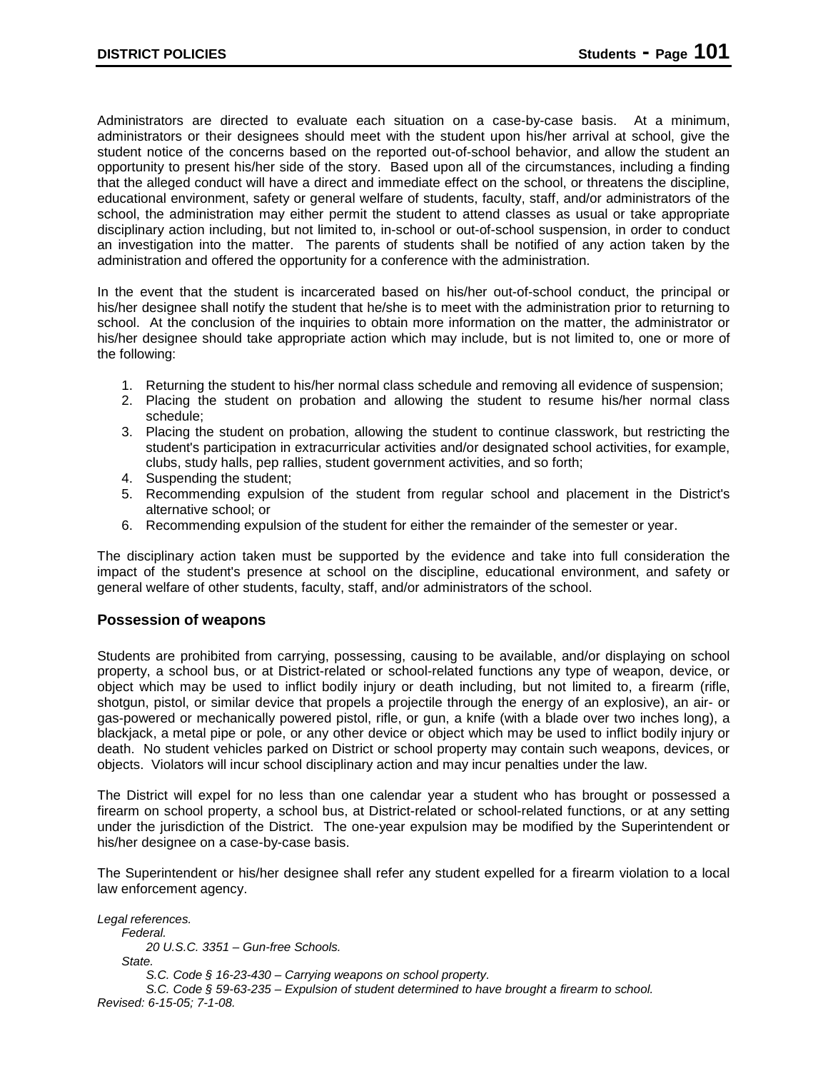Administrators are directed to evaluate each situation on a case-by-case basis. At a minimum, administrators or their designees should meet with the student upon his/her arrival at school, give the student notice of the concerns based on the reported out-of-school behavior, and allow the student an opportunity to present his/her side of the story. Based upon all of the circumstances, including a finding that the alleged conduct will have a direct and immediate effect on the school, or threatens the discipline, educational environment, safety or general welfare of students, faculty, staff, and/or administrators of the school, the administration may either permit the student to attend classes as usual or take appropriate disciplinary action including, but not limited to, in-school or out-of-school suspension, in order to conduct an investigation into the matter. The parents of students shall be notified of any action taken by the administration and offered the opportunity for a conference with the administration.

In the event that the student is incarcerated based on his/her out-of-school conduct, the principal or his/her designee shall notify the student that he/she is to meet with the administration prior to returning to school. At the conclusion of the inquiries to obtain more information on the matter, the administrator or his/her designee should take appropriate action which may include, but is not limited to, one or more of the following:

1. Returning the student to his/her normal class schedule and removing all evidence of suspension;
2. Placing the student on probation and allowing the student to resume his/her normal class schedule;
3. Placing the student on probation, allowing the student to continue classwork, but restricting the student's participation in extracurricular activities and/or designated school activities, for example, clubs, study halls, pep rallies, student government activities, and so forth;
4. Suspending the student;
5. Recommending expulsion of the student from regular school and placement in the District's alternative school; or
6. Recommending expulsion of the student for either the remainder of the semester or year.

The disciplinary action taken must be supported by the evidence and take into full consideration the impact of the student's presence at school on the discipline, educational environment, and safety or general welfare of other students, faculty, staff, and/or administrators of the school.

### Possession of weapons

Students are prohibited from carrying, possessing, causing to be available, and/or displaying on school property, a school bus, or at District-related or school-related functions any type of weapon, device, or object which may be used to inflict bodily injury or death including, but not limited to, a firearm (rifle, shotgun, pistol, or similar device that propels a projectile through the energy of an explosive), an air- or gas-powered or mechanically powered pistol, rifle, or gun, a knife (with a blade over two inches long), a blackjack, a metal pipe or pole, or any other device or object which may be used to inflict bodily injury or death. No student vehicles parked on District or school property may contain such weapons, devices, or objects. Violators will incur school disciplinary action and may incur penalties under the law.

The District will expel for no less than one calendar year a student who has brought or possessed a firearm on school property, a school bus, at District-related or school-related functions, or at any setting under the jurisdiction of the District. The one-year expulsion may be modified by the Superintendent or his/her designee on a case-by-case basis.

The Superintendent or his/her designee shall refer any student expelled for a firearm violation to a local law enforcement agency.

*Legal references.*
*Federal.*
*20 U.S.C. 3351 – Gun-free Schools.*
*State.*
*S.C. Code § 16-23-430 – Carrying weapons on school property.*
*S.C. Code § 59-63-235 – Expulsion of student determined to have brought a firearm to school.*
*Revised: 6-15-05; 7-1-08.*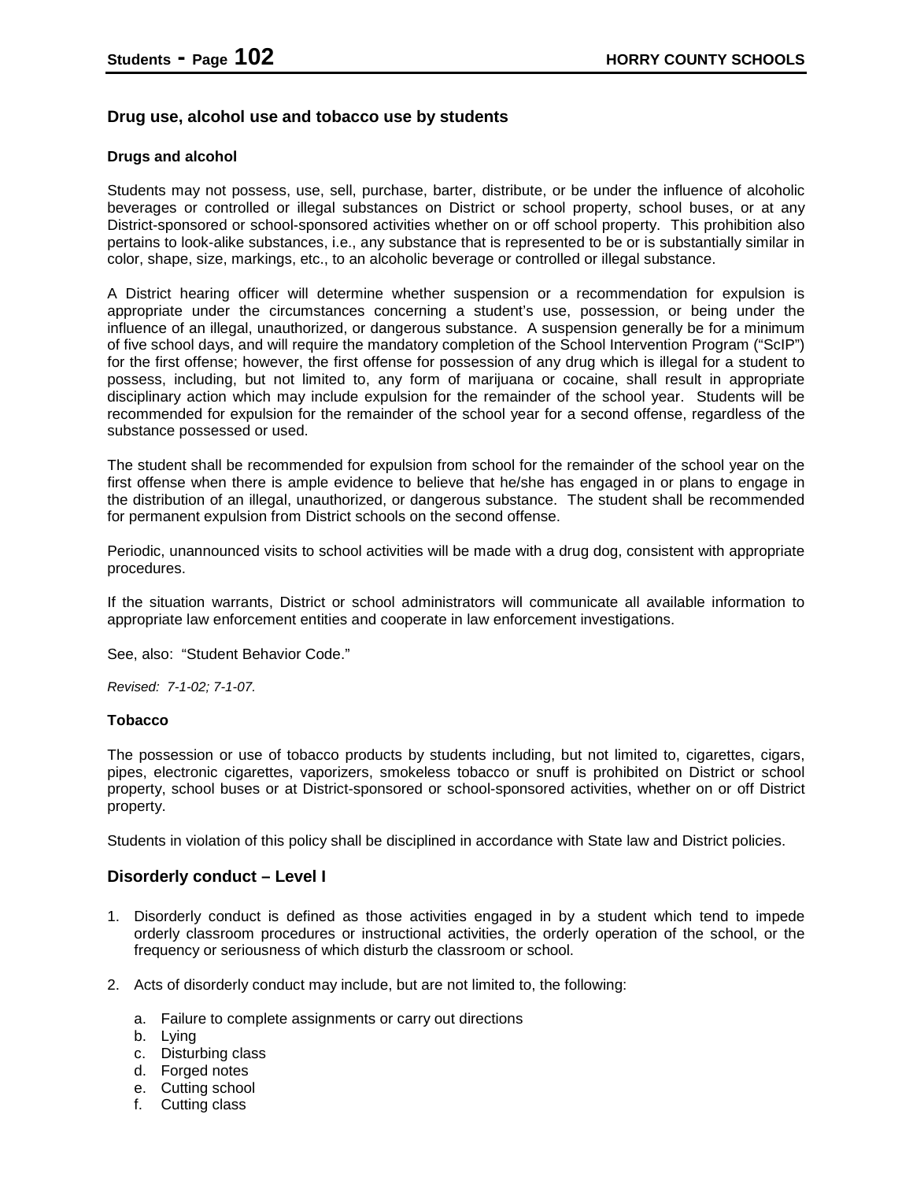## Drug use, alcohol use and tobacco use by students

### Drugs and alcohol

Students may not possess, use, sell, purchase, barter, distribute, or be under the influence of alcoholic beverages or controlled or illegal substances on District or school property, school buses, or at any District-sponsored or school-sponsored activities whether on or off school property. This prohibition also pertains to look-alike substances, i.e., any substance that is represented to be or is substantially similar in color, shape, size, markings, etc., to an alcoholic beverage or controlled or illegal substance.

A District hearing officer will determine whether suspension or a recommendation for expulsion is appropriate under the circumstances concerning a student's use, possession, or being under the influence of an illegal, unauthorized, or dangerous substance. A suspension generally be for a minimum of five school days, and will require the mandatory completion of the School Intervention Program ("ScIP") for the first offense; however, the first offense for possession of any drug which is illegal for a student to possess, including, but not limited to, any form of marijuana or cocaine, shall result in appropriate disciplinary action which may include expulsion for the remainder of the school year. Students will be recommended for expulsion for the remainder of the school year for a second offense, regardless of the substance possessed or used.

The student shall be recommended for expulsion from school for the remainder of the school year on the first offense when there is ample evidence to believe that he/she has engaged in or plans to engage in the distribution of an illegal, unauthorized, or dangerous substance. The student shall be recommended for permanent expulsion from District schools on the second offense.

Periodic, unannounced visits to school activities will be made with a drug dog, consistent with appropriate procedures.

If the situation warrants, District or school administrators will communicate all available information to appropriate law enforcement entities and cooperate in law enforcement investigations.

See, also: "Student Behavior Code."

*Revised: 7-1-02; 7-1-07.*

### Tobacco

The possession or use of tobacco products by students including, but not limited to, cigarettes, cigars, pipes, electronic cigarettes, vaporizers, smokeless tobacco or snuff is prohibited on District or school property, school buses or at District-sponsored or school-sponsored activities, whether on or off District property.

Students in violation of this policy shall be disciplined in accordance with State law and District policies.

## Disorderly conduct – Level I

1. Disorderly conduct is defined as those activities engaged in by a student which tend to impede orderly classroom procedures or instructional activities, the orderly operation of the school, or the frequency or seriousness of which disturb the classroom or school.

2. Acts of disorderly conduct may include, but are not limited to, the following:

   a. Failure to complete assignments or carry out directions
   b. Lying
   c. Disturbing class
   d. Forged notes
   e. Cutting school
   f. Cutting class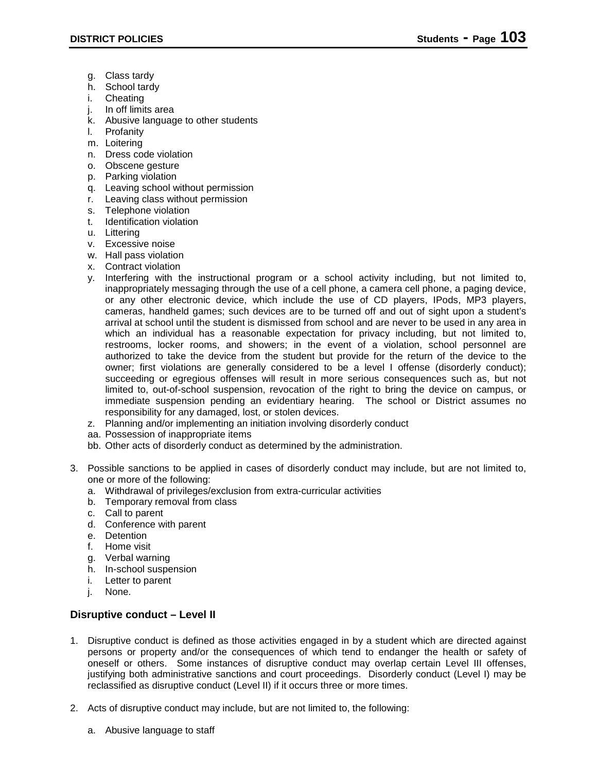g. Class tardy
h. School tardy
i. Cheating
j. In off limits area
k. Abusive language to other students
l. Profanity
m. Loitering
n. Dress code violation
o. Obscene gesture
p. Parking violation
q. Leaving school without permission
r. Leaving class without permission
s. Telephone violation
t. Identification violation
u. Littering
v. Excessive noise
w. Hall pass violation
x. Contract violation
y. Interfering with the instructional program or a school activity including, but not limited to, inappropriately messaging through the use of a cell phone, a camera cell phone, a paging device, or any other electronic device, which include the use of CD players, IPods, MP3 players, cameras, handheld games; such devices are to be turned off and out of sight upon a student's arrival at school until the student is dismissed from school and are never to be used in any area in which an individual has a reasonable expectation for privacy including, but not limited to, restrooms, locker rooms, and showers; in the event of a violation, school personnel are authorized to take the device from the student but provide for the return of the device to the owner; first violations are generally considered to be a level I offense (disorderly conduct); succeeding or egregious offenses will result in more serious consequences such as, but not limited to, out-of-school suspension, revocation of the right to bring the device on campus, or immediate suspension pending an evidentiary hearing. The school or District assumes no responsibility for any damaged, lost, or stolen devices.
z. Planning and/or implementing an initiation involving disorderly conduct
aa. Possession of inappropriate items
bb. Other acts of disorderly conduct as determined by the administration.

3. Possible sanctions to be applied in cases of disorderly conduct may include, but are not limited to, one or more of the following:
   a. Withdrawal of privileges/exclusion from extra-curricular activities
   b. Temporary removal from class
   c. Call to parent
   d. Conference with parent
   e. Detention
   f. Home visit
   g. Verbal warning
   h. In-school suspension
   i. Letter to parent
   j. None.

### Disruptive conduct – Level II

1. Disruptive conduct is defined as those activities engaged in by a student which are directed against persons or property and/or the consequences of which tend to endanger the health or safety of oneself or others. Some instances of disruptive conduct may overlap certain Level III offenses, justifying both administrative sanctions and court proceedings. Disorderly conduct (Level I) may be reclassified as disruptive conduct (Level II) if it occurs three or more times.

2. Acts of disruptive conduct may include, but are not limited to, the following:

   a. Abusive language to staff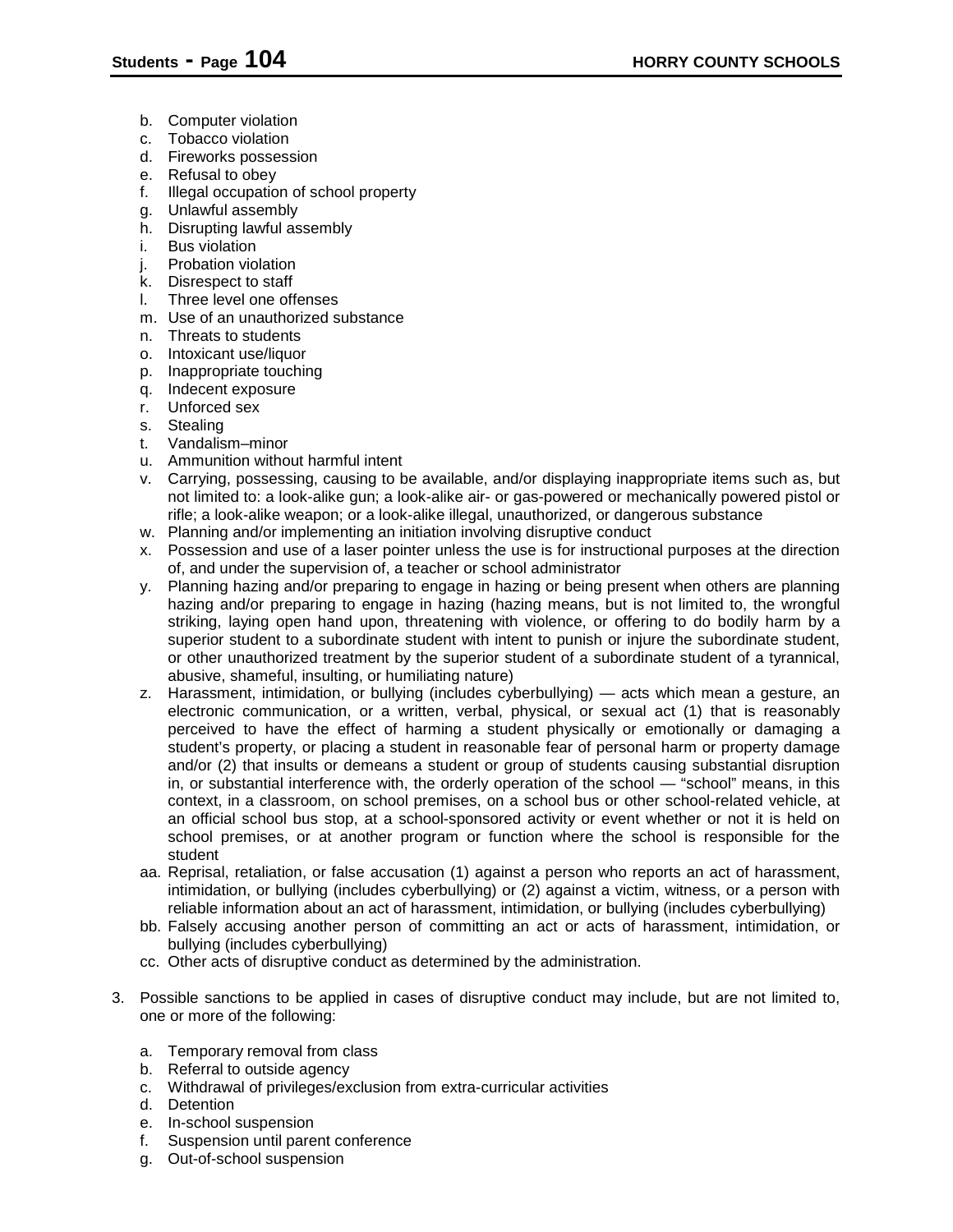b. Computer violation
c. Tobacco violation
d. Fireworks possession
e. Refusal to obey
f. Illegal occupation of school property
g. Unlawful assembly
h. Disrupting lawful assembly
i. Bus violation
j. Probation violation
k. Disrespect to staff
l. Three level one offenses
m. Use of an unauthorized substance
n. Threats to students
o. Intoxicant use/liquor
p. Inappropriate touching
q. Indecent exposure
r. Unforced sex
s. Stealing
t. Vandalism–minor
u. Ammunition without harmful intent
v. Carrying, possessing, causing to be available, and/or displaying inappropriate items such as, but not limited to: a look-alike gun; a look-alike air- or gas-powered or mechanically powered pistol or rifle; a look-alike weapon; or a look-alike illegal, unauthorized, or dangerous substance
w. Planning and/or implementing an initiation involving disruptive conduct
x. Possession and use of a laser pointer unless the use is for instructional purposes at the direction of, and under the supervision of, a teacher or school administrator
y. Planning hazing and/or preparing to engage in hazing or being present when others are planning hazing and/or preparing to engage in hazing (hazing means, but is not limited to, the wrongful striking, laying open hand upon, threatening with violence, or offering to do bodily harm by a superior student to a subordinate student with intent to punish or injure the subordinate student, or other unauthorized treatment by the superior student of a subordinate student of a tyrannical, abusive, shameful, insulting, or humiliating nature)
z. Harassment, intimidation, or bullying (includes cyberbullying) — acts which mean a gesture, an electronic communication, or a written, verbal, physical, or sexual act (1) that is reasonably perceived to have the effect of harming a student physically or emotionally or damaging a student's property, or placing a student in reasonable fear of personal harm or property damage and/or (2) that insults or demeans a student or group of students causing substantial disruption in, or substantial interference with, the orderly operation of the school — "school" means, in this context, in a classroom, on school premises, on a school bus or other school-related vehicle, at an official school bus stop, at a school-sponsored activity or event whether or not it is held on school premises, or at another program or function where the school is responsible for the student
aa. Reprisal, retaliation, or false accusation (1) against a person who reports an act of harassment, intimidation, or bullying (includes cyberbullying) or (2) against a victim, witness, or a person with reliable information about an act of harassment, intimidation, or bullying (includes cyberbullying)
bb. Falsely accusing another person of committing an act or acts of harassment, intimidation, or bullying (includes cyberbullying)
cc. Other acts of disruptive conduct as determined by the administration.

3. Possible sanctions to be applied in cases of disruptive conduct may include, but are not limited to, one or more of the following:

   a. Temporary removal from class
   b. Referral to outside agency
   c. Withdrawal of privileges/exclusion from extra-curricular activities
   d. Detention
   e. In-school suspension
   f. Suspension until parent conference
   g. Out-of-school suspension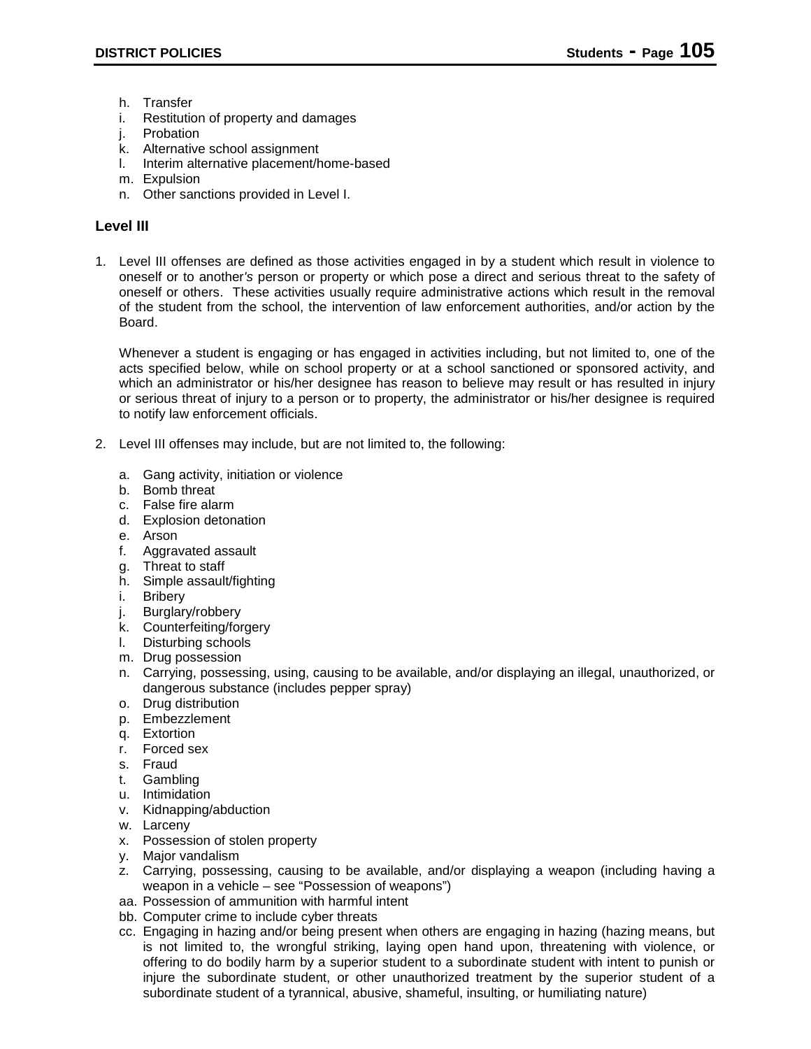h. Transfer
i. Restitution of property and damages
j. Probation
k. Alternative school assignment
l. Interim alternative placement/home-based
m. Expulsion
n. Other sanctions provided in Level I.

### Level III

1. Level III offenses are defined as those activities engaged in by a student which result in violence to oneself or to another's person or property or which pose a direct and serious threat to the safety of oneself or others. These activities usually require administrative actions which result in the removal of the student from the school, the intervention of law enforcement authorities, and/or action by the Board.

   Whenever a student is engaging or has engaged in activities including, but not limited to, one of the acts specified below, while on school property or at a school sanctioned or sponsored activity, and which an administrator or his/her designee has reason to believe may result or has resulted in injury or serious threat of injury to a person or to property, the administrator or his/her designee is required to notify law enforcement officials.

2. Level III offenses may include, but are not limited to, the following:

   a. Gang activity, initiation or violence
   b. Bomb threat
   c. False fire alarm
   d. Explosion detonation
   e. Arson
   f. Aggravated assault
   g. Threat to staff
   h. Simple assault/fighting
   i. Bribery
   j. Burglary/robbery
   k. Counterfeiting/forgery
   l. Disturbing schools
   m. Drug possession
   n. Carrying, possessing, using, causing to be available, and/or displaying an illegal, unauthorized, or dangerous substance (includes pepper spray)
   o. Drug distribution
   p. Embezzlement
   q. Extortion
   r. Forced sex
   s. Fraud
   t. Gambling
   u. Intimidation
   v. Kidnapping/abduction
   w. Larceny
   x. Possession of stolen property
   y. Major vandalism
   z. Carrying, possessing, causing to be available, and/or displaying a weapon (including having a weapon in a vehicle – see "Possession of weapons")
   aa. Possession of ammunition with harmful intent
   bb. Computer crime to include cyber threats
   cc. Engaging in hazing and/or being present when others are engaging in hazing (hazing means, but is not limited to, the wrongful striking, laying open hand upon, threatening with violence, or offering to do bodily harm by a superior student to a subordinate student with intent to punish or injure the subordinate student, or other unauthorized treatment by the superior student of a subordinate student of a tyrannical, abusive, shameful, insulting, or humiliating nature)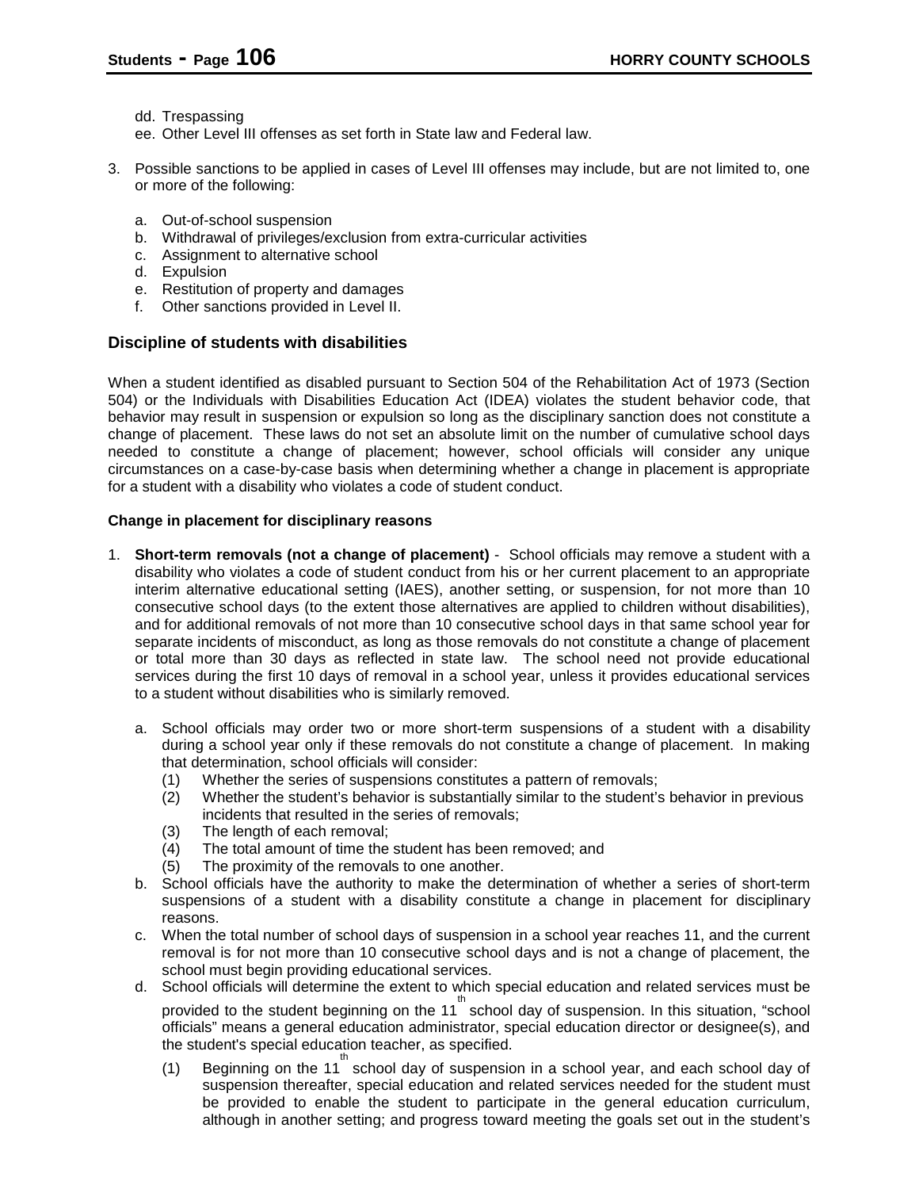dd. Trespassing
ee. Other Level III offenses as set forth in State law and Federal law.

3. Possible sanctions to be applied in cases of Level III offenses may include, but are not limited to, one or more of the following:

   a. Out-of-school suspension
   b. Withdrawal of privileges/exclusion from extra-curricular activities
   c. Assignment to alternative school
   d. Expulsion
   e. Restitution of property and damages
   f. Other sanctions provided in Level II.

### Discipline of students with disabilities

When a student identified as disabled pursuant to Section 504 of the Rehabilitation Act of 1973 (Section 504) or the Individuals with Disabilities Education Act (IDEA) violates the student behavior code, that behavior may result in suspension or expulsion so long as the disciplinary sanction does not constitute a change of placement. These laws do not set an absolute limit on the number of cumulative school days needed to constitute a change of placement; however, school officials will consider any unique circumstances on a case-by-case basis when determining whether a change in placement is appropriate for a student with a disability who violates a code of student conduct.

#### Change in placement for disciplinary reasons

1. **Short-term removals (not a change of placement)** - School officials may remove a student with a disability who violates a code of student conduct from his or her current placement to an appropriate interim alternative educational setting (IAES), another setting, or suspension, for not more than 10 consecutive school days (to the extent those alternatives are applied to children without disabilities), and for additional removals of not more than 10 consecutive school days in that same school year for separate incidents of misconduct, as long as those removals do not constitute a change of placement or total more than 30 days as reflected in state law. The school need not provide educational services during the first 10 days of removal in a school year, unless it provides educational services to a student without disabilities who is similarly removed.

   a. School officials may order two or more short-term suspensions of a student with a disability during a school year only if these removals do not constitute a change of placement. In making that determination, school officials will consider:
      (1) Whether the series of suspensions constitutes a pattern of removals;
      (2) Whether the student's behavior is substantially similar to the student's behavior in previous incidents that resulted in the series of removals;
      (3) The length of each removal;
      (4) The total amount of time the student has been removed; and
      (5) The proximity of the removals to one another.
   b. School officials have the authority to make the determination of whether a series of short-term suspensions of a student with a disability constitute a change in placement for disciplinary reasons.
   c. When the total number of school days of suspension in a school year reaches 11, and the current removal is for not more than 10 consecutive school days and is not a change of placement, the school must begin providing educational services.
   d. School officials will determine the extent to which special education and related services must be provided to the student beginning on the 11th school day of suspension. In this situation, "school officials" means a general education administrator, special education director or designee(s), and the student's special education teacher, as specified.
      (1) Beginning on the 11th school day of suspension in a school year, and each school day of suspension thereafter, special education and related services needed for the student must be provided to enable the student to participate in the general education curriculum, although in another setting; and progress toward meeting the goals set out in the student's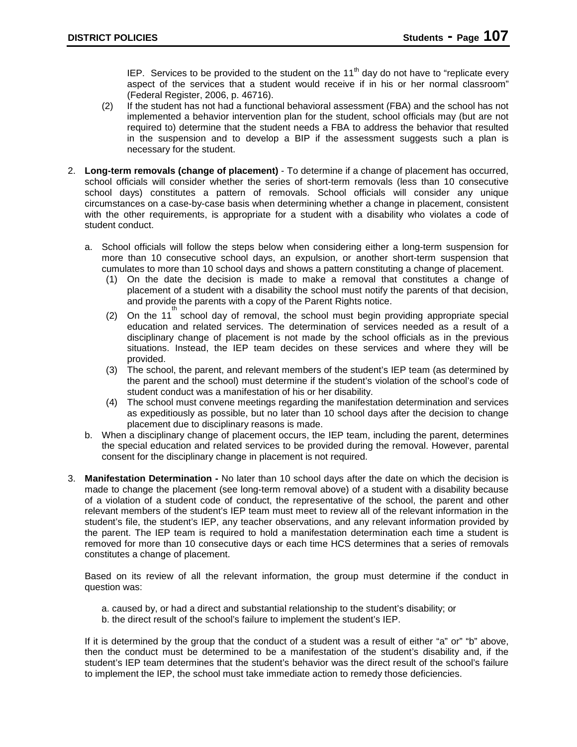IEP. Services to be provided to the student on the 11th day do not have to "replicate every aspect of the services that a student would receive if in his or her normal classroom" (Federal Register, 2006, p. 46716).

(2) If the student has not had a functional behavioral assessment (FBA) and the school has not implemented a behavior intervention plan for the student, school officials may (but are not required to) determine that the student needs a FBA to address the behavior that resulted in the suspension and to develop a BIP if the assessment suggests such a plan is necessary for the student.

2. **Long-term removals (change of placement)** - To determine if a change of placement has occurred, school officials will consider whether the series of short-term removals (less than 10 consecutive school days) constitutes a pattern of removals. School officials will consider any unique circumstances on a case-by-case basis when determining whether a change in placement, consistent with the other requirements, is appropriate for a student with a disability who violates a code of student conduct.

   a. School officials will follow the steps below when considering either a long-term suspension for more than 10 consecutive school days, an expulsion, or another short-term suspension that cumulates to more than 10 school days and shows a pattern constituting a change of placement.
      (1) On the date the decision is made to make a removal that constitutes a change of placement of a student with a disability the school must notify the parents of that decision, and provide the parents with a copy of the Parent Rights notice.
      (2) On the 11th school day of removal, the school must begin providing appropriate special education and related services. The determination of services needed as a result of a disciplinary change of placement is not made by the school officials as in the previous situations. Instead, the IEP team decides on these services and where they will be provided.
      (3) The school, the parent, and relevant members of the student's IEP team (as determined by the parent and the school) must determine if the student's violation of the school's code of student conduct was a manifestation of his or her disability.
      (4) The school must convene meetings regarding the manifestation determination and services as expeditiously as possible, but no later than 10 school days after the decision to change placement due to disciplinary reasons is made.

   b. When a disciplinary change of placement occurs, the IEP team, including the parent, determines the special education and related services to be provided during the removal. However, parental consent for the disciplinary change in placement is not required.

3. **Manifestation Determination -** No later than 10 school days after the date on which the decision is made to change the placement (see long-term removal above) of a student with a disability because of a violation of a student code of conduct, the representative of the school, the parent and other relevant members of the student's IEP team must meet to review all of the relevant information in the student's file, the student's IEP, any teacher observations, and any relevant information provided by the parent. The IEP team is required to hold a manifestation determination each time a student is removed for more than 10 consecutive days or each time HCS determines that a series of removals constitutes a change of placement.

   Based on its review of all the relevant information, the group must determine if the conduct in question was:

   a. caused by, or had a direct and substantial relationship to the student's disability; or
   b. the direct result of the school's failure to implement the student's IEP.

   If it is determined by the group that the conduct of a student was a result of either "a" or" "b" above, then the conduct must be determined to be a manifestation of the student's disability and, if the student's IEP team determines that the student's behavior was the direct result of the school's failure to implement the IEP, the school must take immediate action to remedy those deficiencies.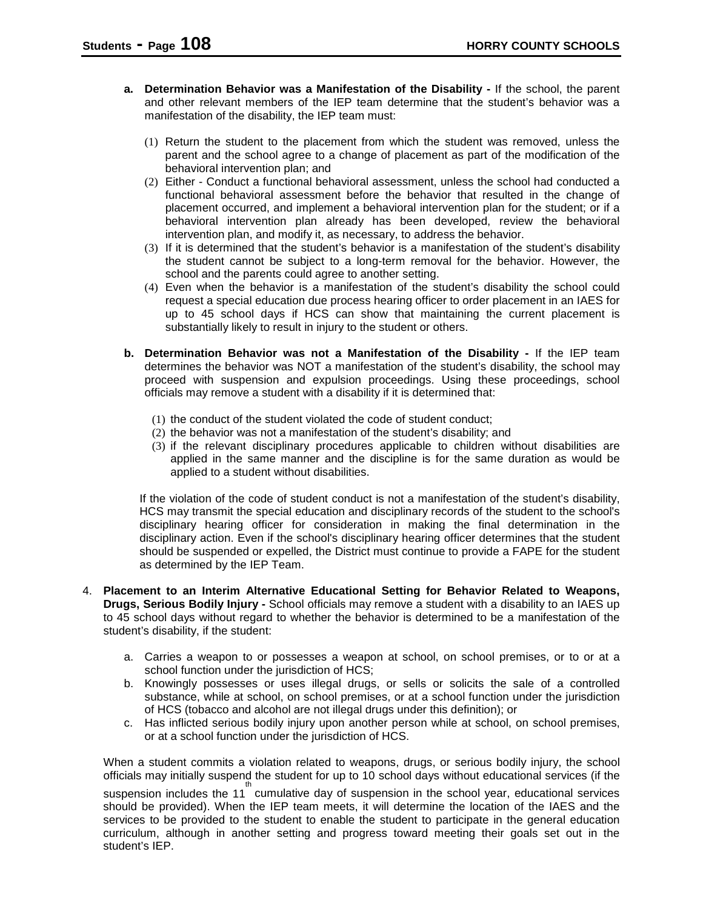a. **Determination Behavior was a Manifestation of the Disability -** If the school, the parent and other relevant members of the IEP team determine that the student's behavior was a manifestation of the disability, the IEP team must:

   (1) Return the student to the placement from which the student was removed, unless the parent and the school agree to a change of placement as part of the modification of the behavioral intervention plan; and
   (2) Either - Conduct a functional behavioral assessment, unless the school had conducted a functional behavioral assessment before the behavior that resulted in the change of placement occurred, and implement a behavioral intervention plan for the student; or if a behavioral intervention plan already has been developed, review the behavioral intervention plan, and modify it, as necessary, to address the behavior.
   (3) If it is determined that the student's behavior is a manifestation of the student's disability the student cannot be subject to a long-term removal for the behavior. However, the school and the parents could agree to another setting.
   (4) Even when the behavior is a manifestation of the student's disability the school could request a special education due process hearing officer to order placement in an IAES for up to 45 school days if HCS can show that maintaining the current placement is substantially likely to result in injury to the student or others.

b. **Determination Behavior was not a Manifestation of the Disability -** If the IEP team determines the behavior was NOT a manifestation of the student's disability, the school may proceed with suspension and expulsion proceedings. Using these proceedings, school officials may remove a student with a disability if it is determined that:

   (1) the conduct of the student violated the code of student conduct;
   (2) the behavior was not a manifestation of the student's disability; and
   (3) if the relevant disciplinary procedures applicable to children without disabilities are applied in the same manner and the discipline is for the same duration as would be applied to a student without disabilities.

   If the violation of the code of student conduct is not a manifestation of the student's disability, HCS may transmit the special education and disciplinary records of the student to the school's disciplinary hearing officer for consideration in making the final determination in the disciplinary action. Even if the school's disciplinary hearing officer determines that the student should be suspended or expelled, the District must continue to provide a FAPE for the student as determined by the IEP Team.

4. **Placement to an Interim Alternative Educational Setting for Behavior Related to Weapons, Drugs, Serious Bodily Injury -** School officials may remove a student with a disability to an IAES up to 45 school days without regard to whether the behavior is determined to be a manifestation of the student's disability, if the student:

   a. Carries a weapon to or possesses a weapon at school, on school premises, or to or at a school function under the jurisdiction of HCS;
   b. Knowingly possesses or uses illegal drugs, or sells or solicits the sale of a controlled substance, while at school, on school premises, or at a school function under the jurisdiction of HCS (tobacco and alcohol are not illegal drugs under this definition); or
   c. Has inflicted serious bodily injury upon another person while at school, on school premises, or at a school function under the jurisdiction of HCS.

   When a student commits a violation related to weapons, drugs, or serious bodily injury, the school officials may initially suspend the student for up to 10 school days without educational services (if the suspension includes the 11th cumulative day of suspension in the school year, educational services should be provided). When the IEP team meets, it will determine the location of the IAES and the services to be provided to the student to enable the student to participate in the general education curriculum, although in another setting and progress toward meeting their goals set out in the student's IEP.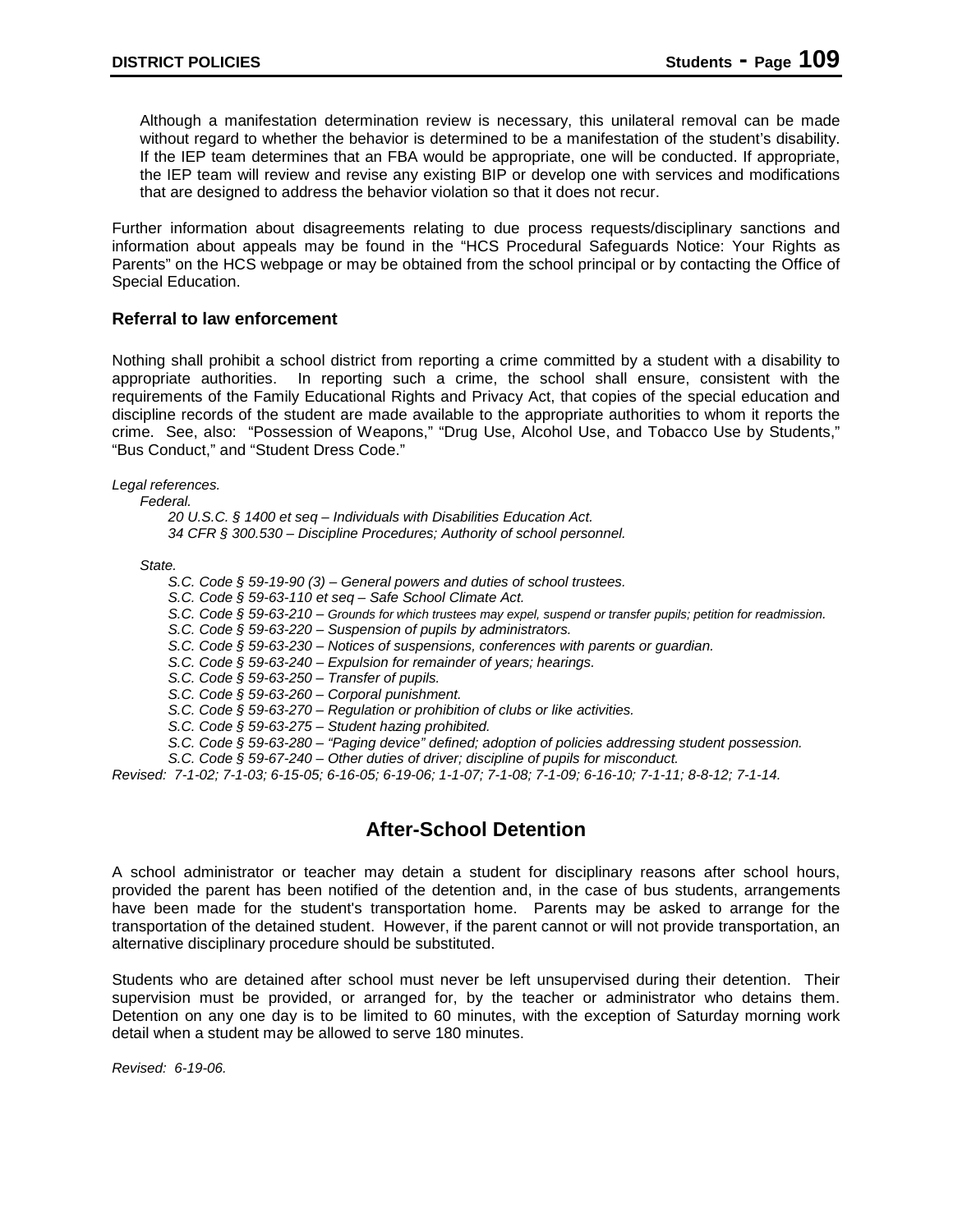Although a manifestation determination review is necessary, this unilateral removal can be made without regard to whether the behavior is determined to be a manifestation of the student's disability. If the IEP team determines that an FBA would be appropriate, one will be conducted. If appropriate, the IEP team will review and revise any existing BIP or develop one with services and modifications that are designed to address the behavior violation so that it does not recur.

Further information about disagreements relating to due process requests/disciplinary sanctions and information about appeals may be found in the "HCS Procedural Safeguards Notice: Your Rights as Parents" on the HCS webpage or may be obtained from the school principal or by contacting the Office of Special Education.

### Referral to law enforcement

Nothing shall prohibit a school district from reporting a crime committed by a student with a disability to appropriate authorities. In reporting such a crime, the school shall ensure, consistent with the requirements of the Family Educational Rights and Privacy Act, that copies of the special education and discipline records of the student are made available to the appropriate authorities to whom it reports the crime. See, also: "Possession of Weapons," "Drug Use, Alcohol Use, and Tobacco Use by Students," "Bus Conduct," and "Student Dress Code."

*Legal references.*

*Federal.*

*20 U.S.C. § 1400 et seq – Individuals with Disabilities Education Act.*
*34 CFR § 300.530 – Discipline Procedures; Authority of school personnel.*

*State.*

*S.C. Code § 59-19-90 (3) – General powers and duties of school trustees.*
*S.C. Code § 59-63-110 et seq – Safe School Climate Act.*
*S.C. Code § 59-63-210 – Grounds for which trustees may expel, suspend or transfer pupils; petition for readmission.*
*S.C. Code § 59-63-220 – Suspension of pupils by administrators.*
*S.C. Code § 59-63-230 – Notices of suspensions, conferences with parents or guardian.*
*S.C. Code § 59-63-240 – Expulsion for remainder of years; hearings.*
*S.C. Code § 59-63-250 – Transfer of pupils.*
*S.C. Code § 59-63-260 – Corporal punishment.*
*S.C. Code § 59-63-270 – Regulation or prohibition of clubs or like activities.*
*S.C. Code § 59-63-275 – Student hazing prohibited.*
*S.C. Code § 59-63-280 – "Paging device" defined; adoption of policies addressing student possession.*
*S.C. Code § 59-67-240 – Other duties of driver; discipline of pupils for misconduct.*

*Revised: 7-1-02; 7-1-03; 6-15-05; 6-16-05; 6-19-06; 1-1-07; 7-1-08; 7-1-09; 6-16-10; 7-1-11; 8-8-12; 7-1-14.*

## After-School Detention

A school administrator or teacher may detain a student for disciplinary reasons after school hours, provided the parent has been notified of the detention and, in the case of bus students, arrangements have been made for the student's transportation home. Parents may be asked to arrange for the transportation of the detained student. However, if the parent cannot or will not provide transportation, an alternative disciplinary procedure should be substituted.

Students who are detained after school must never be left unsupervised during their detention. Their supervision must be provided, or arranged for, by the teacher or administrator who detains them. Detention on any one day is to be limited to 60 minutes, with the exception of Saturday morning work detail when a student may be allowed to serve 180 minutes.

*Revised: 6-19-06.*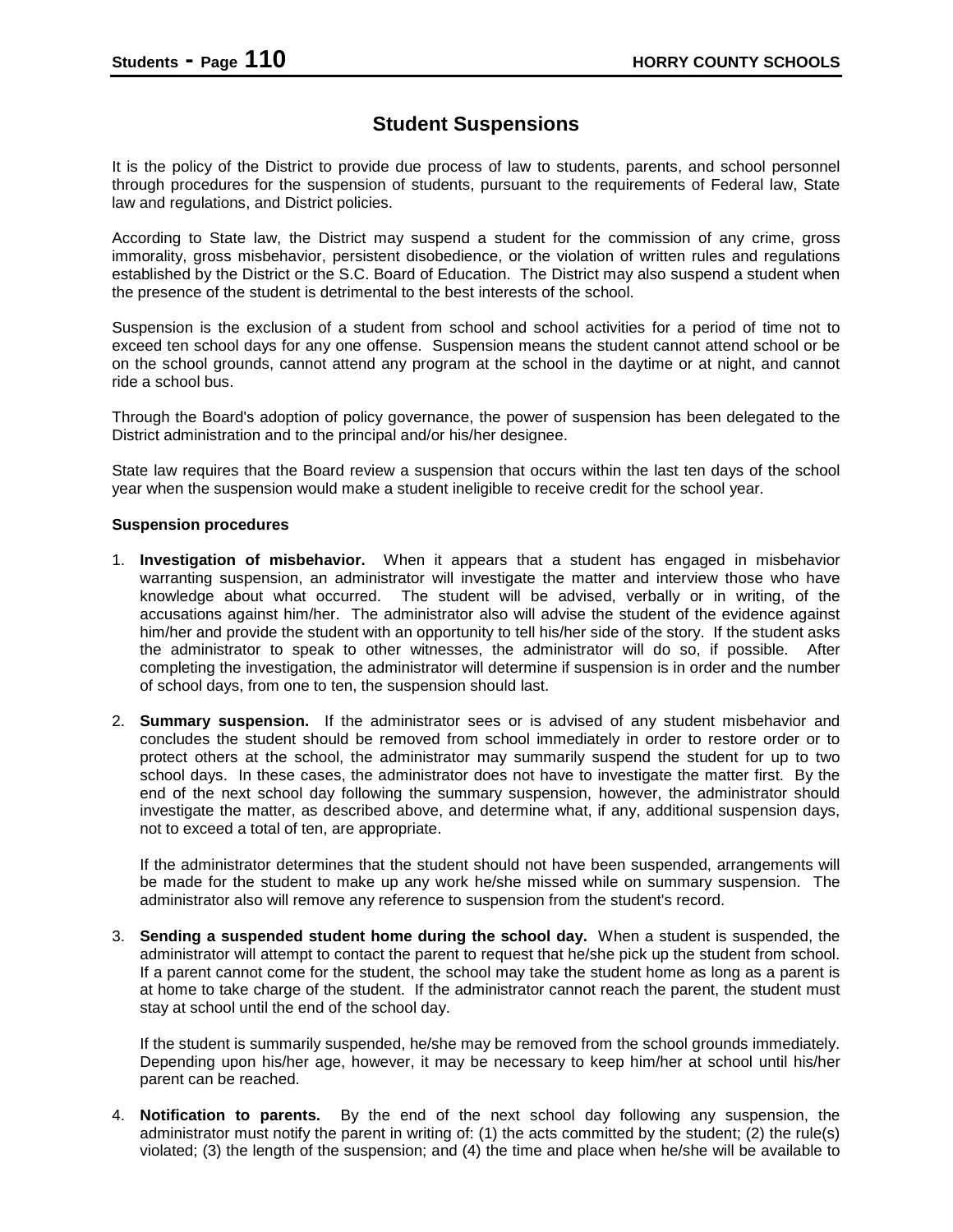# Student Suspensions

It is the policy of the District to provide due process of law to students, parents, and school personnel through procedures for the suspension of students, pursuant to the requirements of Federal law, State law and regulations, and District policies.

According to State law, the District may suspend a student for the commission of any crime, gross immorality, gross misbehavior, persistent disobedience, or the violation of written rules and regulations established by the District or the S.C. Board of Education. The District may also suspend a student when the presence of the student is detrimental to the best interests of the school.

Suspension is the exclusion of a student from school and school activities for a period of time not to exceed ten school days for any one offense. Suspension means the student cannot attend school or be on the school grounds, cannot attend any program at the school in the daytime or at night, and cannot ride a school bus.

Through the Board's adoption of policy governance, the power of suspension has been delegated to the District administration and to the principal and/or his/her designee.

State law requires that the Board review a suspension that occurs within the last ten days of the school year when the suspension would make a student ineligible to receive credit for the school year.

**Suspension procedures**

1. **Investigation of misbehavior.** When it appears that a student has engaged in misbehavior warranting suspension, an administrator will investigate the matter and interview those who have knowledge about what occurred. The student will be advised, verbally or in writing, of the accusations against him/her. The administrator also will advise the student of the evidence against him/her and provide the student with an opportunity to tell his/her side of the story. If the student asks the administrator to speak to other witnesses, the administrator will do so, if possible. After completing the investigation, the administrator will determine if suspension is in order and the number of school days, from one to ten, the suspension should last.

2. **Summary suspension.** If the administrator sees or is advised of any student misbehavior and concludes the student should be removed from school immediately in order to restore order or to protect others at the school, the administrator may summarily suspend the student for up to two school days. In these cases, the administrator does not have to investigate the matter first. By the end of the next school day following the summary suspension, however, the administrator should investigate the matter, as described above, and determine what, if any, additional suspension days, not to exceed a total of ten, are appropriate.

   If the administrator determines that the student should not have been suspended, arrangements will be made for the student to make up any work he/she missed while on summary suspension. The administrator also will remove any reference to suspension from the student's record.

3. **Sending a suspended student home during the school day.** When a student is suspended, the administrator will attempt to contact the parent to request that he/she pick up the student from school. If a parent cannot come for the student, the school may take the student home as long as a parent is at home to take charge of the student. If the administrator cannot reach the parent, the student must stay at school until the end of the school day.

   If the student is summarily suspended, he/she may be removed from the school grounds immediately. Depending upon his/her age, however, it may be necessary to keep him/her at school until his/her parent can be reached.

4. **Notification to parents.** By the end of the next school day following any suspension, the administrator must notify the parent in writing of: (1) the acts committed by the student; (2) the rule(s) violated; (3) the length of the suspension; and (4) the time and place when he/she will be available to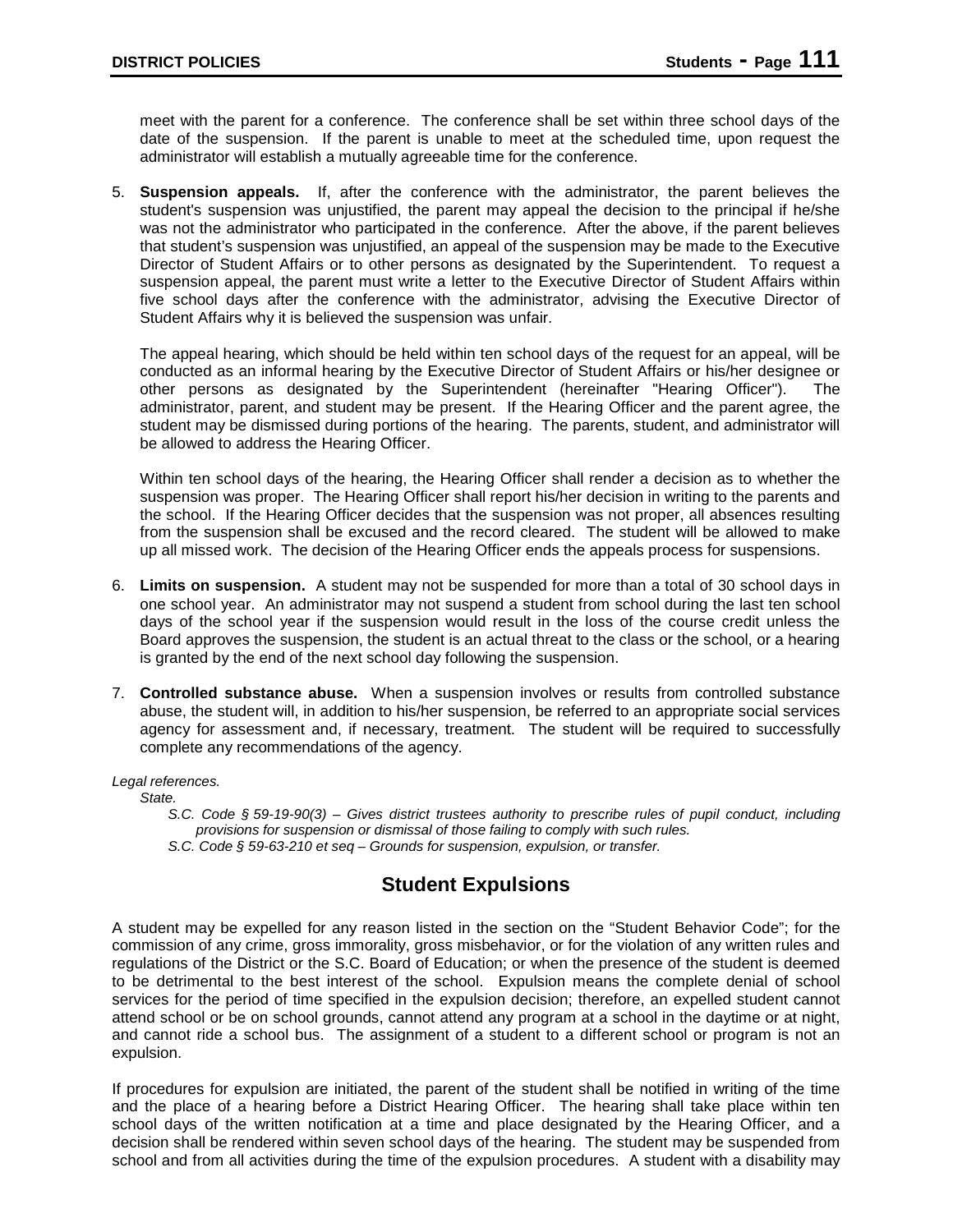meet with the parent for a conference. The conference shall be set within three school days of the date of the suspension. If the parent is unable to meet at the scheduled time, upon request the administrator will establish a mutually agreeable time for the conference.

5. **Suspension appeals.** If, after the conference with the administrator, the parent believes the student's suspension was unjustified, the parent may appeal the decision to the principal if he/she was not the administrator who participated in the conference. After the above, if the parent believes that student's suspension was unjustified, an appeal of the suspension may be made to the Executive Director of Student Affairs or to other persons as designated by the Superintendent. To request a suspension appeal, the parent must write a letter to the Executive Director of Student Affairs within five school days after the conference with the administrator, advising the Executive Director of Student Affairs why it is believed the suspension was unfair.

   The appeal hearing, which should be held within ten school days of the request for an appeal, will be conducted as an informal hearing by the Executive Director of Student Affairs or his/her designee or other persons as designated by the Superintendent (hereinafter "Hearing Officer"). The administrator, parent, and student may be present. If the Hearing Officer and the parent agree, the student may be dismissed during portions of the hearing. The parents, student, and administrator will be allowed to address the Hearing Officer.

   Within ten school days of the hearing, the Hearing Officer shall render a decision as to whether the suspension was proper. The Hearing Officer shall report his/her decision in writing to the parents and the school. If the Hearing Officer decides that the suspension was not proper, all absences resulting from the suspension shall be excused and the record cleared. The student will be allowed to make up all missed work. The decision of the Hearing Officer ends the appeals process for suspensions.

6. **Limits on suspension.** A student may not be suspended for more than a total of 30 school days in one school year. An administrator may not suspend a student from school during the last ten school days of the school year if the suspension would result in the loss of the course credit unless the Board approves the suspension, the student is an actual threat to the class or the school, or a hearing is granted by the end of the next school day following the suspension.

7. **Controlled substance abuse.** When a suspension involves or results from controlled substance abuse, the student will, in addition to his/her suspension, be referred to an appropriate social services agency for assessment and, if necessary, treatment. The student will be required to successfully complete any recommendations of the agency.

*Legal references.*

*State.*

*S.C. Code § 59-19-90(3) – Gives district trustees authority to prescribe rules of pupil conduct, including provisions for suspension or dismissal of those failing to comply with such rules.*

*S.C. Code § 59-63-210 et seq – Grounds for suspension, expulsion, or transfer.*

## Student Expulsions

A student may be expelled for any reason listed in the section on the "Student Behavior Code"; for the commission of any crime, gross immorality, gross misbehavior, or for the violation of any written rules and regulations of the District or the S.C. Board of Education; or when the presence of the student is deemed to be detrimental to the best interest of the school. Expulsion means the complete denial of school services for the period of time specified in the expulsion decision; therefore, an expelled student cannot attend school or be on school grounds, cannot attend any program at a school in the daytime or at night, and cannot ride a school bus. The assignment of a student to a different school or program is not an expulsion.

If procedures for expulsion are initiated, the parent of the student shall be notified in writing of the time and the place of a hearing before a District Hearing Officer. The hearing shall take place within ten school days of the written notification at a time and place designated by the Hearing Officer, and a decision shall be rendered within seven school days of the hearing. The student may be suspended from school and from all activities during the time of the expulsion procedures. A student with a disability may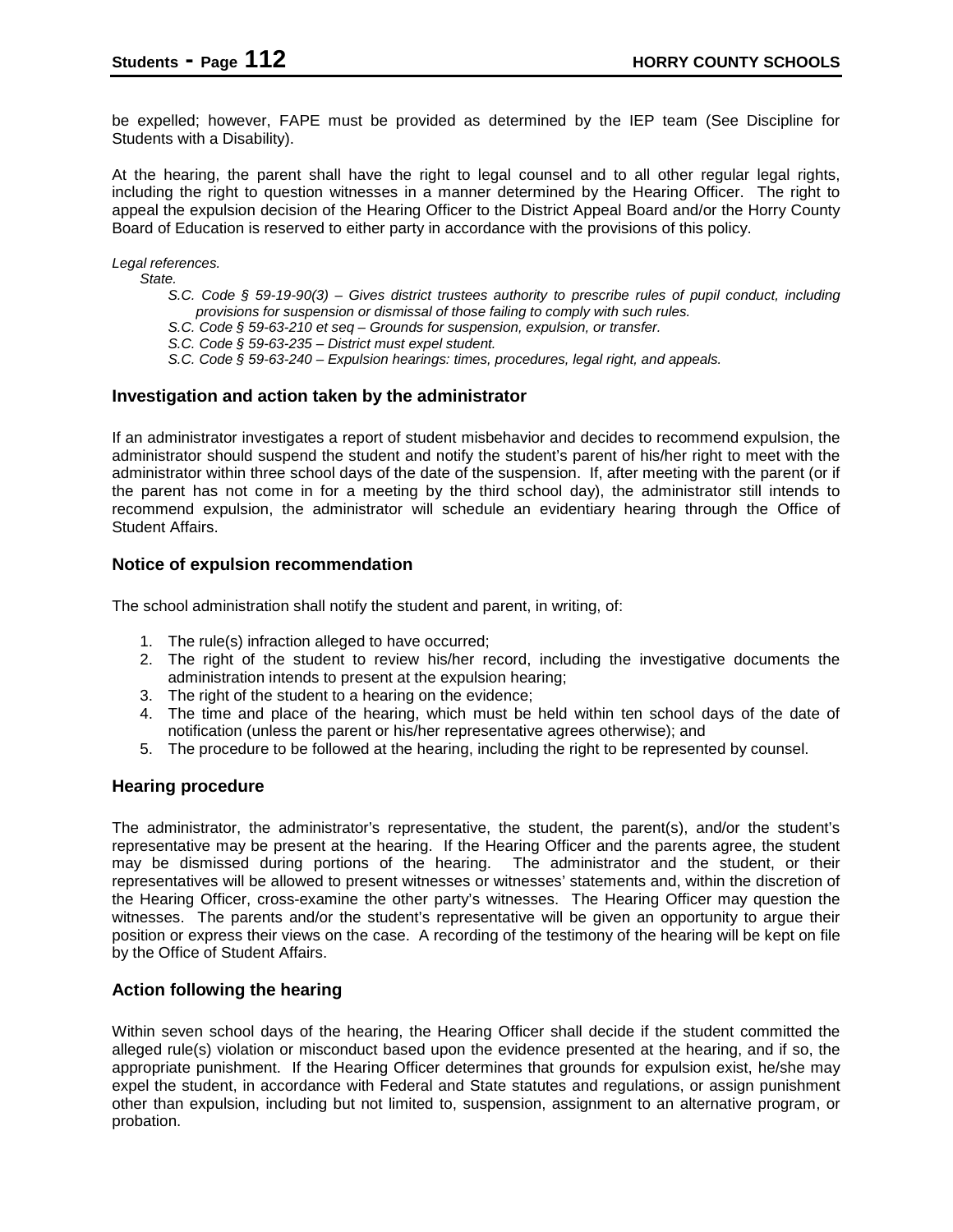be expelled; however, FAPE must be provided as determined by the IEP team (See Discipline for Students with a Disability).

At the hearing, the parent shall have the right to legal counsel and to all other regular legal rights, including the right to question witnesses in a manner determined by the Hearing Officer. The right to appeal the expulsion decision of the Hearing Officer to the District Appeal Board and/or the Horry County Board of Education is reserved to either party in accordance with the provisions of this policy.

*Legal references.*

*State.*

- *S.C. Code § 59-19-90(3) – Gives district trustees authority to prescribe rules of pupil conduct, including provisions for suspension or dismissal of those failing to comply with such rules.*
- *S.C. Code § 59-63-210 et seq – Grounds for suspension, expulsion, or transfer.*
- *S.C. Code § 59-63-235 – District must expel student.*
- *S.C. Code § 59-63-240 – Expulsion hearings: times, procedures, legal right, and appeals.*

### Investigation and action taken by the administrator

If an administrator investigates a report of student misbehavior and decides to recommend expulsion, the administrator should suspend the student and notify the student's parent of his/her right to meet with the administrator within three school days of the date of the suspension. If, after meeting with the parent (or if the parent has not come in for a meeting by the third school day), the administrator still intends to recommend expulsion, the administrator will schedule an evidentiary hearing through the Office of Student Affairs.

### Notice of expulsion recommendation

The school administration shall notify the student and parent, in writing, of:

1. The rule(s) infraction alleged to have occurred;
2. The right of the student to review his/her record, including the investigative documents the administration intends to present at the expulsion hearing;
3. The right of the student to a hearing on the evidence;
4. The time and place of the hearing, which must be held within ten school days of the date of notification (unless the parent or his/her representative agrees otherwise); and
5. The procedure to be followed at the hearing, including the right to be represented by counsel.

### Hearing procedure

The administrator, the administrator's representative, the student, the parent(s), and/or the student's representative may be present at the hearing. If the Hearing Officer and the parents agree, the student may be dismissed during portions of the hearing. The administrator and the student, or their representatives will be allowed to present witnesses or witnesses' statements and, within the discretion of the Hearing Officer, cross-examine the other party's witnesses. The Hearing Officer may question the witnesses. The parents and/or the student's representative will be given an opportunity to argue their position or express their views on the case. A recording of the testimony of the hearing will be kept on file by the Office of Student Affairs.

### Action following the hearing

Within seven school days of the hearing, the Hearing Officer shall decide if the student committed the alleged rule(s) violation or misconduct based upon the evidence presented at the hearing, and if so, the appropriate punishment. If the Hearing Officer determines that grounds for expulsion exist, he/she may expel the student, in accordance with Federal and State statutes and regulations, or assign punishment other than expulsion, including but not limited to, suspension, assignment to an alternative program, or probation.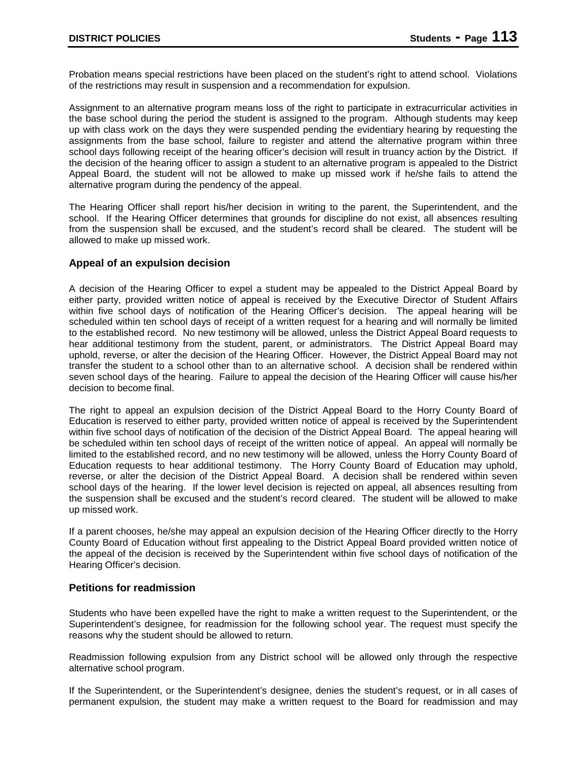Probation means special restrictions have been placed on the student's right to attend school. Violations of the restrictions may result in suspension and a recommendation for expulsion.

Assignment to an alternative program means loss of the right to participate in extracurricular activities in the base school during the period the student is assigned to the program. Although students may keep up with class work on the days they were suspended pending the evidentiary hearing by requesting the assignments from the base school, failure to register and attend the alternative program within three school days following receipt of the hearing officer's decision will result in truancy action by the District. If the decision of the hearing officer to assign a student to an alternative program is appealed to the District Appeal Board, the student will not be allowed to make up missed work if he/she fails to attend the alternative program during the pendency of the appeal.

The Hearing Officer shall report his/her decision in writing to the parent, the Superintendent, and the school. If the Hearing Officer determines that grounds for discipline do not exist, all absences resulting from the suspension shall be excused, and the student's record shall be cleared. The student will be allowed to make up missed work.

### Appeal of an expulsion decision

A decision of the Hearing Officer to expel a student may be appealed to the District Appeal Board by either party, provided written notice of appeal is received by the Executive Director of Student Affairs within five school days of notification of the Hearing Officer's decision. The appeal hearing will be scheduled within ten school days of receipt of a written request for a hearing and will normally be limited to the established record. No new testimony will be allowed, unless the District Appeal Board requests to hear additional testimony from the student, parent, or administrators. The District Appeal Board may uphold, reverse, or alter the decision of the Hearing Officer. However, the District Appeal Board may not transfer the student to a school other than to an alternative school. A decision shall be rendered within seven school days of the hearing. Failure to appeal the decision of the Hearing Officer will cause his/her decision to become final.

The right to appeal an expulsion decision of the District Appeal Board to the Horry County Board of Education is reserved to either party, provided written notice of appeal is received by the Superintendent within five school days of notification of the decision of the District Appeal Board. The appeal hearing will be scheduled within ten school days of receipt of the written notice of appeal. An appeal will normally be limited to the established record, and no new testimony will be allowed, unless the Horry County Board of Education requests to hear additional testimony. The Horry County Board of Education may uphold, reverse, or alter the decision of the District Appeal Board. A decision shall be rendered within seven school days of the hearing. If the lower level decision is rejected on appeal, all absences resulting from the suspension shall be excused and the student's record cleared. The student will be allowed to make up missed work.

If a parent chooses, he/she may appeal an expulsion decision of the Hearing Officer directly to the Horry County Board of Education without first appealing to the District Appeal Board provided written notice of the appeal of the decision is received by the Superintendent within five school days of notification of the Hearing Officer's decision.

### Petitions for readmission

Students who have been expelled have the right to make a written request to the Superintendent, or the Superintendent's designee, for readmission for the following school year. The request must specify the reasons why the student should be allowed to return.

Readmission following expulsion from any District school will be allowed only through the respective alternative school program.

If the Superintendent, or the Superintendent's designee, denies the student's request, or in all cases of permanent expulsion, the student may make a written request to the Board for readmission and may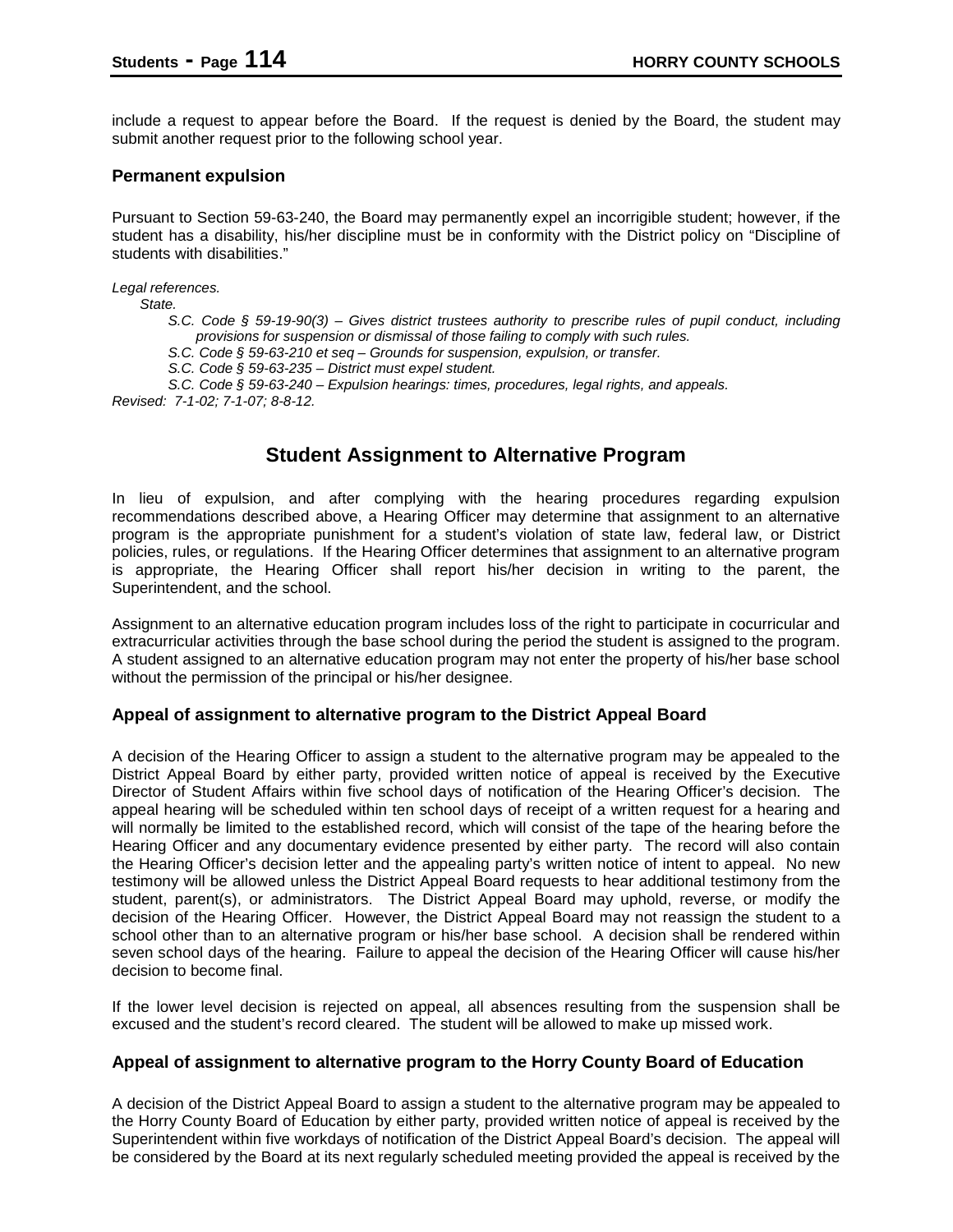include a request to appear before the Board. If the request is denied by the Board, the student may submit another request prior to the following school year.

### Permanent expulsion

Pursuant to Section 59-63-240, the Board may permanently expel an incorrigible student; however, if the student has a disability, his/her discipline must be in conformity with the District policy on "Discipline of students with disabilities."

*Legal references.*

*State.*

*S.C. Code § 59-19-90(3) – Gives district trustees authority to prescribe rules of pupil conduct, including provisions for suspension or dismissal of those failing to comply with such rules.*

*S.C. Code § 59-63-210 et seq – Grounds for suspension, expulsion, or transfer.*

*S.C. Code § 59-63-235 – District must expel student.*

*S.C. Code § 59-63-240 – Expulsion hearings: times, procedures, legal rights, and appeals.*

*Revised: 7-1-02; 7-1-07; 8-8-12.*

## Student Assignment to Alternative Program

In lieu of expulsion, and after complying with the hearing procedures regarding expulsion recommendations described above, a Hearing Officer may determine that assignment to an alternative program is the appropriate punishment for a student's violation of state law, federal law, or District policies, rules, or regulations. If the Hearing Officer determines that assignment to an alternative program is appropriate, the Hearing Officer shall report his/her decision in writing to the parent, the Superintendent, and the school.

Assignment to an alternative education program includes loss of the right to participate in cocurricular and extracurricular activities through the base school during the period the student is assigned to the program. A student assigned to an alternative education program may not enter the property of his/her base school without the permission of the principal or his/her designee.

### Appeal of assignment to alternative program to the District Appeal Board

A decision of the Hearing Officer to assign a student to the alternative program may be appealed to the District Appeal Board by either party, provided written notice of appeal is received by the Executive Director of Student Affairs within five school days of notification of the Hearing Officer's decision. The appeal hearing will be scheduled within ten school days of receipt of a written request for a hearing and will normally be limited to the established record, which will consist of the tape of the hearing before the Hearing Officer and any documentary evidence presented by either party. The record will also contain the Hearing Officer's decision letter and the appealing party's written notice of intent to appeal. No new testimony will be allowed unless the District Appeal Board requests to hear additional testimony from the student, parent(s), or administrators. The District Appeal Board may uphold, reverse, or modify the decision of the Hearing Officer. However, the District Appeal Board may not reassign the student to a school other than to an alternative program or his/her base school. A decision shall be rendered within seven school days of the hearing. Failure to appeal the decision of the Hearing Officer will cause his/her decision to become final.

If the lower level decision is rejected on appeal, all absences resulting from the suspension shall be excused and the student's record cleared. The student will be allowed to make up missed work.

### Appeal of assignment to alternative program to the Horry County Board of Education

A decision of the District Appeal Board to assign a student to the alternative program may be appealed to the Horry County Board of Education by either party, provided written notice of appeal is received by the Superintendent within five workdays of notification of the District Appeal Board's decision. The appeal will be considered by the Board at its next regularly scheduled meeting provided the appeal is received by the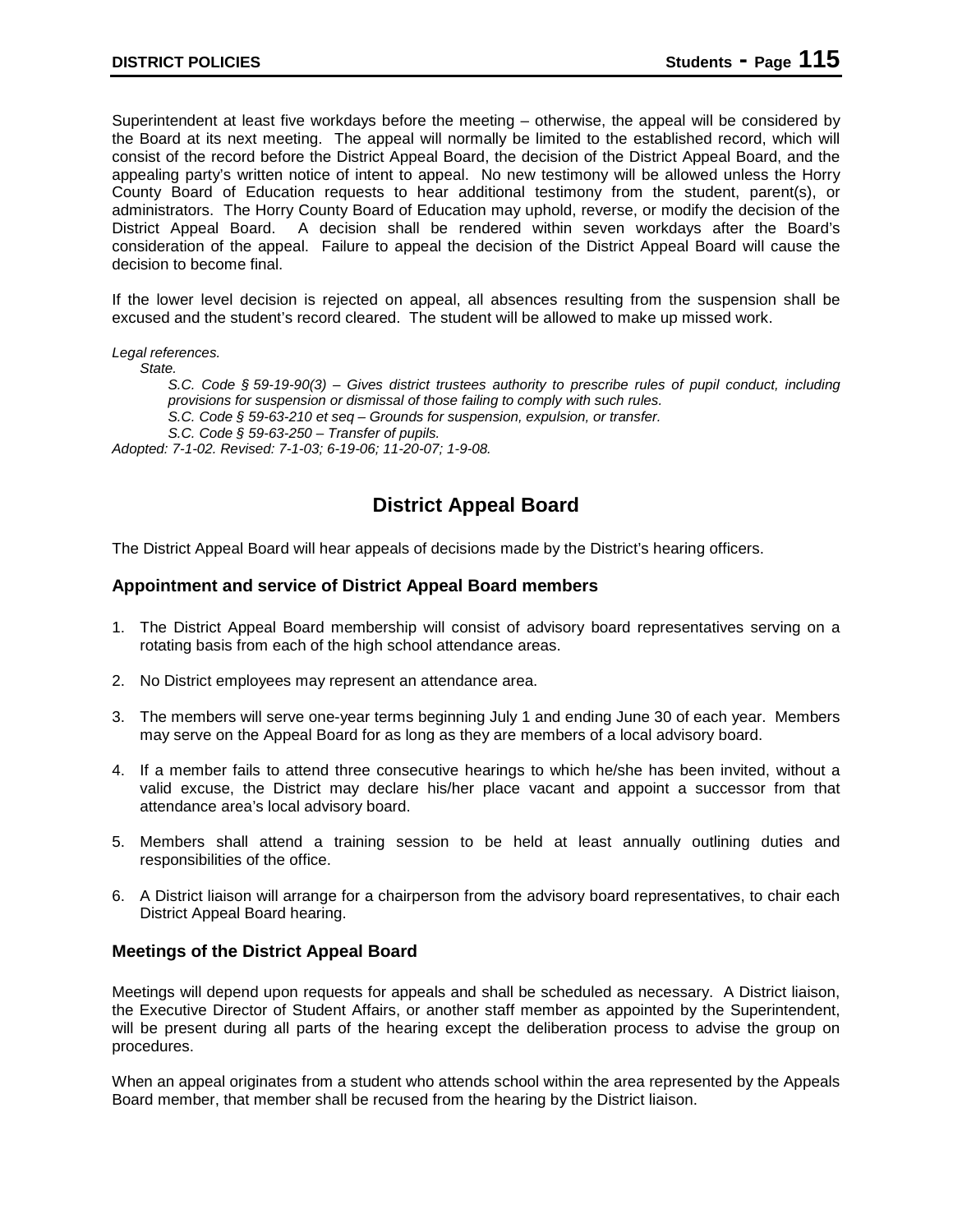Superintendent at least five workdays before the meeting – otherwise, the appeal will be considered by the Board at its next meeting. The appeal will normally be limited to the established record, which will consist of the record before the District Appeal Board, the decision of the District Appeal Board, and the appealing party's written notice of intent to appeal. No new testimony will be allowed unless the Horry County Board of Education requests to hear additional testimony from the student, parent(s), or administrators. The Horry County Board of Education may uphold, reverse, or modify the decision of the District Appeal Board. A decision shall be rendered within seven workdays after the Board's consideration of the appeal. Failure to appeal the decision of the District Appeal Board will cause the decision to become final.

If the lower level decision is rejected on appeal, all absences resulting from the suspension shall be excused and the student's record cleared. The student will be allowed to make up missed work.

*Legal references.*

*State.*

*S.C. Code § 59-19-90(3) – Gives district trustees authority to prescribe rules of pupil conduct, including provisions for suspension or dismissal of those failing to comply with such rules.*

*S.C. Code § 59-63-210 et seq – Grounds for suspension, expulsion, or transfer.*

*S.C. Code § 59-63-250 – Transfer of pupils.*

*Adopted: 7-1-02. Revised: 7-1-03; 6-19-06; 11-20-07; 1-9-08.*

## District Appeal Board

The District Appeal Board will hear appeals of decisions made by the District's hearing officers.

### Appointment and service of District Appeal Board members

1. The District Appeal Board membership will consist of advisory board representatives serving on a rotating basis from each of the high school attendance areas.

2. No District employees may represent an attendance area.

3. The members will serve one-year terms beginning July 1 and ending June 30 of each year. Members may serve on the Appeal Board for as long as they are members of a local advisory board.

4. If a member fails to attend three consecutive hearings to which he/she has been invited, without a valid excuse, the District may declare his/her place vacant and appoint a successor from that attendance area's local advisory board.

5. Members shall attend a training session to be held at least annually outlining duties and responsibilities of the office.

6. A District liaison will arrange for a chairperson from the advisory board representatives, to chair each District Appeal Board hearing.

### Meetings of the District Appeal Board

Meetings will depend upon requests for appeals and shall be scheduled as necessary. A District liaison, the Executive Director of Student Affairs, or another staff member as appointed by the Superintendent, will be present during all parts of the hearing except the deliberation process to advise the group on procedures.

When an appeal originates from a student who attends school within the area represented by the Appeals Board member, that member shall be recused from the hearing by the District liaison.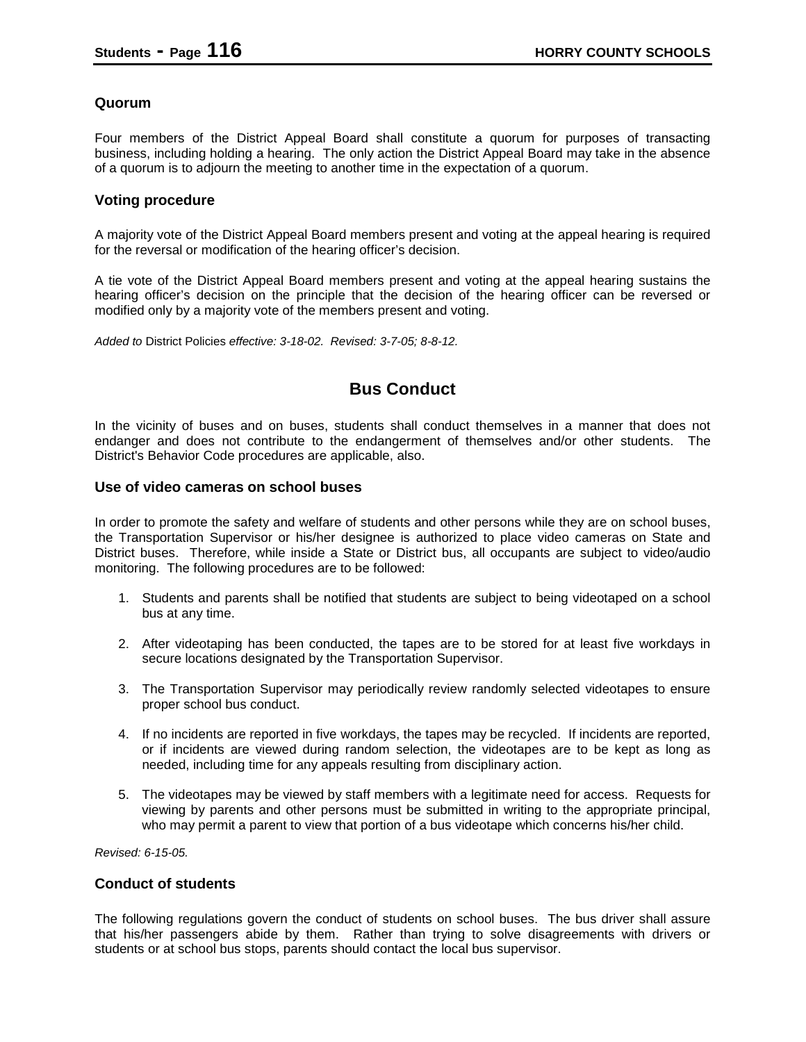### Quorum

Four members of the District Appeal Board shall constitute a quorum for purposes of transacting business, including holding a hearing. The only action the District Appeal Board may take in the absence of a quorum is to adjourn the meeting to another time in the expectation of a quorum.

### Voting procedure

A majority vote of the District Appeal Board members present and voting at the appeal hearing is required for the reversal or modification of the hearing officer's decision.

A tie vote of the District Appeal Board members present and voting at the appeal hearing sustains the hearing officer's decision on the principle that the decision of the hearing officer can be reversed or modified only by a majority vote of the members present and voting.

*Added to* District Policies *effective: 3-18-02. Revised: 3-7-05; 8-8-12.*

## Bus Conduct

In the vicinity of buses and on buses, students shall conduct themselves in a manner that does not endanger and does not contribute to the endangerment of themselves and/or other students. The District's Behavior Code procedures are applicable, also.

### Use of video cameras on school buses

In order to promote the safety and welfare of students and other persons while they are on school buses, the Transportation Supervisor or his/her designee is authorized to place video cameras on State and District buses. Therefore, while inside a State or District bus, all occupants are subject to video/audio monitoring. The following procedures are to be followed:

1. Students and parents shall be notified that students are subject to being videotaped on a school bus at any time.
2. After videotaping has been conducted, the tapes are to be stored for at least five workdays in secure locations designated by the Transportation Supervisor.
3. The Transportation Supervisor may periodically review randomly selected videotapes to ensure proper school bus conduct.
4. If no incidents are reported in five workdays, the tapes may be recycled. If incidents are reported, or if incidents are viewed during random selection, the videotapes are to be kept as long as needed, including time for any appeals resulting from disciplinary action.
5. The videotapes may be viewed by staff members with a legitimate need for access. Requests for viewing by parents and other persons must be submitted in writing to the appropriate principal, who may permit a parent to view that portion of a bus videotape which concerns his/her child.

*Revised: 6-15-05.*

### Conduct of students

The following regulations govern the conduct of students on school buses. The bus driver shall assure that his/her passengers abide by them. Rather than trying to solve disagreements with drivers or students or at school bus stops, parents should contact the local bus supervisor.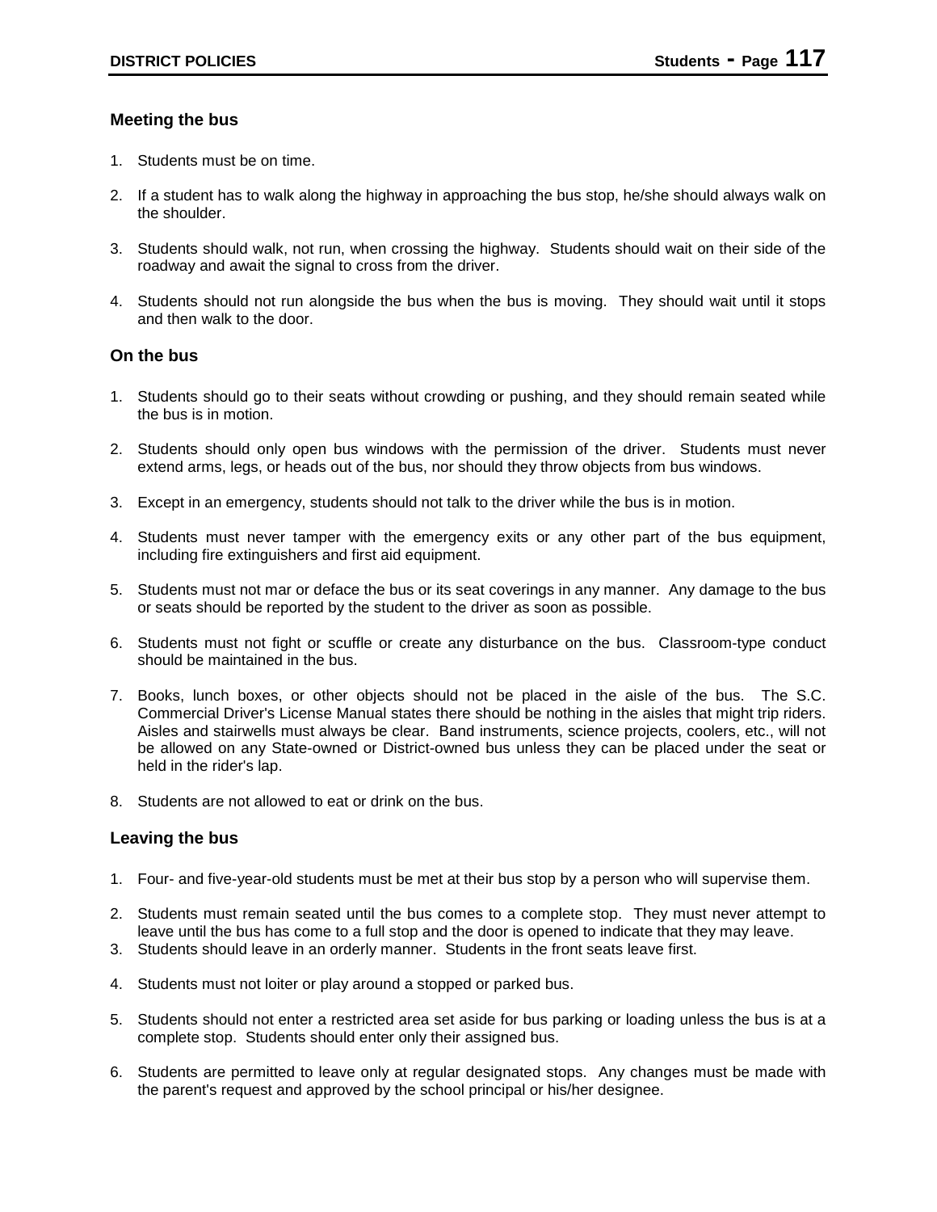### Meeting the bus

1. Students must be on time.

2. If a student has to walk along the highway in approaching the bus stop, he/she should always walk on the shoulder.

3. Students should walk, not run, when crossing the highway. Students should wait on their side of the roadway and await the signal to cross from the driver.

4. Students should not run alongside the bus when the bus is moving. They should wait until it stops and then walk to the door.

### On the bus

1. Students should go to their seats without crowding or pushing, and they should remain seated while the bus is in motion.

2. Students should only open bus windows with the permission of the driver. Students must never extend arms, legs, or heads out of the bus, nor should they throw objects from bus windows.

3. Except in an emergency, students should not talk to the driver while the bus is in motion.

4. Students must never tamper with the emergency exits or any other part of the bus equipment, including fire extinguishers and first aid equipment.

5. Students must not mar or deface the bus or its seat coverings in any manner. Any damage to the bus or seats should be reported by the student to the driver as soon as possible.

6. Students must not fight or scuffle or create any disturbance on the bus. Classroom-type conduct should be maintained in the bus.

7. Books, lunch boxes, or other objects should not be placed in the aisle of the bus. The S.C. Commercial Driver's License Manual states there should be nothing in the aisles that might trip riders. Aisles and stairwells must always be clear. Band instruments, science projects, coolers, etc., will not be allowed on any State-owned or District-owned bus unless they can be placed under the seat or held in the rider's lap.

8. Students are not allowed to eat or drink on the bus.

### Leaving the bus

1. Four- and five-year-old students must be met at their bus stop by a person who will supervise them.

2. Students must remain seated until the bus comes to a complete stop. They must never attempt to leave until the bus has come to a full stop and the door is opened to indicate that they may leave.

3. Students should leave in an orderly manner. Students in the front seats leave first.

4. Students must not loiter or play around a stopped or parked bus.

5. Students should not enter a restricted area set aside for bus parking or loading unless the bus is at a complete stop. Students should enter only their assigned bus.

6. Students are permitted to leave only at regular designated stops. Any changes must be made with the parent's request and approved by the school principal or his/her designee.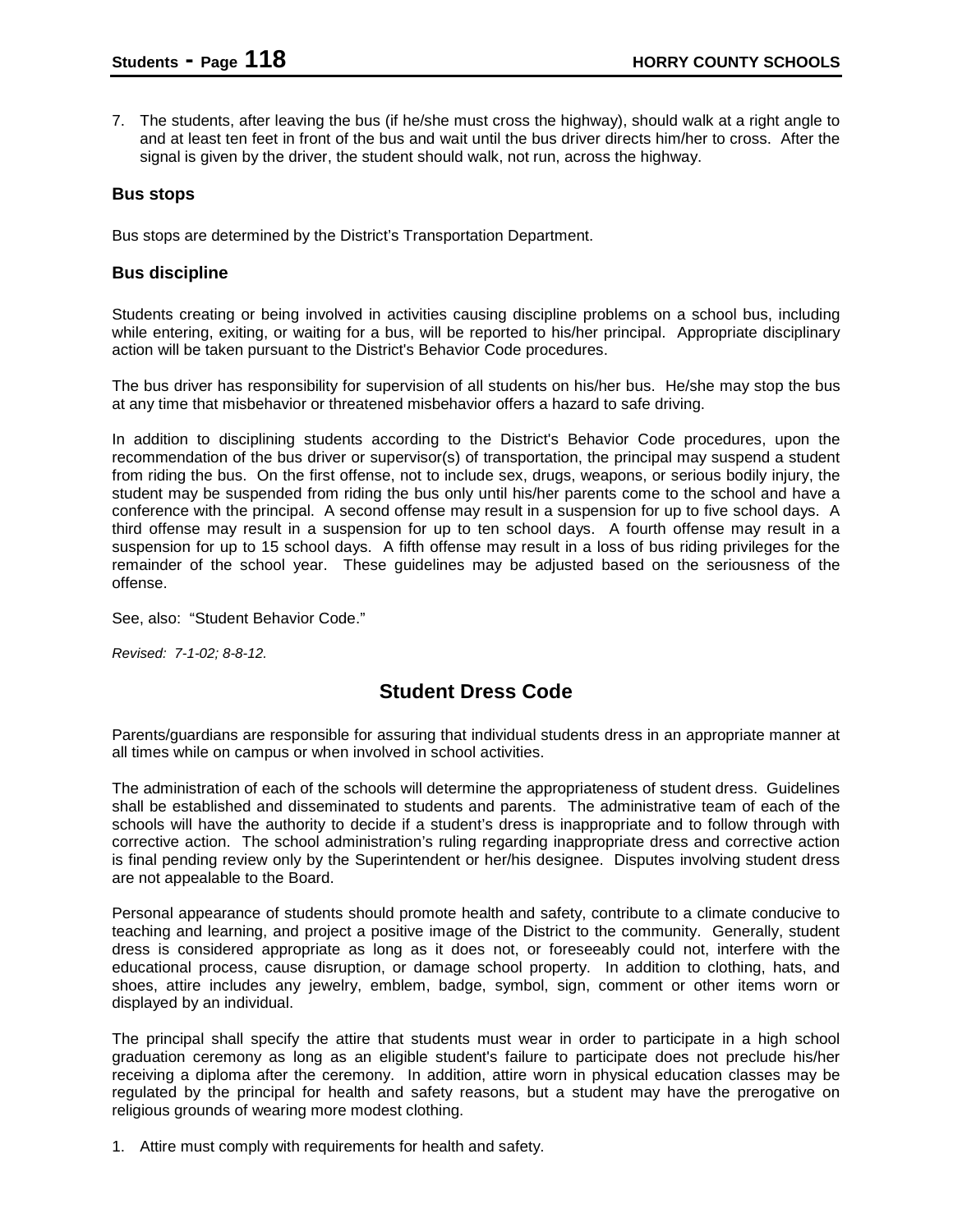7. The students, after leaving the bus (if he/she must cross the highway), should walk at a right angle to and at least ten feet in front of the bus and wait until the bus driver directs him/her to cross. After the signal is given by the driver, the student should walk, not run, across the highway.

### Bus stops

Bus stops are determined by the District's Transportation Department.

### Bus discipline

Students creating or being involved in activities causing discipline problems on a school bus, including while entering, exiting, or waiting for a bus, will be reported to his/her principal. Appropriate disciplinary action will be taken pursuant to the District's Behavior Code procedures.

The bus driver has responsibility for supervision of all students on his/her bus. He/she may stop the bus at any time that misbehavior or threatened misbehavior offers a hazard to safe driving.

In addition to disciplining students according to the District's Behavior Code procedures, upon the recommendation of the bus driver or supervisor(s) of transportation, the principal may suspend a student from riding the bus. On the first offense, not to include sex, drugs, weapons, or serious bodily injury, the student may be suspended from riding the bus only until his/her parents come to the school and have a conference with the principal. A second offense may result in a suspension for up to five school days. A third offense may result in a suspension for up to ten school days. A fourth offense may result in a suspension for up to 15 school days. A fifth offense may result in a loss of bus riding privileges for the remainder of the school year. These guidelines may be adjusted based on the seriousness of the offense.

See, also: "Student Behavior Code."

*Revised: 7-1-02; 8-8-12.*

## Student Dress Code

Parents/guardians are responsible for assuring that individual students dress in an appropriate manner at all times while on campus or when involved in school activities.

The administration of each of the schools will determine the appropriateness of student dress. Guidelines shall be established and disseminated to students and parents. The administrative team of each of the schools will have the authority to decide if a student's dress is inappropriate and to follow through with corrective action. The school administration's ruling regarding inappropriate dress and corrective action is final pending review only by the Superintendent or her/his designee. Disputes involving student dress are not appealable to the Board.

Personal appearance of students should promote health and safety, contribute to a climate conducive to teaching and learning, and project a positive image of the District to the community. Generally, student dress is considered appropriate as long as it does not, or foreseeably could not, interfere with the educational process, cause disruption, or damage school property. In addition to clothing, hats, and shoes, attire includes any jewelry, emblem, badge, symbol, sign, comment or other items worn or displayed by an individual.

The principal shall specify the attire that students must wear in order to participate in a high school graduation ceremony as long as an eligible student's failure to participate does not preclude his/her receiving a diploma after the ceremony. In addition, attire worn in physical education classes may be regulated by the principal for health and safety reasons, but a student may have the prerogative on religious grounds of wearing more modest clothing.

1. Attire must comply with requirements for health and safety.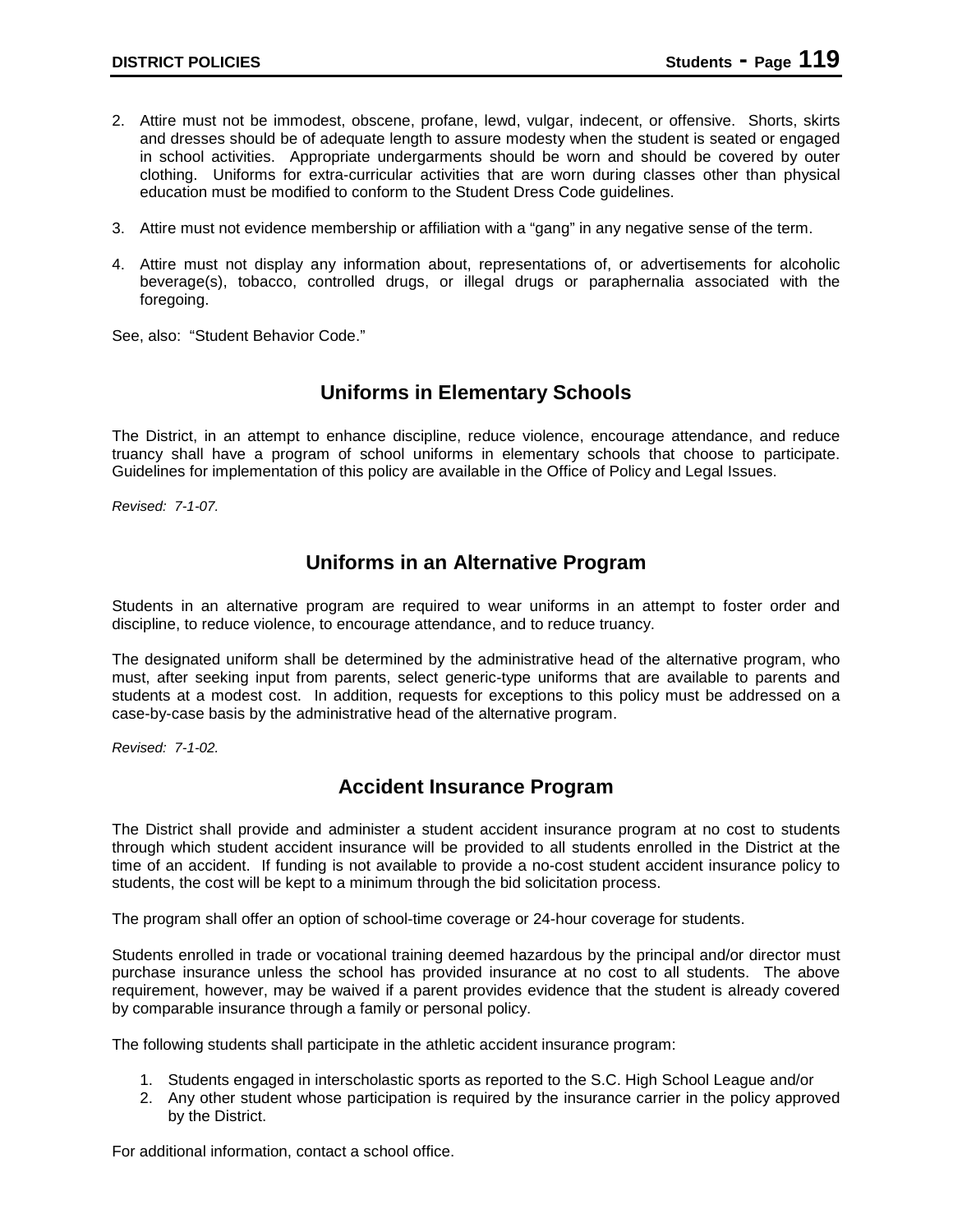2. Attire must not be immodest, obscene, profane, lewd, vulgar, indecent, or offensive. Shorts, skirts and dresses should be of adequate length to assure modesty when the student is seated or engaged in school activities. Appropriate undergarments should be worn and should be covered by outer clothing. Uniforms for extra-curricular activities that are worn during classes other than physical education must be modified to conform to the Student Dress Code guidelines.

3. Attire must not evidence membership or affiliation with a "gang" in any negative sense of the term.

4. Attire must not display any information about, representations of, or advertisements for alcoholic beverage(s), tobacco, controlled drugs, or illegal drugs or paraphernalia associated with the foregoing.

See, also: "Student Behavior Code."

## Uniforms in Elementary Schools

The District, in an attempt to enhance discipline, reduce violence, encourage attendance, and reduce truancy shall have a program of school uniforms in elementary schools that choose to participate. Guidelines for implementation of this policy are available in the Office of Policy and Legal Issues.

*Revised: 7-1-07.*

## Uniforms in an Alternative Program

Students in an alternative program are required to wear uniforms in an attempt to foster order and discipline, to reduce violence, to encourage attendance, and to reduce truancy.

The designated uniform shall be determined by the administrative head of the alternative program, who must, after seeking input from parents, select generic-type uniforms that are available to parents and students at a modest cost. In addition, requests for exceptions to this policy must be addressed on a case-by-case basis by the administrative head of the alternative program.

*Revised: 7-1-02.*

## Accident Insurance Program

The District shall provide and administer a student accident insurance program at no cost to students through which student accident insurance will be provided to all students enrolled in the District at the time of an accident. If funding is not available to provide a no-cost student accident insurance policy to students, the cost will be kept to a minimum through the bid solicitation process.

The program shall offer an option of school-time coverage or 24-hour coverage for students.

Students enrolled in trade or vocational training deemed hazardous by the principal and/or director must purchase insurance unless the school has provided insurance at no cost to all students. The above requirement, however, may be waived if a parent provides evidence that the student is already covered by comparable insurance through a family or personal policy.

The following students shall participate in the athletic accident insurance program:

1. Students engaged in interscholastic sports as reported to the S.C. High School League and/or
2. Any other student whose participation is required by the insurance carrier in the policy approved by the District.

For additional information, contact a school office.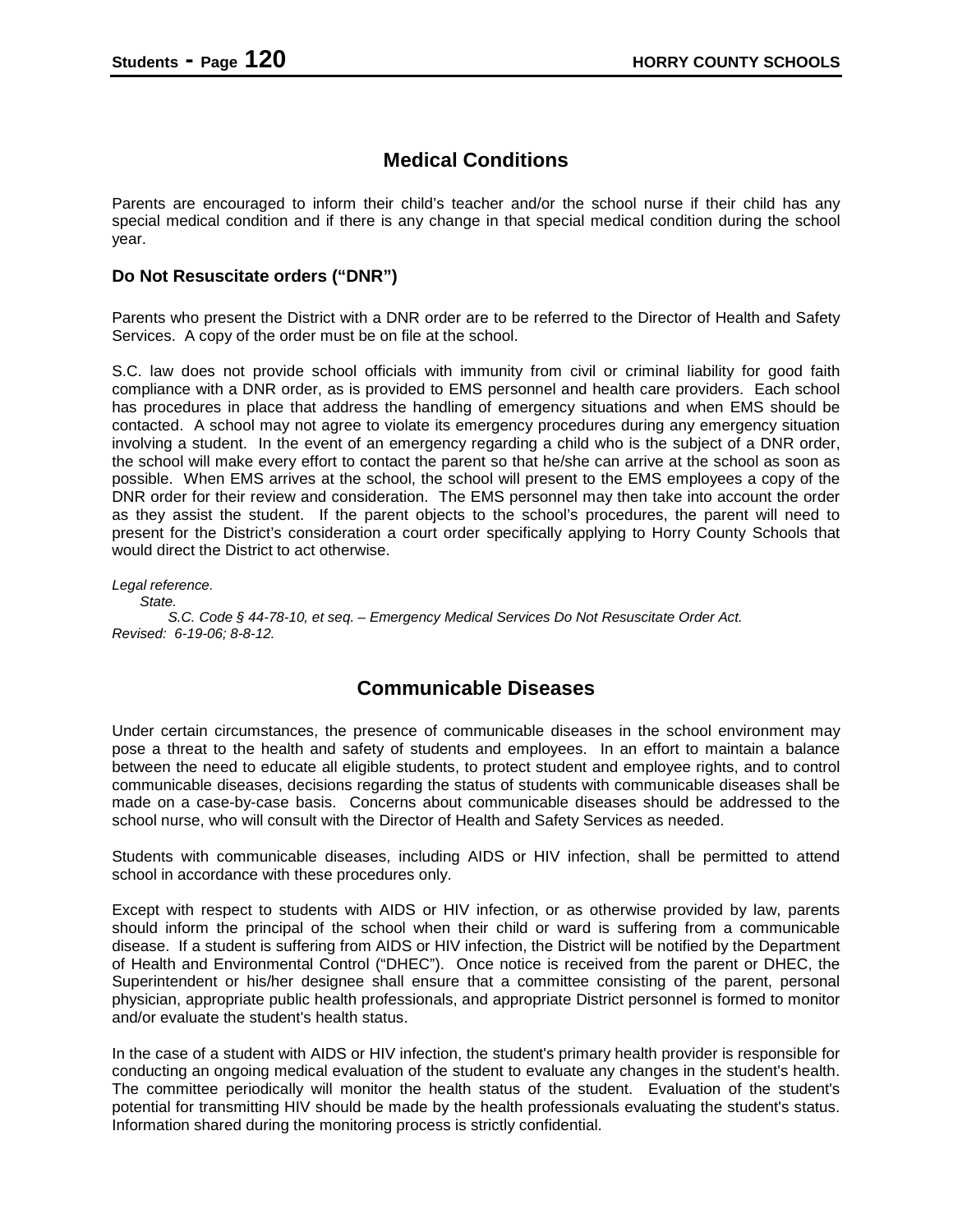## Medical Conditions

Parents are encouraged to inform their child's teacher and/or the school nurse if their child has any special medical condition and if there is any change in that special medical condition during the school year.

### Do Not Resuscitate orders ("DNR")

Parents who present the District with a DNR order are to be referred to the Director of Health and Safety Services. A copy of the order must be on file at the school.

S.C. law does not provide school officials with immunity from civil or criminal liability for good faith compliance with a DNR order, as is provided to EMS personnel and health care providers. Each school has procedures in place that address the handling of emergency situations and when EMS should be contacted. A school may not agree to violate its emergency procedures during any emergency situation involving a student. In the event of an emergency regarding a child who is the subject of a DNR order, the school will make every effort to contact the parent so that he/she can arrive at the school as soon as possible. When EMS arrives at the school, the school will present to the EMS employees a copy of the DNR order for their review and consideration. The EMS personnel may then take into account the order as they assist the student. If the parent objects to the school's procedures, the parent will need to present for the District's consideration a court order specifically applying to Horry County Schools that would direct the District to act otherwise.

*Legal reference.*
*State.*
*S.C. Code § 44-78-10, et seq. – Emergency Medical Services Do Not Resuscitate Order Act.*
*Revised: 6-19-06; 8-8-12.*

## Communicable Diseases

Under certain circumstances, the presence of communicable diseases in the school environment may pose a threat to the health and safety of students and employees. In an effort to maintain a balance between the need to educate all eligible students, to protect student and employee rights, and to control communicable diseases, decisions regarding the status of students with communicable diseases shall be made on a case-by-case basis. Concerns about communicable diseases should be addressed to the school nurse, who will consult with the Director of Health and Safety Services as needed.

Students with communicable diseases, including AIDS or HIV infection, shall be permitted to attend school in accordance with these procedures only.

Except with respect to students with AIDS or HIV infection, or as otherwise provided by law, parents should inform the principal of the school when their child or ward is suffering from a communicable disease. If a student is suffering from AIDS or HIV infection, the District will be notified by the Department of Health and Environmental Control ("DHEC"). Once notice is received from the parent or DHEC, the Superintendent or his/her designee shall ensure that a committee consisting of the parent, personal physician, appropriate public health professionals, and appropriate District personnel is formed to monitor and/or evaluate the student's health status.

In the case of a student with AIDS or HIV infection, the student's primary health provider is responsible for conducting an ongoing medical evaluation of the student to evaluate any changes in the student's health. The committee periodically will monitor the health status of the student. Evaluation of the student's potential for transmitting HIV should be made by the health professionals evaluating the student's status. Information shared during the monitoring process is strictly confidential.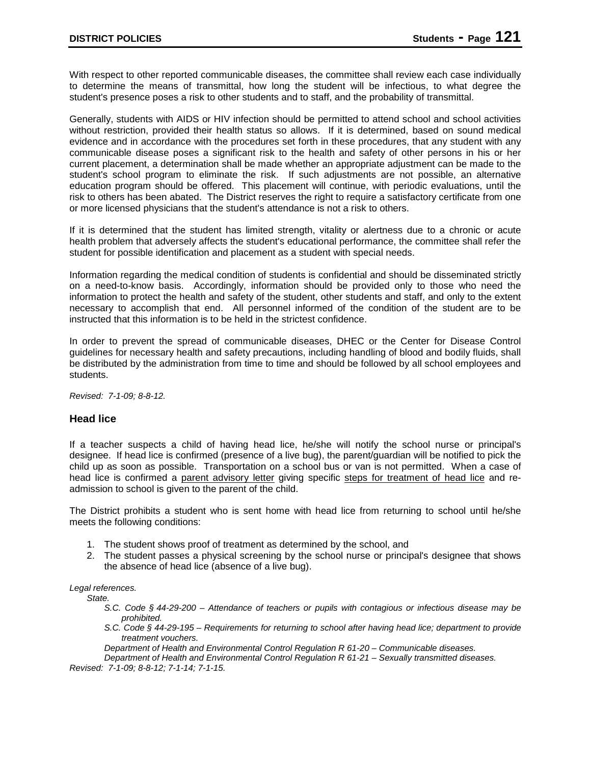With respect to other reported communicable diseases, the committee shall review each case individually to determine the means of transmittal, how long the student will be infectious, to what degree the student's presence poses a risk to other students and to staff, and the probability of transmittal.

Generally, students with AIDS or HIV infection should be permitted to attend school and school activities without restriction, provided their health status so allows. If it is determined, based on sound medical evidence and in accordance with the procedures set forth in these procedures, that any student with any communicable disease poses a significant risk to the health and safety of other persons in his or her current placement, a determination shall be made whether an appropriate adjustment can be made to the student's school program to eliminate the risk. If such adjustments are not possible, an alternative education program should be offered. This placement will continue, with periodic evaluations, until the risk to others has been abated. The District reserves the right to require a satisfactory certificate from one or more licensed physicians that the student's attendance is not a risk to others.

If it is determined that the student has limited strength, vitality or alertness due to a chronic or acute health problem that adversely affects the student's educational performance, the committee shall refer the student for possible identification and placement as a student with special needs.

Information regarding the medical condition of students is confidential and should be disseminated strictly on a need-to-know basis. Accordingly, information should be provided only to those who need the information to protect the health and safety of the student, other students and staff, and only to the extent necessary to accomplish that end. All personnel informed of the condition of the student are to be instructed that this information is to be held in the strictest confidence.

In order to prevent the spread of communicable diseases, DHEC or the Center for Disease Control guidelines for necessary health and safety precautions, including handling of blood and bodily fluids, shall be distributed by the administration from time to time and should be followed by all school employees and students.

*Revised: 7-1-09; 8-8-12.*

### Head lice

If a teacher suspects a child of having head lice, he/she will notify the school nurse or principal's designee. If head lice is confirmed (presence of a live bug), the parent/guardian will be notified to pick the child up as soon as possible. Transportation on a school bus or van is not permitted. When a case of head lice is confirmed a parent advisory letter giving specific steps for treatment of head lice and re-admission to school is given to the parent of the child.

The District prohibits a student who is sent home with head lice from returning to school until he/she meets the following conditions:

1. The student shows proof of treatment as determined by the school, and
2. The student passes a physical screening by the school nurse or principal's designee that shows the absence of head lice (absence of a live bug).

*Legal references.*

*State.*

*S.C. Code § 44-29-200 – Attendance of teachers or pupils with contagious or infectious disease may be prohibited.*

*S.C. Code § 44-29-195 – Requirements for returning to school after having head lice; department to provide treatment vouchers.*

*Department of Health and Environmental Control Regulation R 61-20 – Communicable diseases.*

*Department of Health and Environmental Control Regulation R 61-21 – Sexually transmitted diseases.*

*Revised: 7-1-09; 8-8-12; 7-1-14; 7-1-15.*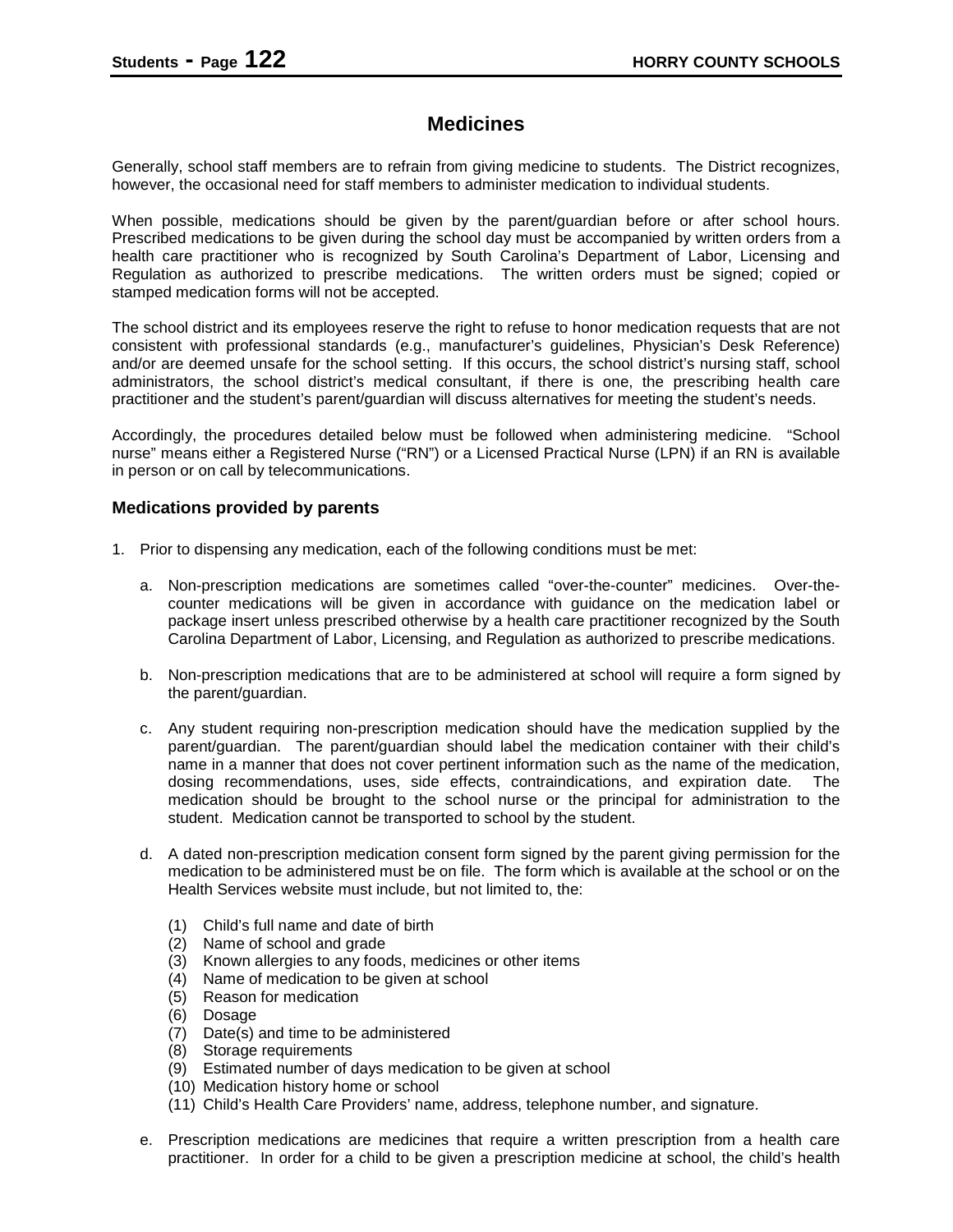## Medicines

Generally, school staff members are to refrain from giving medicine to students. The District recognizes, however, the occasional need for staff members to administer medication to individual students.

When possible, medications should be given by the parent/guardian before or after school hours. Prescribed medications to be given during the school day must be accompanied by written orders from a health care practitioner who is recognized by South Carolina's Department of Labor, Licensing and Regulation as authorized to prescribe medications. The written orders must be signed; copied or stamped medication forms will not be accepted.

The school district and its employees reserve the right to refuse to honor medication requests that are not consistent with professional standards (e.g., manufacturer's guidelines, Physician's Desk Reference) and/or are deemed unsafe for the school setting. If this occurs, the school district's nursing staff, school administrators, the school district's medical consultant, if there is one, the prescribing health care practitioner and the student's parent/guardian will discuss alternatives for meeting the student's needs.

Accordingly, the procedures detailed below must be followed when administering medicine. "School nurse" means either a Registered Nurse ("RN") or a Licensed Practical Nurse (LPN) if an RN is available in person or on call by telecommunications.

### Medications provided by parents

1. Prior to dispensing any medication, each of the following conditions must be met:

   a. Non-prescription medications are sometimes called "over-the-counter" medicines. Over-the-counter medications will be given in accordance with guidance on the medication label or package insert unless prescribed otherwise by a health care practitioner recognized by the South Carolina Department of Labor, Licensing, and Regulation as authorized to prescribe medications.

   b. Non-prescription medications that are to be administered at school will require a form signed by the parent/guardian.

   c. Any student requiring non-prescription medication should have the medication supplied by the parent/guardian. The parent/guardian should label the medication container with their child's name in a manner that does not cover pertinent information such as the name of the medication, dosing recommendations, uses, side effects, contraindications, and expiration date. The medication should be brought to the school nurse or the principal for administration to the student. Medication cannot be transported to school by the student.

   d. A dated non-prescription medication consent form signed by the parent giving permission for the medication to be administered must be on file. The form which is available at the school or on the Health Services website must include, but not limited to, the:

      (1) Child's full name and date of birth
      (2) Name of school and grade
      (3) Known allergies to any foods, medicines or other items
      (4) Name of medication to be given at school
      (5) Reason for medication
      (6) Dosage
      (7) Date(s) and time to be administered
      (8) Storage requirements
      (9) Estimated number of days medication to be given at school
      (10) Medication history home or school
      (11) Child's Health Care Providers' name, address, telephone number, and signature.

   e. Prescription medications are medicines that require a written prescription from a health care practitioner. In order for a child to be given a prescription medicine at school, the child's health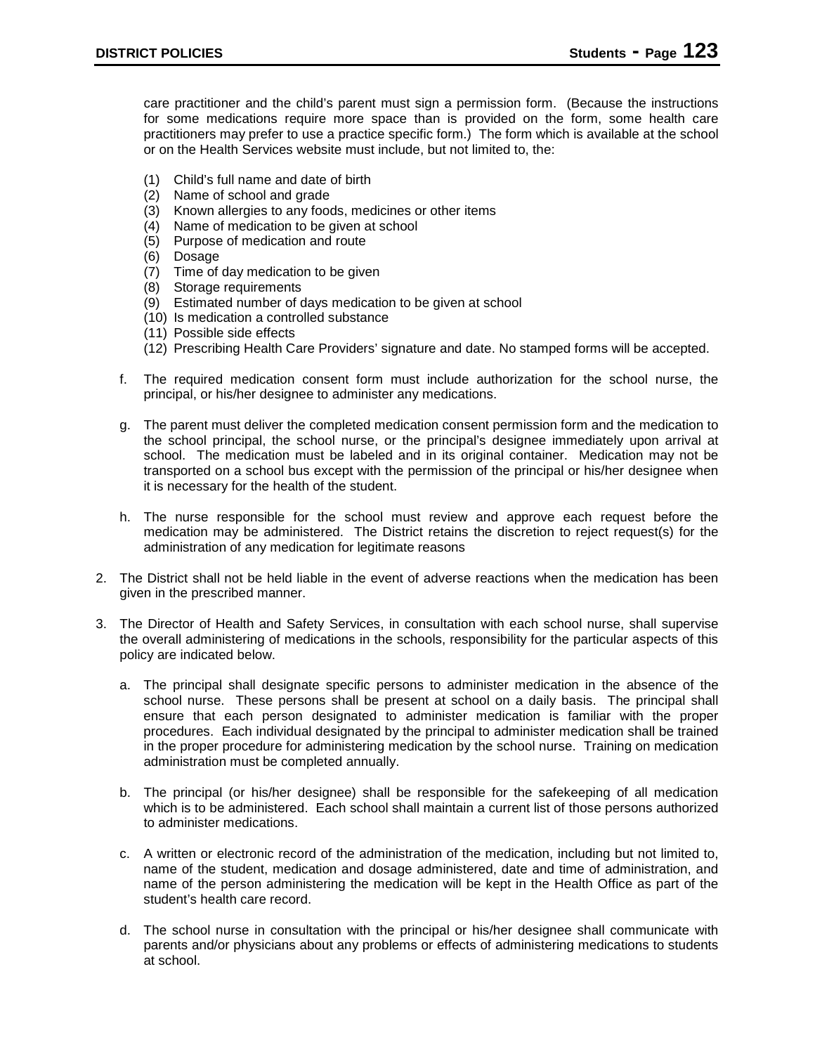care practitioner and the child's parent must sign a permission form. (Because the instructions for some medications require more space than is provided on the form, some health care practitioners may prefer to use a practice specific form.) The form which is available at the school or on the Health Services website must include, but not limited to, the:

(1) Child's full name and date of birth
(2) Name of school and grade
(3) Known allergies to any foods, medicines or other items
(4) Name of medication to be given at school
(5) Purpose of medication and route
(6) Dosage
(7) Time of day medication to be given
(8) Storage requirements
(9) Estimated number of days medication to be given at school
(10) Is medication a controlled substance
(11) Possible side effects
(12) Prescribing Health Care Providers' signature and date. No stamped forms will be accepted.

f. The required medication consent form must include authorization for the school nurse, the principal, or his/her designee to administer any medications.

g. The parent must deliver the completed medication consent permission form and the medication to the school principal, the school nurse, or the principal's designee immediately upon arrival at school. The medication must be labeled and in its original container. Medication may not be transported on a school bus except with the permission of the principal or his/her designee when it is necessary for the health of the student.

h. The nurse responsible for the school must review and approve each request before the medication may be administered. The District retains the discretion to reject request(s) for the administration of any medication for legitimate reasons

2. The District shall not be held liable in the event of adverse reactions when the medication has been given in the prescribed manner.

3. The Director of Health and Safety Services, in consultation with each school nurse, shall supervise the overall administering of medications in the schools, responsibility for the particular aspects of this policy are indicated below.

   a. The principal shall designate specific persons to administer medication in the absence of the school nurse. These persons shall be present at school on a daily basis. The principal shall ensure that each person designated to administer medication is familiar with the proper procedures. Each individual designated by the principal to administer medication shall be trained in the proper procedure for administering medication by the school nurse. Training on medication administration must be completed annually.

   b. The principal (or his/her designee) shall be responsible for the safekeeping of all medication which is to be administered. Each school shall maintain a current list of those persons authorized to administer medications.

   c. A written or electronic record of the administration of the medication, including but not limited to, name of the student, medication and dosage administered, date and time of administration, and name of the person administering the medication will be kept in the Health Office as part of the student's health care record.

   d. The school nurse in consultation with the principal or his/her designee shall communicate with parents and/or physicians about any problems or effects of administering medications to students at school.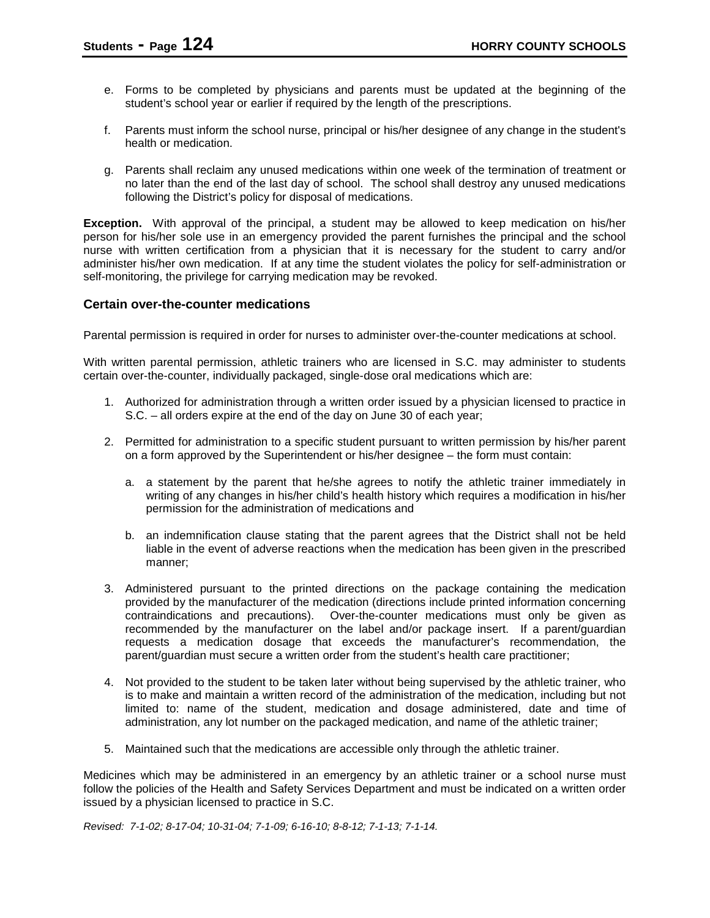e. Forms to be completed by physicians and parents must be updated at the beginning of the student's school year or earlier if required by the length of the prescriptions.

f. Parents must inform the school nurse, principal or his/her designee of any change in the student's health or medication.

g. Parents shall reclaim any unused medications within one week of the termination of treatment or no later than the end of the last day of school. The school shall destroy any unused medications following the District's policy for disposal of medications.

**Exception.** With approval of the principal, a student may be allowed to keep medication on his/her person for his/her sole use in an emergency provided the parent furnishes the principal and the school nurse with written certification from a physician that it is necessary for the student to carry and/or administer his/her own medication. If at any time the student violates the policy for self-administration or self-monitoring, the privilege for carrying medication may be revoked.

### Certain over-the-counter medications

Parental permission is required in order for nurses to administer over-the-counter medications at school.

With written parental permission, athletic trainers who are licensed in S.C. may administer to students certain over-the-counter, individually packaged, single-dose oral medications which are:

1. Authorized for administration through a written order issued by a physician licensed to practice in S.C. – all orders expire at the end of the day on June 30 of each year;

2. Permitted for administration to a specific student pursuant to written permission by his/her parent on a form approved by the Superintendent or his/her designee – the form must contain:

   a. a statement by the parent that he/she agrees to notify the athletic trainer immediately in writing of any changes in his/her child's health history which requires a modification in his/her permission for the administration of medications and

   b. an indemnification clause stating that the parent agrees that the District shall not be held liable in the event of adverse reactions when the medication has been given in the prescribed manner;

3. Administered pursuant to the printed directions on the package containing the medication provided by the manufacturer of the medication (directions include printed information concerning contraindications and precautions). Over-the-counter medications must only be given as recommended by the manufacturer on the label and/or package insert. If a parent/guardian requests a medication dosage that exceeds the manufacturer's recommendation, the parent/guardian must secure a written order from the student's health care practitioner;

4. Not provided to the student to be taken later without being supervised by the athletic trainer, who is to make and maintain a written record of the administration of the medication, including but not limited to: name of the student, medication and dosage administered, date and time of administration, any lot number on the packaged medication, and name of the athletic trainer;

5. Maintained such that the medications are accessible only through the athletic trainer.

Medicines which may be administered in an emergency by an athletic trainer or a school nurse must follow the policies of the Health and Safety Services Department and must be indicated on a written order issued by a physician licensed to practice in S.C.

*Revised: 7-1-02; 8-17-04; 10-31-04; 7-1-09; 6-16-10; 8-8-12; 7-1-13; 7-1-14.*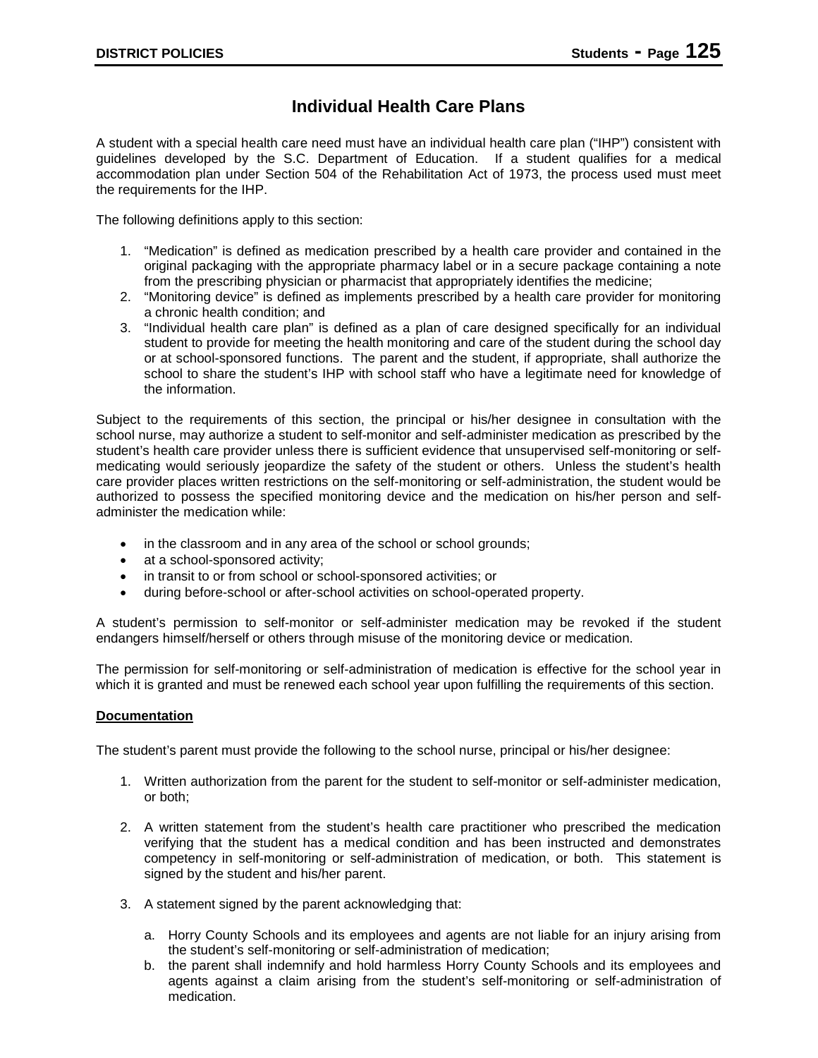# Individual Health Care Plans

A student with a special health care need must have an individual health care plan ("IHP") consistent with guidelines developed by the S.C. Department of Education. If a student qualifies for a medical accommodation plan under Section 504 of the Rehabilitation Act of 1973, the process used must meet the requirements for the IHP.

The following definitions apply to this section:

1. "Medication" is defined as medication prescribed by a health care provider and contained in the original packaging with the appropriate pharmacy label or in a secure package containing a note from the prescribing physician or pharmacist that appropriately identifies the medicine;
2. "Monitoring device" is defined as implements prescribed by a health care provider for monitoring a chronic health condition; and
3. "Individual health care plan" is defined as a plan of care designed specifically for an individual student to provide for meeting the health monitoring and care of the student during the school day or at school-sponsored functions. The parent and the student, if appropriate, shall authorize the school to share the student's IHP with school staff who have a legitimate need for knowledge of the information.

Subject to the requirements of this section, the principal or his/her designee in consultation with the school nurse, may authorize a student to self-monitor and self-administer medication as prescribed by the student's health care provider unless there is sufficient evidence that unsupervised self-monitoring or self-medicating would seriously jeopardize the safety of the student or others. Unless the student's health care provider places written restrictions on the self-monitoring or self-administration, the student would be authorized to possess the specified monitoring device and the medication on his/her person and self-administer the medication while:

- in the classroom and in any area of the school or school grounds;
- at a school-sponsored activity;
- in transit to or from school or school-sponsored activities; or
- during before-school or after-school activities on school-operated property.

A student's permission to self-monitor or self-administer medication may be revoked if the student endangers himself/herself or others through misuse of the monitoring device or medication.

The permission for self-monitoring or self-administration of medication is effective for the school year in which it is granted and must be renewed each school year upon fulfilling the requirements of this section.

**Documentation**

The student's parent must provide the following to the school nurse, principal or his/her designee:

1. Written authorization from the parent for the student to self-monitor or self-administer medication, or both;

2. A written statement from the student's health care practitioner who prescribed the medication verifying that the student has a medical condition and has been instructed and demonstrates competency in self-monitoring or self-administration of medication, or both. This statement is signed by the student and his/her parent.

3. A statement signed by the parent acknowledging that:

   a. Horry County Schools and its employees and agents are not liable for an injury arising from the student's self-monitoring or self-administration of medication;
   b. the parent shall indemnify and hold harmless Horry County Schools and its employees and agents against a claim arising from the student's self-monitoring or self-administration of medication.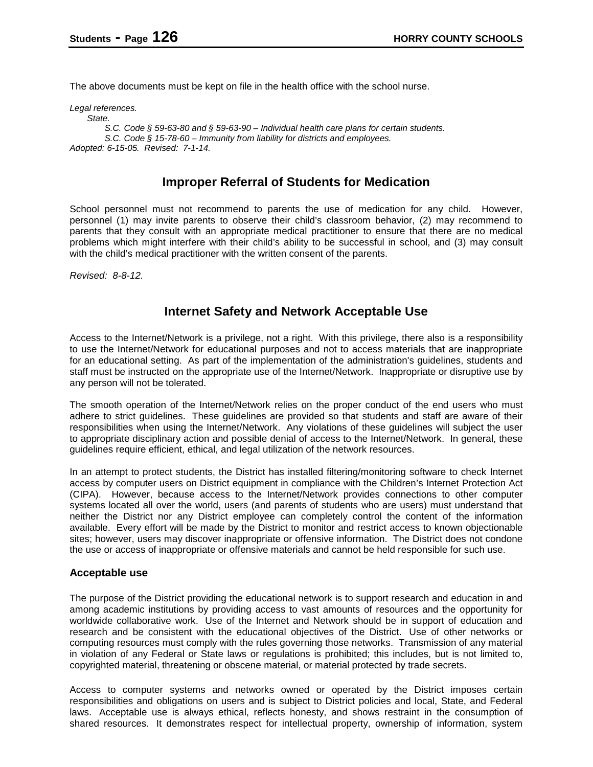The above documents must be kept on file in the health office with the school nurse.

*Legal references.*

*State.*

*S.C. Code § 59-63-80 and § 59-63-90 – Individual health care plans for certain students.*

*S.C. Code § 15-78-60 – Immunity from liability for districts and employees.*

*Adopted: 6-15-05. Revised: 7-1-14.*

## Improper Referral of Students for Medication

School personnel must not recommend to parents the use of medication for any child. However, personnel (1) may invite parents to observe their child's classroom behavior, (2) may recommend to parents that they consult with an appropriate medical practitioner to ensure that there are no medical problems which might interfere with their child's ability to be successful in school, and (3) may consult with the child's medical practitioner with the written consent of the parents.

*Revised: 8-8-12.*

## Internet Safety and Network Acceptable Use

Access to the Internet/Network is a privilege, not a right. With this privilege, there also is a responsibility to use the Internet/Network for educational purposes and not to access materials that are inappropriate for an educational setting. As part of the implementation of the administration's guidelines, students and staff must be instructed on the appropriate use of the Internet/Network. Inappropriate or disruptive use by any person will not be tolerated.

The smooth operation of the Internet/Network relies on the proper conduct of the end users who must adhere to strict guidelines. These guidelines are provided so that students and staff are aware of their responsibilities when using the Internet/Network. Any violations of these guidelines will subject the user to appropriate disciplinary action and possible denial of access to the Internet/Network. In general, these guidelines require efficient, ethical, and legal utilization of the network resources.

In an attempt to protect students, the District has installed filtering/monitoring software to check Internet access by computer users on District equipment in compliance with the Children's Internet Protection Act (CIPA). However, because access to the Internet/Network provides connections to other computer systems located all over the world, users (and parents of students who are users) must understand that neither the District nor any District employee can completely control the content of the information available. Every effort will be made by the District to monitor and restrict access to known objectionable sites; however, users may discover inappropriate or offensive information. The District does not condone the use or access of inappropriate or offensive materials and cannot be held responsible for such use.

### Acceptable use

The purpose of the District providing the educational network is to support research and education in and among academic institutions by providing access to vast amounts of resources and the opportunity for worldwide collaborative work. Use of the Internet and Network should be in support of education and research and be consistent with the educational objectives of the District. Use of other networks or computing resources must comply with the rules governing those networks. Transmission of any material in violation of any Federal or State laws or regulations is prohibited; this includes, but is not limited to, copyrighted material, threatening or obscene material, or material protected by trade secrets.

Access to computer systems and networks owned or operated by the District imposes certain responsibilities and obligations on users and is subject to District policies and local, State, and Federal laws. Acceptable use is always ethical, reflects honesty, and shows restraint in the consumption of shared resources. It demonstrates respect for intellectual property, ownership of information, system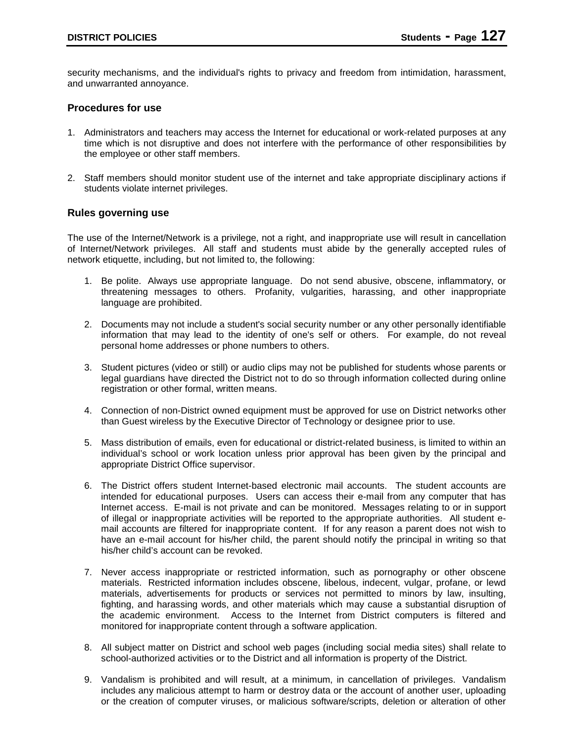security mechanisms, and the individual's rights to privacy and freedom from intimidation, harassment, and unwarranted annoyance.

### Procedures for use

1. Administrators and teachers may access the Internet for educational or work-related purposes at any time which is not disruptive and does not interfere with the performance of other responsibilities by the employee or other staff members.

2. Staff members should monitor student use of the internet and take appropriate disciplinary actions if students violate internet privileges.

### Rules governing use

The use of the Internet/Network is a privilege, not a right, and inappropriate use will result in cancellation of Internet/Network privileges. All staff and students must abide by the generally accepted rules of network etiquette, including, but not limited to, the following:

1. Be polite. Always use appropriate language. Do not send abusive, obscene, inflammatory, or threatening messages to others. Profanity, vulgarities, harassing, and other inappropriate language are prohibited.

2. Documents may not include a student's social security number or any other personally identifiable information that may lead to the identity of one's self or others. For example, do not reveal personal home addresses or phone numbers to others.

3. Student pictures (video or still) or audio clips may not be published for students whose parents or legal guardians have directed the District not to do so through information collected during online registration or other formal, written means.

4. Connection of non-District owned equipment must be approved for use on District networks other than Guest wireless by the Executive Director of Technology or designee prior to use.

5. Mass distribution of emails, even for educational or district-related business, is limited to within an individual's school or work location unless prior approval has been given by the principal and appropriate District Office supervisor.

6. The District offers student Internet-based electronic mail accounts. The student accounts are intended for educational purposes. Users can access their e-mail from any computer that has Internet access. E-mail is not private and can be monitored. Messages relating to or in support of illegal or inappropriate activities will be reported to the appropriate authorities. All student e-mail accounts are filtered for inappropriate content. If for any reason a parent does not wish to have an e-mail account for his/her child, the parent should notify the principal in writing so that his/her child's account can be revoked.

7. Never access inappropriate or restricted information, such as pornography or other obscene materials. Restricted information includes obscene, libelous, indecent, vulgar, profane, or lewd materials, advertisements for products or services not permitted to minors by law, insulting, fighting, and harassing words, and other materials which may cause a substantial disruption of the academic environment. Access to the Internet from District computers is filtered and monitored for inappropriate content through a software application.

8. All subject matter on District and school web pages (including social media sites) shall relate to school-authorized activities or to the District and all information is property of the District.

9. Vandalism is prohibited and will result, at a minimum, in cancellation of privileges. Vandalism includes any malicious attempt to harm or destroy data or the account of another user, uploading or the creation of computer viruses, or malicious software/scripts, deletion or alteration of other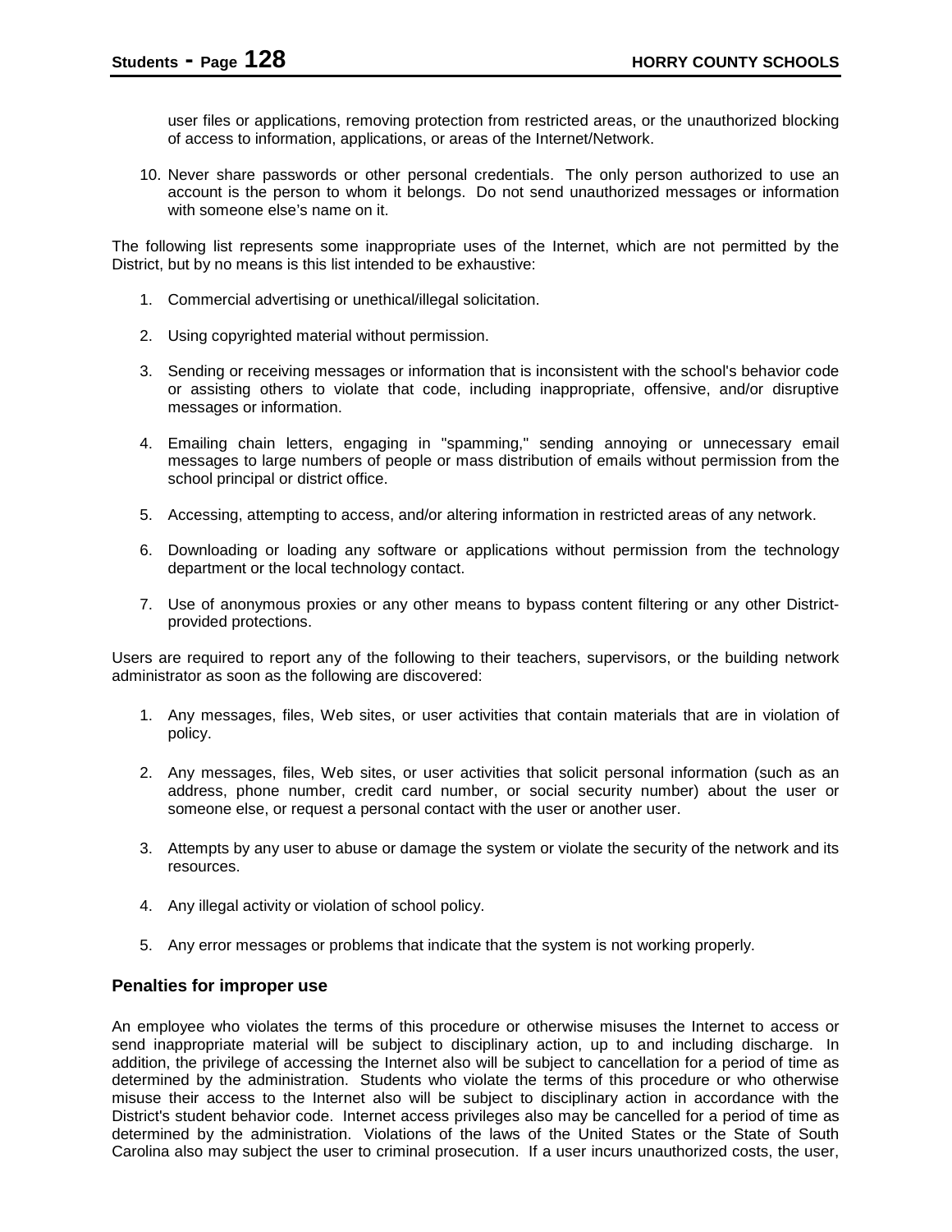user files or applications, removing protection from restricted areas, or the unauthorized blocking of access to information, applications, or areas of the Internet/Network.

10. Never share passwords or other personal credentials. The only person authorized to use an account is the person to whom it belongs. Do not send unauthorized messages or information with someone else's name on it.

The following list represents some inappropriate uses of the Internet, which are not permitted by the District, but by no means is this list intended to be exhaustive:

1. Commercial advertising or unethical/illegal solicitation.
2. Using copyrighted material without permission.
3. Sending or receiving messages or information that is inconsistent with the school's behavior code or assisting others to violate that code, including inappropriate, offensive, and/or disruptive messages or information.
4. Emailing chain letters, engaging in "spamming," sending annoying or unnecessary email messages to large numbers of people or mass distribution of emails without permission from the school principal or district office.
5. Accessing, attempting to access, and/or altering information in restricted areas of any network.
6. Downloading or loading any software or applications without permission from the technology department or the local technology contact.
7. Use of anonymous proxies or any other means to bypass content filtering or any other District-provided protections.

Users are required to report any of the following to their teachers, supervisors, or the building network administrator as soon as the following are discovered:

1. Any messages, files, Web sites, or user activities that contain materials that are in violation of policy.
2. Any messages, files, Web sites, or user activities that solicit personal information (such as an address, phone number, credit card number, or social security number) about the user or someone else, or request a personal contact with the user or another user.
3. Attempts by any user to abuse or damage the system or violate the security of the network and its resources.
4. Any illegal activity or violation of school policy.
5. Any error messages or problems that indicate that the system is not working properly.

### Penalties for improper use

An employee who violates the terms of this procedure or otherwise misuses the Internet to access or send inappropriate material will be subject to disciplinary action, up to and including discharge. In addition, the privilege of accessing the Internet also will be subject to cancellation for a period of time as determined by the administration. Students who violate the terms of this procedure or who otherwise misuse their access to the Internet also will be subject to disciplinary action in accordance with the District's student behavior code. Internet access privileges also may be cancelled for a period of time as determined by the administration. Violations of the laws of the United States or the State of South Carolina also may subject the user to criminal prosecution. If a user incurs unauthorized costs, the user,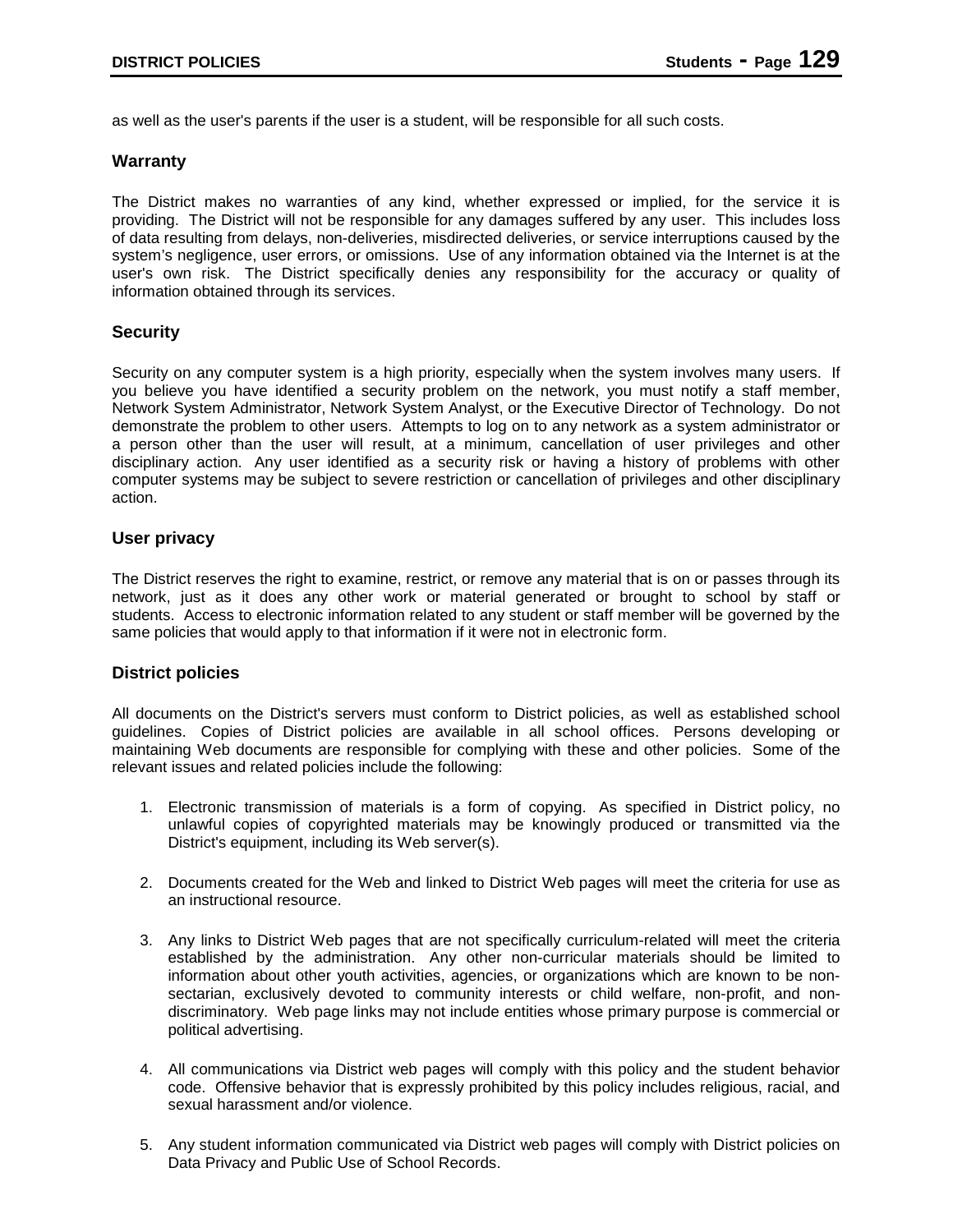as well as the user's parents if the user is a student, will be responsible for all such costs.

### Warranty

The District makes no warranties of any kind, whether expressed or implied, for the service it is providing. The District will not be responsible for any damages suffered by any user. This includes loss of data resulting from delays, non-deliveries, misdirected deliveries, or service interruptions caused by the system's negligence, user errors, or omissions. Use of any information obtained via the Internet is at the user's own risk. The District specifically denies any responsibility for the accuracy or quality of information obtained through its services.

### Security

Security on any computer system is a high priority, especially when the system involves many users. If you believe you have identified a security problem on the network, you must notify a staff member, Network System Administrator, Network System Analyst, or the Executive Director of Technology. Do not demonstrate the problem to other users. Attempts to log on to any network as a system administrator or a person other than the user will result, at a minimum, cancellation of user privileges and other disciplinary action. Any user identified as a security risk or having a history of problems with other computer systems may be subject to severe restriction or cancellation of privileges and other disciplinary action.

### User privacy

The District reserves the right to examine, restrict, or remove any material that is on or passes through its network, just as it does any other work or material generated or brought to school by staff or students. Access to electronic information related to any student or staff member will be governed by the same policies that would apply to that information if it were not in electronic form.

### District policies

All documents on the District's servers must conform to District policies, as well as established school guidelines. Copies of District policies are available in all school offices. Persons developing or maintaining Web documents are responsible for complying with these and other policies. Some of the relevant issues and related policies include the following:

1. Electronic transmission of materials is a form of copying. As specified in District policy, no unlawful copies of copyrighted materials may be knowingly produced or transmitted via the District's equipment, including its Web server(s).

2. Documents created for the Web and linked to District Web pages will meet the criteria for use as an instructional resource.

3. Any links to District Web pages that are not specifically curriculum-related will meet the criteria established by the administration. Any other non-curricular materials should be limited to information about other youth activities, agencies, or organizations which are known to be non-sectarian, exclusively devoted to community interests or child welfare, non-profit, and non-discriminatory. Web page links may not include entities whose primary purpose is commercial or political advertising.

4. All communications via District web pages will comply with this policy and the student behavior code. Offensive behavior that is expressly prohibited by this policy includes religious, racial, and sexual harassment and/or violence.

5. Any student information communicated via District web pages will comply with District policies on Data Privacy and Public Use of School Records.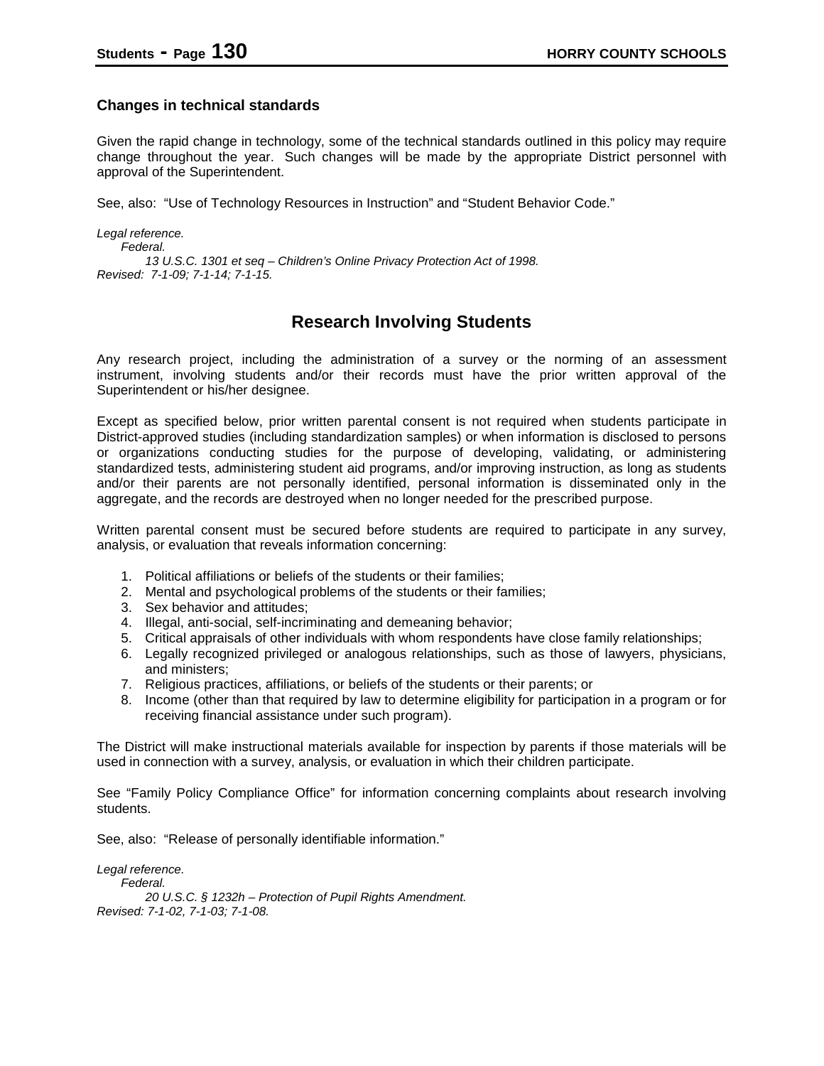### Changes in technical standards

Given the rapid change in technology, some of the technical standards outlined in this policy may require change throughout the year. Such changes will be made by the appropriate District personnel with approval of the Superintendent.

See, also: "Use of Technology Resources in Instruction" and "Student Behavior Code."

*Legal reference.*
*Federal.*
*13 U.S.C. 1301 et seq – Children's Online Privacy Protection Act of 1998.*
*Revised: 7-1-09; 7-1-14; 7-1-15.*

## Research Involving Students

Any research project, including the administration of a survey or the norming of an assessment instrument, involving students and/or their records must have the prior written approval of the Superintendent or his/her designee.

Except as specified below, prior written parental consent is not required when students participate in District-approved studies (including standardization samples) or when information is disclosed to persons or organizations conducting studies for the purpose of developing, validating, or administering standardized tests, administering student aid programs, and/or improving instruction, as long as students and/or their parents are not personally identified, personal information is disseminated only in the aggregate, and the records are destroyed when no longer needed for the prescribed purpose.

Written parental consent must be secured before students are required to participate in any survey, analysis, or evaluation that reveals information concerning:

1. Political affiliations or beliefs of the students or their families;
2. Mental and psychological problems of the students or their families;
3. Sex behavior and attitudes;
4. Illegal, anti-social, self-incriminating and demeaning behavior;
5. Critical appraisals of other individuals with whom respondents have close family relationships;
6. Legally recognized privileged or analogous relationships, such as those of lawyers, physicians, and ministers;
7. Religious practices, affiliations, or beliefs of the students or their parents; or
8. Income (other than that required by law to determine eligibility for participation in a program or for receiving financial assistance under such program).

The District will make instructional materials available for inspection by parents if those materials will be used in connection with a survey, analysis, or evaluation in which their children participate.

See "Family Policy Compliance Office" for information concerning complaints about research involving students.

See, also: "Release of personally identifiable information."

*Legal reference.*
*Federal.*
*20 U.S.C. § 1232h – Protection of Pupil Rights Amendment.*
*Revised: 7-1-02, 7-1-03; 7-1-08.*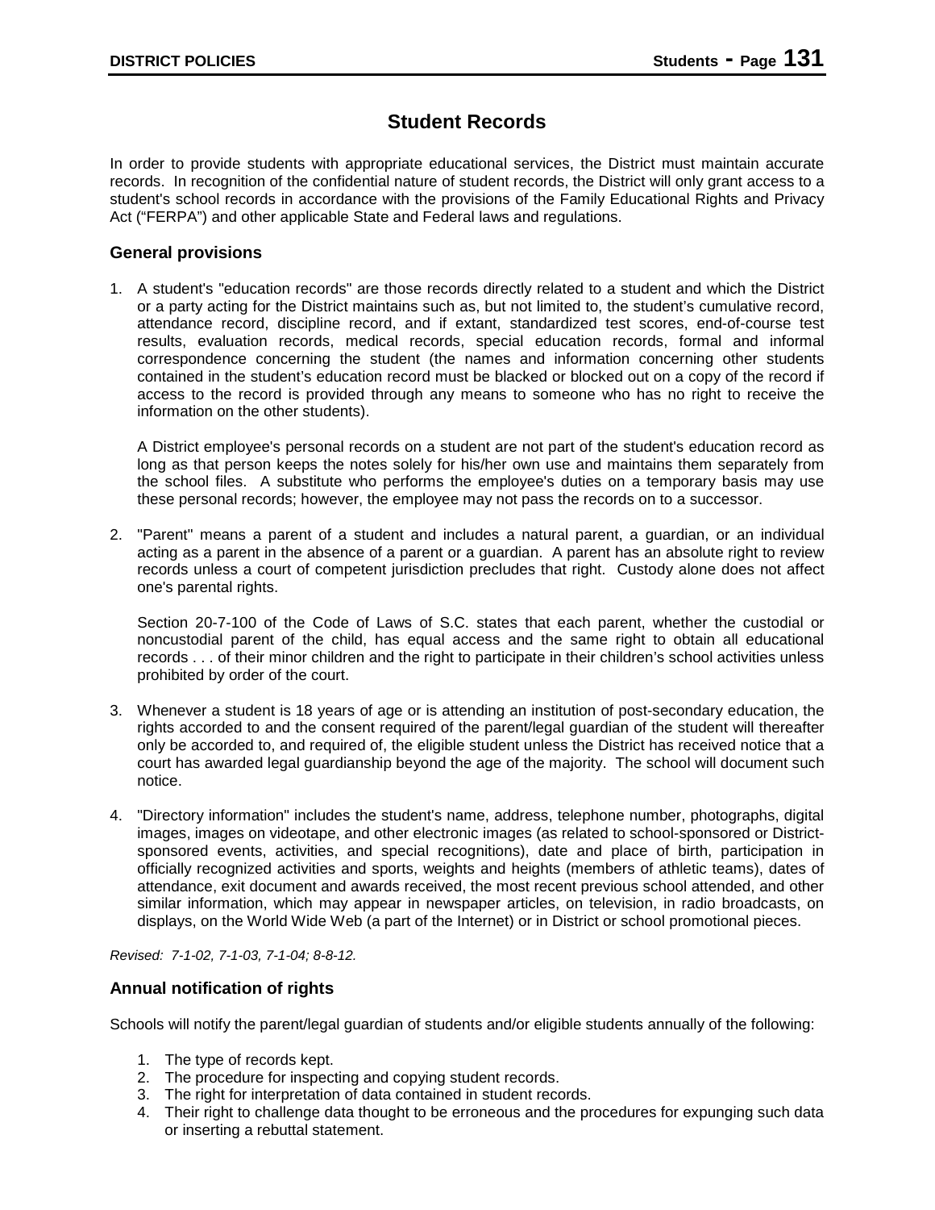# Student Records

In order to provide students with appropriate educational services, the District must maintain accurate records. In recognition of the confidential nature of student records, the District will only grant access to a student's school records in accordance with the provisions of the Family Educational Rights and Privacy Act ("FERPA") and other applicable State and Federal laws and regulations.

## General provisions

1. A student's "education records" are those records directly related to a student and which the District or a party acting for the District maintains such as, but not limited to, the student's cumulative record, attendance record, discipline record, and if extant, standardized test scores, end-of-course test results, evaluation records, medical records, special education records, formal and informal correspondence concerning the student (the names and information concerning other students contained in the student's education record must be blacked or blocked out on a copy of the record if access to the record is provided through any means to someone who has no right to receive the information on the other students).

   A District employee's personal records on a student are not part of the student's education record as long as that person keeps the notes solely for his/her own use and maintains them separately from the school files. A substitute who performs the employee's duties on a temporary basis may use these personal records; however, the employee may not pass the records on to a successor.

2. "Parent" means a parent of a student and includes a natural parent, a guardian, or an individual acting as a parent in the absence of a parent or a guardian. A parent has an absolute right to review records unless a court of competent jurisdiction precludes that right. Custody alone does not affect one's parental rights.

   Section 20-7-100 of the Code of Laws of S.C. states that each parent, whether the custodial or noncustodial parent of the child, has equal access and the same right to obtain all educational records . . . of their minor children and the right to participate in their children's school activities unless prohibited by order of the court.

3. Whenever a student is 18 years of age or is attending an institution of post-secondary education, the rights accorded to and the consent required of the parent/legal guardian of the student will thereafter only be accorded to, and required of, the eligible student unless the District has received notice that a court has awarded legal guardianship beyond the age of the majority. The school will document such notice.

4. "Directory information" includes the student's name, address, telephone number, photographs, digital images, images on videotape, and other electronic images (as related to school-sponsored or District-sponsored events, activities, and special recognitions), date and place of birth, participation in officially recognized activities and sports, weights and heights (members of athletic teams), dates of attendance, exit document and awards received, the most recent previous school attended, and other similar information, which may appear in newspaper articles, on television, in radio broadcasts, on displays, on the World Wide Web (a part of the Internet) or in District or school promotional pieces.

*Revised: 7-1-02, 7-1-03, 7-1-04; 8-8-12.*

## Annual notification of rights

Schools will notify the parent/legal guardian of students and/or eligible students annually of the following:

1. The type of records kept.
2. The procedure for inspecting and copying student records.
3. The right for interpretation of data contained in student records.
4. Their right to challenge data thought to be erroneous and the procedures for expunging such data or inserting a rebuttal statement.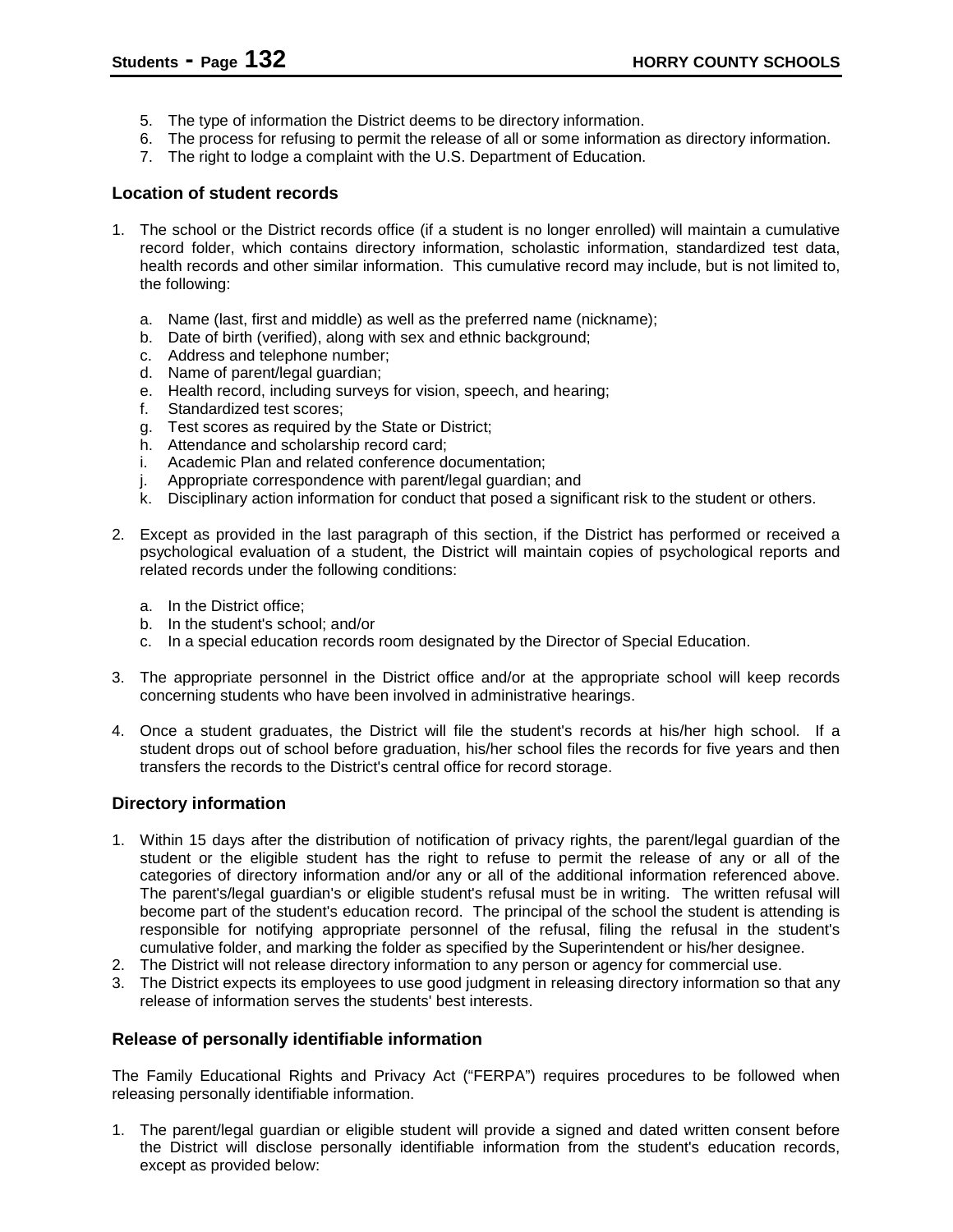5. The type of information the District deems to be directory information.
6. The process for refusing to permit the release of all or some information as directory information.
7. The right to lodge a complaint with the U.S. Department of Education.

### Location of student records

1. The school or the District records office (if a student is no longer enrolled) will maintain a cumulative record folder, which contains directory information, scholastic information, standardized test data, health records and other similar information. This cumulative record may include, but is not limited to, the following:

   a. Name (last, first and middle) as well as the preferred name (nickname);
   b. Date of birth (verified), along with sex and ethnic background;
   c. Address and telephone number;
   d. Name of parent/legal guardian;
   e. Health record, including surveys for vision, speech, and hearing;
   f. Standardized test scores;
   g. Test scores as required by the State or District;
   h. Attendance and scholarship record card;
   i. Academic Plan and related conference documentation;
   j. Appropriate correspondence with parent/legal guardian; and
   k. Disciplinary action information for conduct that posed a significant risk to the student or others.

2. Except as provided in the last paragraph of this section, if the District has performed or received a psychological evaluation of a student, the District will maintain copies of psychological reports and related records under the following conditions:

   a. In the District office;
   b. In the student's school; and/or
   c. In a special education records room designated by the Director of Special Education.

3. The appropriate personnel in the District office and/or at the appropriate school will keep records concerning students who have been involved in administrative hearings.

4. Once a student graduates, the District will file the student's records at his/her high school. If a student drops out of school before graduation, his/her school files the records for five years and then transfers the records to the District's central office for record storage.

### Directory information

1. Within 15 days after the distribution of notification of privacy rights, the parent/legal guardian of the student or the eligible student has the right to refuse to permit the release of any or all of the categories of directory information and/or any or all of the additional information referenced above. The parent's/legal guardian's or eligible student's refusal must be in writing. The written refusal will become part of the student's education record. The principal of the school the student is attending is responsible for notifying appropriate personnel of the refusal, filing the refusal in the student's cumulative folder, and marking the folder as specified by the Superintendent or his/her designee.
2. The District will not release directory information to any person or agency for commercial use.
3. The District expects its employees to use good judgment in releasing directory information so that any release of information serves the students' best interests.

### Release of personally identifiable information

The Family Educational Rights and Privacy Act ("FERPA") requires procedures to be followed when releasing personally identifiable information.

1. The parent/legal guardian or eligible student will provide a signed and dated written consent before the District will disclose personally identifiable information from the student's education records, except as provided below: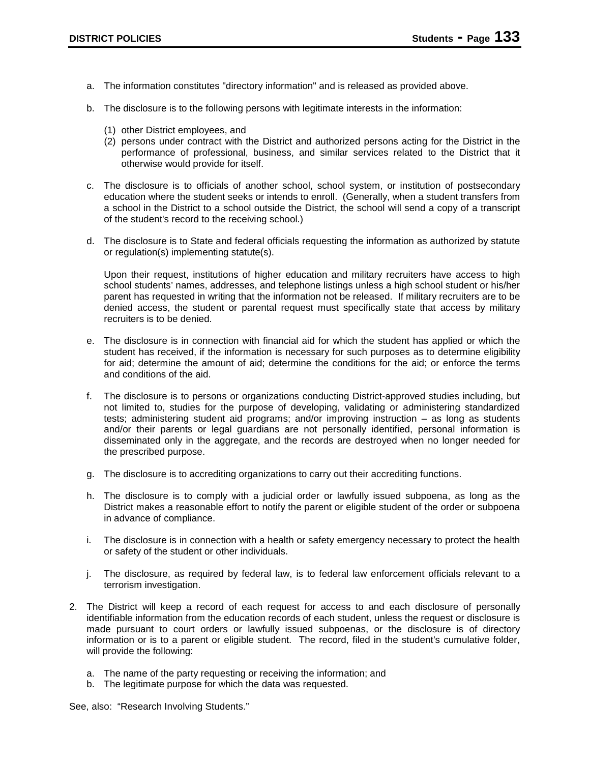a. The information constitutes "directory information" and is released as provided above.

b. The disclosure is to the following persons with legitimate interests in the information:

   (1) other District employees, and
   (2) persons under contract with the District and authorized persons acting for the District in the performance of professional, business, and similar services related to the District that it otherwise would provide for itself.

c. The disclosure is to officials of another school, school system, or institution of postsecondary education where the student seeks or intends to enroll. (Generally, when a student transfers from a school in the District to a school outside the District, the school will send a copy of a transcript of the student's record to the receiving school.)

d. The disclosure is to State and federal officials requesting the information as authorized by statute or regulation(s) implementing statute(s).

   Upon their request, institutions of higher education and military recruiters have access to high school students' names, addresses, and telephone listings unless a high school student or his/her parent has requested in writing that the information not be released. If military recruiters are to be denied access, the student or parental request must specifically state that access by military recruiters is to be denied.

e. The disclosure is in connection with financial aid for which the student has applied or which the student has received, if the information is necessary for such purposes as to determine eligibility for aid; determine the amount of aid; determine the conditions for the aid; or enforce the terms and conditions of the aid.

f. The disclosure is to persons or organizations conducting District-approved studies including, but not limited to, studies for the purpose of developing, validating or administering standardized tests; administering student aid programs; and/or improving instruction – as long as students and/or their parents or legal guardians are not personally identified, personal information is disseminated only in the aggregate, and the records are destroyed when no longer needed for the prescribed purpose.

g. The disclosure is to accrediting organizations to carry out their accrediting functions.

h. The disclosure is to comply with a judicial order or lawfully issued subpoena, as long as the District makes a reasonable effort to notify the parent or eligible student of the order or subpoena in advance of compliance.

i. The disclosure is in connection with a health or safety emergency necessary to protect the health or safety of the student or other individuals.

j. The disclosure, as required by federal law, is to federal law enforcement officials relevant to a terrorism investigation.

2. The District will keep a record of each request for access to and each disclosure of personally identifiable information from the education records of each student, unless the request or disclosure is made pursuant to court orders or lawfully issued subpoenas, or the disclosure is of directory information or is to a parent or eligible student. The record, filed in the student's cumulative folder, will provide the following:

   a. The name of the party requesting or receiving the information; and
   b. The legitimate purpose for which the data was requested.

See, also: "Research Involving Students."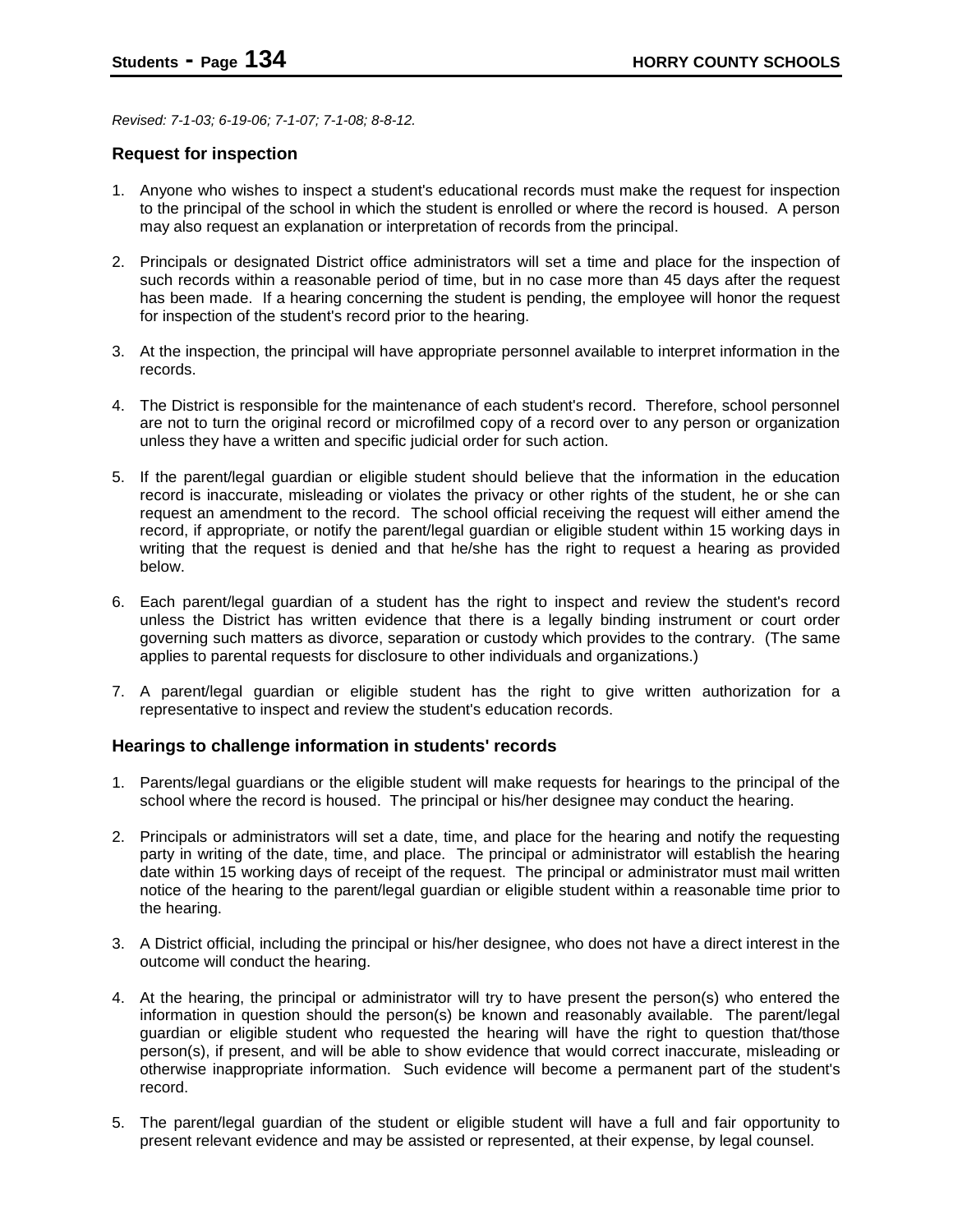*Revised: 7-1-03; 6-19-06; 7-1-07; 7-1-08; 8-8-12.*

### Request for inspection

1. Anyone who wishes to inspect a student's educational records must make the request for inspection to the principal of the school in which the student is enrolled or where the record is housed. A person may also request an explanation or interpretation of records from the principal.

2. Principals or designated District office administrators will set a time and place for the inspection of such records within a reasonable period of time, but in no case more than 45 days after the request has been made. If a hearing concerning the student is pending, the employee will honor the request for inspection of the student's record prior to the hearing.

3. At the inspection, the principal will have appropriate personnel available to interpret information in the records.

4. The District is responsible for the maintenance of each student's record. Therefore, school personnel are not to turn the original record or microfilmed copy of a record over to any person or organization unless they have a written and specific judicial order for such action.

5. If the parent/legal guardian or eligible student should believe that the information in the education record is inaccurate, misleading or violates the privacy or other rights of the student, he or she can request an amendment to the record. The school official receiving the request will either amend the record, if appropriate, or notify the parent/legal guardian or eligible student within 15 working days in writing that the request is denied and that he/she has the right to request a hearing as provided below.

6. Each parent/legal guardian of a student has the right to inspect and review the student's record unless the District has written evidence that there is a legally binding instrument or court order governing such matters as divorce, separation or custody which provides to the contrary. (The same applies to parental requests for disclosure to other individuals and organizations.)

7. A parent/legal guardian or eligible student has the right to give written authorization for a representative to inspect and review the student's education records.

### Hearings to challenge information in students' records

1. Parents/legal guardians or the eligible student will make requests for hearings to the principal of the school where the record is housed. The principal or his/her designee may conduct the hearing.

2. Principals or administrators will set a date, time, and place for the hearing and notify the requesting party in writing of the date, time, and place. The principal or administrator will establish the hearing date within 15 working days of receipt of the request. The principal or administrator must mail written notice of the hearing to the parent/legal guardian or eligible student within a reasonable time prior to the hearing.

3. A District official, including the principal or his/her designee, who does not have a direct interest in the outcome will conduct the hearing.

4. At the hearing, the principal or administrator will try to have present the person(s) who entered the information in question should the person(s) be known and reasonably available. The parent/legal guardian or eligible student who requested the hearing will have the right to question that/those person(s), if present, and will be able to show evidence that would correct inaccurate, misleading or otherwise inappropriate information. Such evidence will become a permanent part of the student's record.

5. The parent/legal guardian of the student or eligible student will have a full and fair opportunity to present relevant evidence and may be assisted or represented, at their expense, by legal counsel.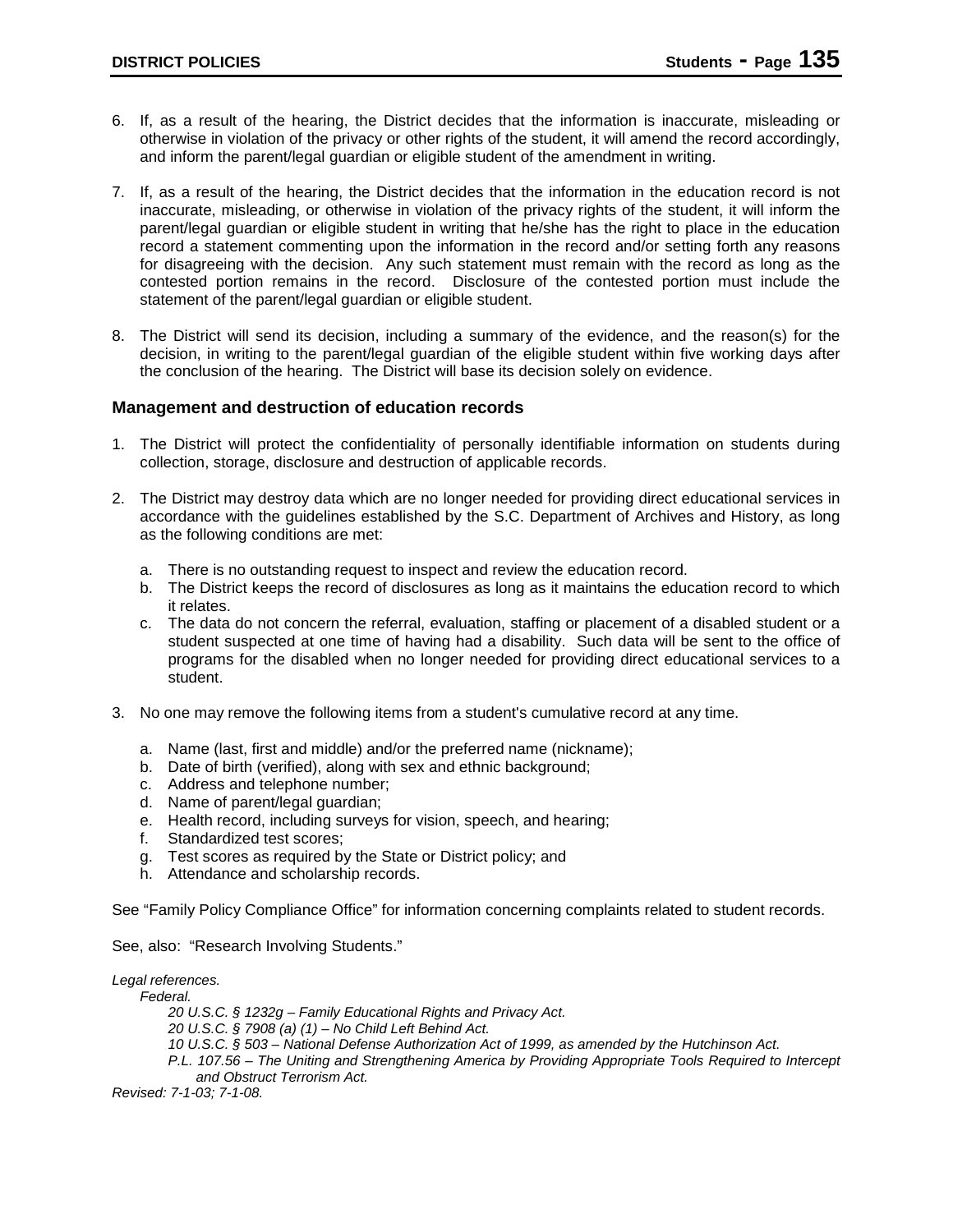6. If, as a result of the hearing, the District decides that the information is inaccurate, misleading or otherwise in violation of the privacy or other rights of the student, it will amend the record accordingly, and inform the parent/legal guardian or eligible student of the amendment in writing.

7. If, as a result of the hearing, the District decides that the information in the education record is not inaccurate, misleading, or otherwise in violation of the privacy rights of the student, it will inform the parent/legal guardian or eligible student in writing that he/she has the right to place in the education record a statement commenting upon the information in the record and/or setting forth any reasons for disagreeing with the decision. Any such statement must remain with the record as long as the contested portion remains in the record. Disclosure of the contested portion must include the statement of the parent/legal guardian or eligible student.

8. The District will send its decision, including a summary of the evidence, and the reason(s) for the decision, in writing to the parent/legal guardian of the eligible student within five working days after the conclusion of the hearing. The District will base its decision solely on evidence.

### Management and destruction of education records

1. The District will protect the confidentiality of personally identifiable information on students during collection, storage, disclosure and destruction of applicable records.

2. The District may destroy data which are no longer needed for providing direct educational services in accordance with the guidelines established by the S.C. Department of Archives and History, as long as the following conditions are met:

   a. There is no outstanding request to inspect and review the education record.
   b. The District keeps the record of disclosures as long as it maintains the education record to which it relates.
   c. The data do not concern the referral, evaluation, staffing or placement of a disabled student or a student suspected at one time of having had a disability. Such data will be sent to the office of programs for the disabled when no longer needed for providing direct educational services to a student.

3. No one may remove the following items from a student's cumulative record at any time.

   a. Name (last, first and middle) and/or the preferred name (nickname);
   b. Date of birth (verified), along with sex and ethnic background;
   c. Address and telephone number;
   d. Name of parent/legal guardian;
   e. Health record, including surveys for vision, speech, and hearing;
   f. Standardized test scores;
   g. Test scores as required by the State or District policy; and
   h. Attendance and scholarship records.

See "Family Policy Compliance Office" for information concerning complaints related to student records.

See, also: "Research Involving Students."

*Legal references.*

*Federal.*

*20 U.S.C. § 1232g – Family Educational Rights and Privacy Act.*

*20 U.S.C. § 7908 (a) (1) – No Child Left Behind Act.*

*10 U.S.C. § 503 – National Defense Authorization Act of 1999, as amended by the Hutchinson Act.*

*P.L. 107.56 – The Uniting and Strengthening America by Providing Appropriate Tools Required to Intercept and Obstruct Terrorism Act.*

*Revised: 7-1-03; 7-1-08.*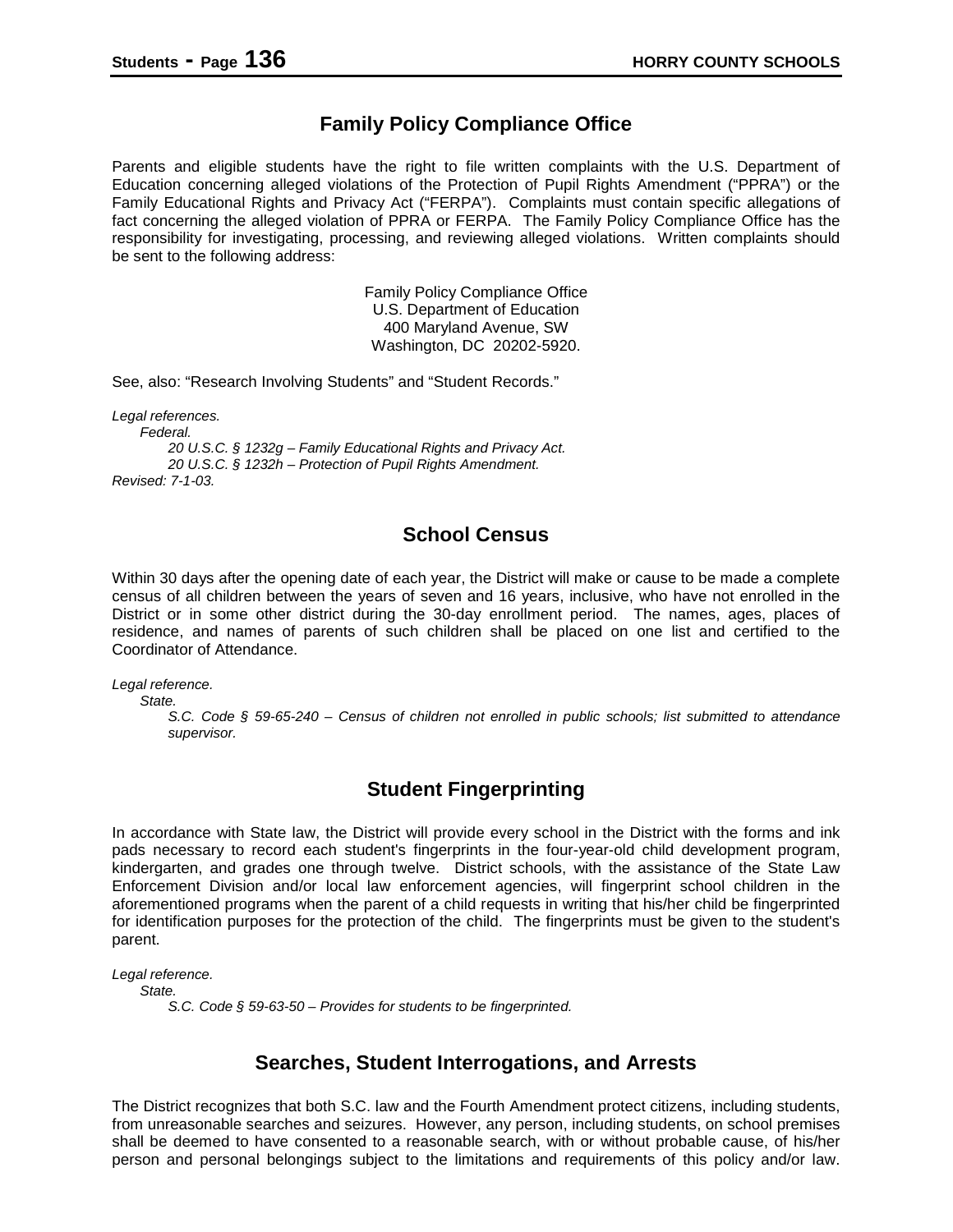## Family Policy Compliance Office

Parents and eligible students have the right to file written complaints with the U.S. Department of Education concerning alleged violations of the Protection of Pupil Rights Amendment ("PPRA") or the Family Educational Rights and Privacy Act ("FERPA"). Complaints must contain specific allegations of fact concerning the alleged violation of PPRA or FERPA. The Family Policy Compliance Office has the responsibility for investigating, processing, and reviewing alleged violations. Written complaints should be sent to the following address:

Family Policy Compliance Office
U.S. Department of Education
400 Maryland Avenue, SW
Washington, DC 20202-5920.

See, also: "Research Involving Students" and "Student Records."

*Legal references.*
*Federal.*
*20 U.S.C. § 1232g – Family Educational Rights and Privacy Act.*
*20 U.S.C. § 1232h – Protection of Pupil Rights Amendment.*
*Revised: 7-1-03.*

## School Census

Within 30 days after the opening date of each year, the District will make or cause to be made a complete census of all children between the years of seven and 16 years, inclusive, who have not enrolled in the District or in some other district during the 30-day enrollment period. The names, ages, places of residence, and names of parents of such children shall be placed on one list and certified to the Coordinator of Attendance.

*Legal reference.*
*State.*
*S.C. Code § 59-65-240 – Census of children not enrolled in public schools; list submitted to attendance supervisor.*

## Student Fingerprinting

In accordance with State law, the District will provide every school in the District with the forms and ink pads necessary to record each student's fingerprints in the four-year-old child development program, kindergarten, and grades one through twelve. District schools, with the assistance of the State Law Enforcement Division and/or local law enforcement agencies, will fingerprint school children in the aforementioned programs when the parent of a child requests in writing that his/her child be fingerprinted for identification purposes for the protection of the child. The fingerprints must be given to the student's parent.

*Legal reference.*
*State.*
*S.C. Code § 59-63-50 – Provides for students to be fingerprinted.*

## Searches, Student Interrogations, and Arrests

The District recognizes that both S.C. law and the Fourth Amendment protect citizens, including students, from unreasonable searches and seizures. However, any person, including students, on school premises shall be deemed to have consented to a reasonable search, with or without probable cause, of his/her person and personal belongings subject to the limitations and requirements of this policy and/or law.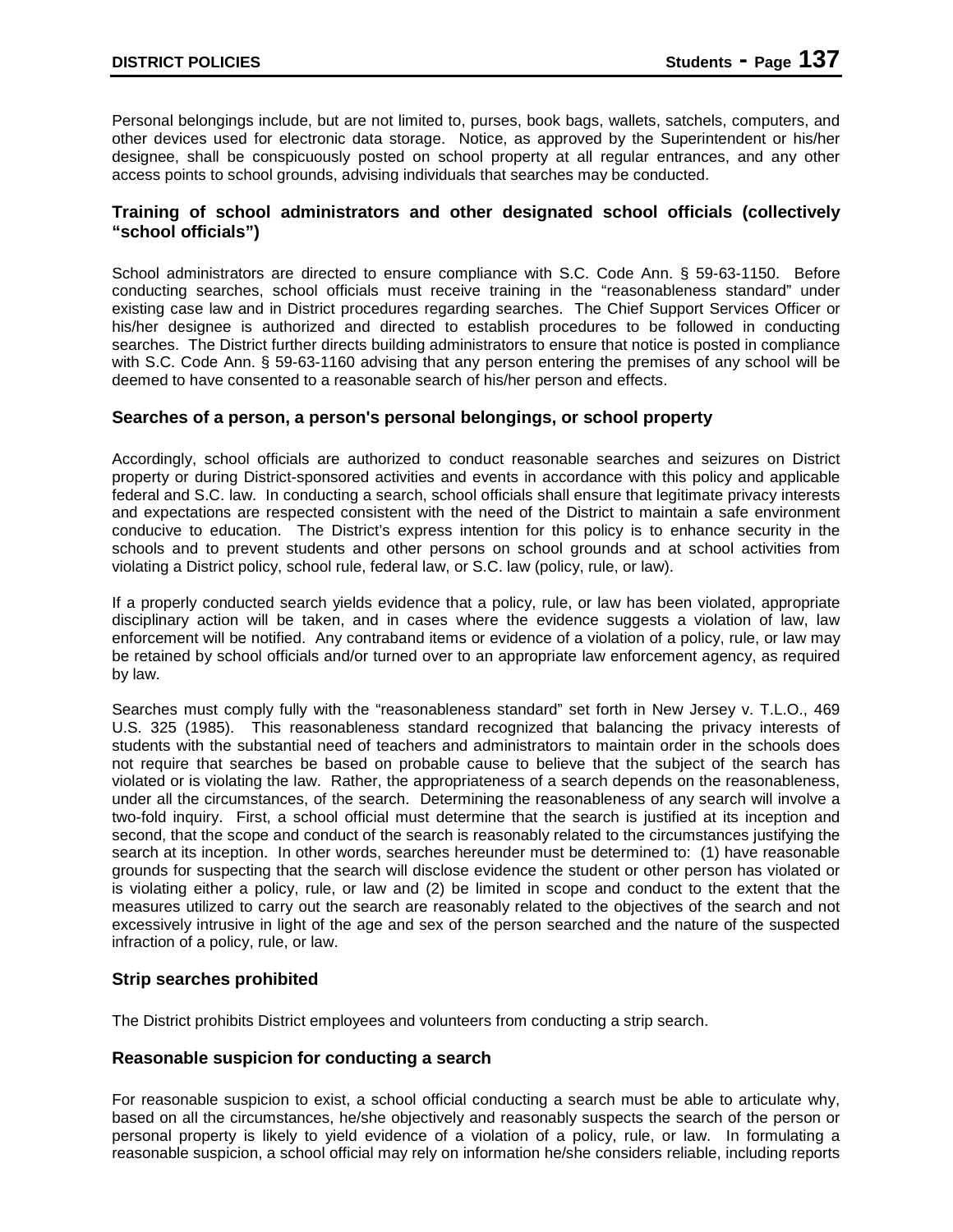Personal belongings include, but are not limited to, purses, book bags, wallets, satchels, computers, and other devices used for electronic data storage. Notice, as approved by the Superintendent or his/her designee, shall be conspicuously posted on school property at all regular entrances, and any other access points to school grounds, advising individuals that searches may be conducted.

### Training of school administrators and other designated school officials (collectively "school officials")

School administrators are directed to ensure compliance with S.C. Code Ann. § 59-63-1150. Before conducting searches, school officials must receive training in the "reasonableness standard" under existing case law and in District procedures regarding searches. The Chief Support Services Officer or his/her designee is authorized and directed to establish procedures to be followed in conducting searches. The District further directs building administrators to ensure that notice is posted in compliance with S.C. Code Ann. § 59-63-1160 advising that any person entering the premises of any school will be deemed to have consented to a reasonable search of his/her person and effects.

### Searches of a person, a person's personal belongings, or school property

Accordingly, school officials are authorized to conduct reasonable searches and seizures on District property or during District-sponsored activities and events in accordance with this policy and applicable federal and S.C. law. In conducting a search, school officials shall ensure that legitimate privacy interests and expectations are respected consistent with the need of the District to maintain a safe environment conducive to education. The District's express intention for this policy is to enhance security in the schools and to prevent students and other persons on school grounds and at school activities from violating a District policy, school rule, federal law, or S.C. law (policy, rule, or law).

If a properly conducted search yields evidence that a policy, rule, or law has been violated, appropriate disciplinary action will be taken, and in cases where the evidence suggests a violation of law, law enforcement will be notified. Any contraband items or evidence of a violation of a policy, rule, or law may be retained by school officials and/or turned over to an appropriate law enforcement agency, as required by law.

Searches must comply fully with the "reasonableness standard" set forth in New Jersey v. T.L.O., 469 U.S. 325 (1985). This reasonableness standard recognized that balancing the privacy interests of students with the substantial need of teachers and administrators to maintain order in the schools does not require that searches be based on probable cause to believe that the subject of the search has violated or is violating the law. Rather, the appropriateness of a search depends on the reasonableness, under all the circumstances, of the search. Determining the reasonableness of any search will involve a two-fold inquiry. First, a school official must determine that the search is justified at its inception and second, that the scope and conduct of the search is reasonably related to the circumstances justifying the search at its inception. In other words, searches hereunder must be determined to: (1) have reasonable grounds for suspecting that the search will disclose evidence the student or other person has violated or is violating either a policy, rule, or law and (2) be limited in scope and conduct to the extent that the measures utilized to carry out the search are reasonably related to the objectives of the search and not excessively intrusive in light of the age and sex of the person searched and the nature of the suspected infraction of a policy, rule, or law.

### Strip searches prohibited

The District prohibits District employees and volunteers from conducting a strip search.

### Reasonable suspicion for conducting a search

For reasonable suspicion to exist, a school official conducting a search must be able to articulate why, based on all the circumstances, he/she objectively and reasonably suspects the search of the person or personal property is likely to yield evidence of a violation of a policy, rule, or law. In formulating a reasonable suspicion, a school official may rely on information he/she considers reliable, including reports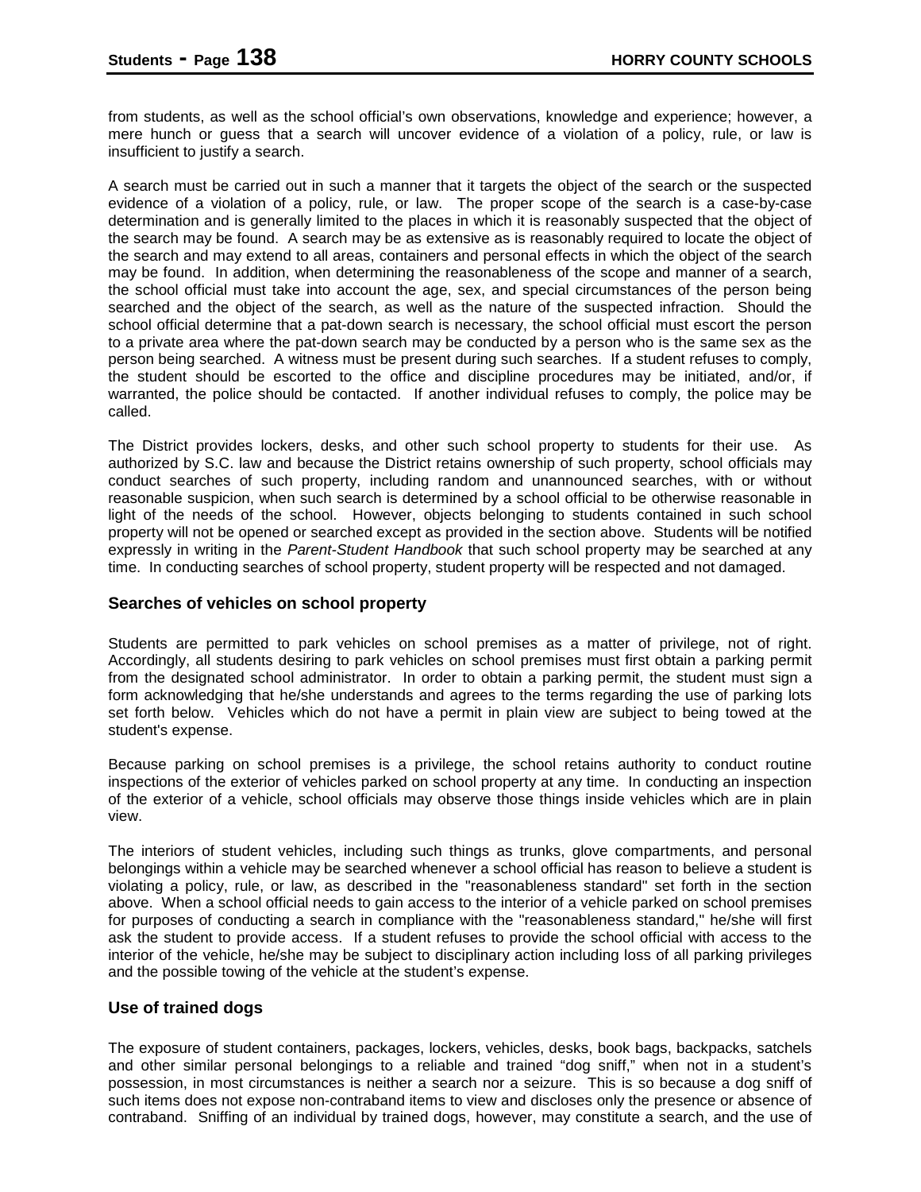from students, as well as the school official's own observations, knowledge and experience; however, a mere hunch or guess that a search will uncover evidence of a violation of a policy, rule, or law is insufficient to justify a search.

A search must be carried out in such a manner that it targets the object of the search or the suspected evidence of a violation of a policy, rule, or law. The proper scope of the search is a case-by-case determination and is generally limited to the places in which it is reasonably suspected that the object of the search may be found. A search may be as extensive as is reasonably required to locate the object of the search and may extend to all areas, containers and personal effects in which the object of the search may be found. In addition, when determining the reasonableness of the scope and manner of a search, the school official must take into account the age, sex, and special circumstances of the person being searched and the object of the search, as well as the nature of the suspected infraction. Should the school official determine that a pat-down search is necessary, the school official must escort the person to a private area where the pat-down search may be conducted by a person who is the same sex as the person being searched. A witness must be present during such searches. If a student refuses to comply, the student should be escorted to the office and discipline procedures may be initiated, and/or, if warranted, the police should be contacted. If another individual refuses to comply, the police may be called.

The District provides lockers, desks, and other such school property to students for their use. As authorized by S.C. law and because the District retains ownership of such property, school officials may conduct searches of such property, including random and unannounced searches, with or without reasonable suspicion, when such search is determined by a school official to be otherwise reasonable in light of the needs of the school. However, objects belonging to students contained in such school property will not be opened or searched except as provided in the section above. Students will be notified expressly in writing in the *Parent-Student Handbook* that such school property may be searched at any time. In conducting searches of school property, student property will be respected and not damaged.

### Searches of vehicles on school property

Students are permitted to park vehicles on school premises as a matter of privilege, not of right. Accordingly, all students desiring to park vehicles on school premises must first obtain a parking permit from the designated school administrator. In order to obtain a parking permit, the student must sign a form acknowledging that he/she understands and agrees to the terms regarding the use of parking lots set forth below. Vehicles which do not have a permit in plain view are subject to being towed at the student's expense.

Because parking on school premises is a privilege, the school retains authority to conduct routine inspections of the exterior of vehicles parked on school property at any time. In conducting an inspection of the exterior of a vehicle, school officials may observe those things inside vehicles which are in plain view.

The interiors of student vehicles, including such things as trunks, glove compartments, and personal belongings within a vehicle may be searched whenever a school official has reason to believe a student is violating a policy, rule, or law, as described in the "reasonableness standard" set forth in the section above. When a school official needs to gain access to the interior of a vehicle parked on school premises for purposes of conducting a search in compliance with the "reasonableness standard," he/she will first ask the student to provide access. If a student refuses to provide the school official with access to the interior of the vehicle, he/she may be subject to disciplinary action including loss of all parking privileges and the possible towing of the vehicle at the student's expense.

### Use of trained dogs

The exposure of student containers, packages, lockers, vehicles, desks, book bags, backpacks, satchels and other similar personal belongings to a reliable and trained "dog sniff," when not in a student's possession, in most circumstances is neither a search nor a seizure. This is so because a dog sniff of such items does not expose non-contraband items to view and discloses only the presence or absence of contraband. Sniffing of an individual by trained dogs, however, may constitute a search, and the use of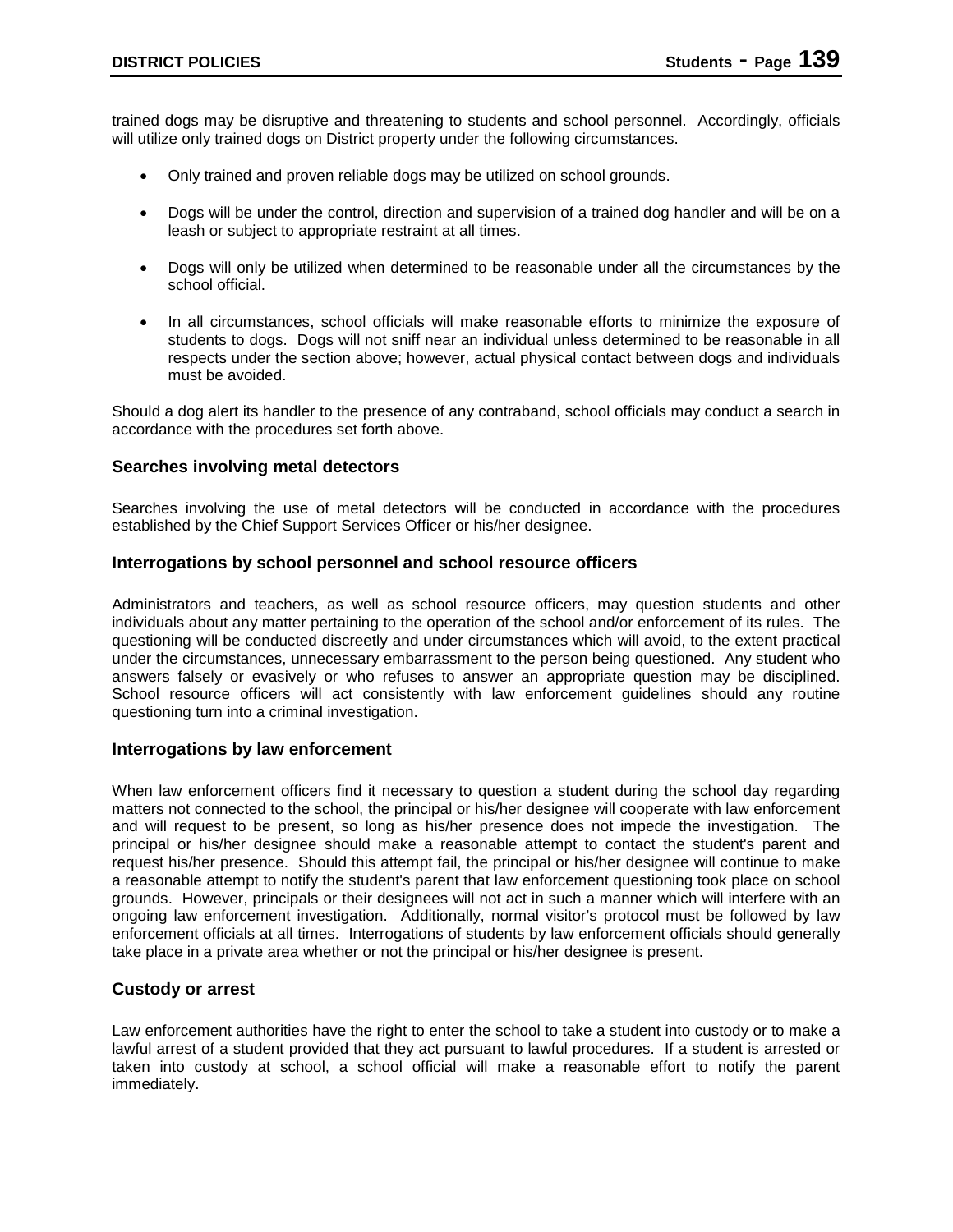trained dogs may be disruptive and threatening to students and school personnel. Accordingly, officials will utilize only trained dogs on District property under the following circumstances.

- Only trained and proven reliable dogs may be utilized on school grounds.
- Dogs will be under the control, direction and supervision of a trained dog handler and will be on a leash or subject to appropriate restraint at all times.
- Dogs will only be utilized when determined to be reasonable under all the circumstances by the school official.
- In all circumstances, school officials will make reasonable efforts to minimize the exposure of students to dogs. Dogs will not sniff near an individual unless determined to be reasonable in all respects under the section above; however, actual physical contact between dogs and individuals must be avoided.

Should a dog alert its handler to the presence of any contraband, school officials may conduct a search in accordance with the procedures set forth above.

### Searches involving metal detectors

Searches involving the use of metal detectors will be conducted in accordance with the procedures established by the Chief Support Services Officer or his/her designee.

### Interrogations by school personnel and school resource officers

Administrators and teachers, as well as school resource officers, may question students and other individuals about any matter pertaining to the operation of the school and/or enforcement of its rules. The questioning will be conducted discreetly and under circumstances which will avoid, to the extent practical under the circumstances, unnecessary embarrassment to the person being questioned. Any student who answers falsely or evasively or who refuses to answer an appropriate question may be disciplined. School resource officers will act consistently with law enforcement guidelines should any routine questioning turn into a criminal investigation.

### Interrogations by law enforcement

When law enforcement officers find it necessary to question a student during the school day regarding matters not connected to the school, the principal or his/her designee will cooperate with law enforcement and will request to be present, so long as his/her presence does not impede the investigation. The principal or his/her designee should make a reasonable attempt to contact the student's parent and request his/her presence. Should this attempt fail, the principal or his/her designee will continue to make a reasonable attempt to notify the student's parent that law enforcement questioning took place on school grounds. However, principals or their designees will not act in such a manner which will interfere with an ongoing law enforcement investigation. Additionally, normal visitor's protocol must be followed by law enforcement officials at all times. Interrogations of students by law enforcement officials should generally take place in a private area whether or not the principal or his/her designee is present.

### Custody or arrest

Law enforcement authorities have the right to enter the school to take a student into custody or to make a lawful arrest of a student provided that they act pursuant to lawful procedures. If a student is arrested or taken into custody at school, a school official will make a reasonable effort to notify the parent immediately.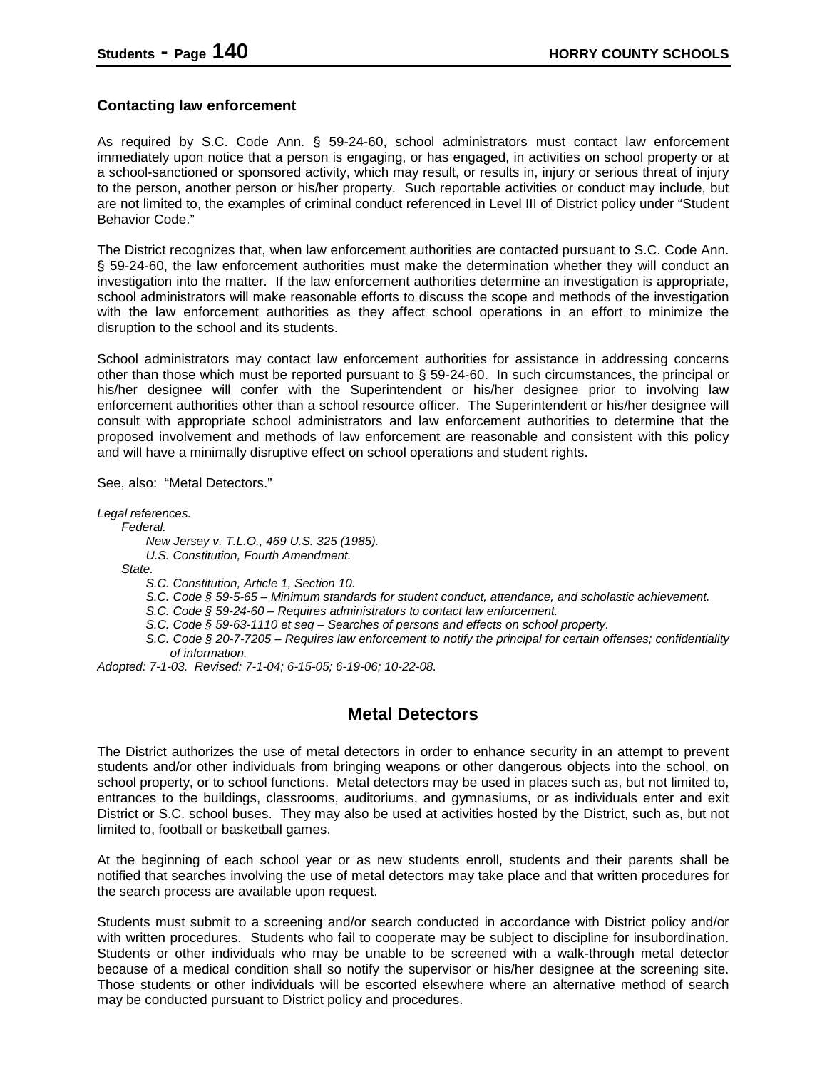### Contacting law enforcement

As required by S.C. Code Ann. § 59-24-60, school administrators must contact law enforcement immediately upon notice that a person is engaging, or has engaged, in activities on school property or at a school-sanctioned or sponsored activity, which may result, or results in, injury or serious threat of injury to the person, another person or his/her property. Such reportable activities or conduct may include, but are not limited to, the examples of criminal conduct referenced in Level III of District policy under "Student Behavior Code."

The District recognizes that, when law enforcement authorities are contacted pursuant to S.C. Code Ann. § 59-24-60, the law enforcement authorities must make the determination whether they will conduct an investigation into the matter. If the law enforcement authorities determine an investigation is appropriate, school administrators will make reasonable efforts to discuss the scope and methods of the investigation with the law enforcement authorities as they affect school operations in an effort to minimize the disruption to the school and its students.

School administrators may contact law enforcement authorities for assistance in addressing concerns other than those which must be reported pursuant to § 59-24-60. In such circumstances, the principal or his/her designee will confer with the Superintendent or his/her designee prior to involving law enforcement authorities other than a school resource officer. The Superintendent or his/her designee will consult with appropriate school administrators and law enforcement authorities to determine that the proposed involvement and methods of law enforcement are reasonable and consistent with this policy and will have a minimally disruptive effect on school operations and student rights.

See, also: "Metal Detectors."

*Legal references.*

*Federal.*

*New Jersey v. T.L.O., 469 U.S. 325 (1985).*

*U.S. Constitution, Fourth Amendment.*

*State.*

*S.C. Constitution, Article 1, Section 10.*

*S.C. Code § 59-5-65 – Minimum standards for student conduct, attendance, and scholastic achievement.*

*S.C. Code § 59-24-60 – Requires administrators to contact law enforcement.*

*S.C. Code § 59-63-1110 et seq – Searches of persons and effects on school property.*

*S.C. Code § 20-7-7205 – Requires law enforcement to notify the principal for certain offenses; confidentiality of information.*

*Adopted: 7-1-03. Revised: 7-1-04; 6-15-05; 6-19-06; 10-22-08.*

## Metal Detectors

The District authorizes the use of metal detectors in order to enhance security in an attempt to prevent students and/or other individuals from bringing weapons or other dangerous objects into the school, on school property, or to school functions. Metal detectors may be used in places such as, but not limited to, entrances to the buildings, classrooms, auditoriums, and gymnasiums, or as individuals enter and exit District or S.C. school buses. They may also be used at activities hosted by the District, such as, but not limited to, football or basketball games.

At the beginning of each school year or as new students enroll, students and their parents shall be notified that searches involving the use of metal detectors may take place and that written procedures for the search process are available upon request.

Students must submit to a screening and/or search conducted in accordance with District policy and/or with written procedures. Students who fail to cooperate may be subject to discipline for insubordination. Students or other individuals who may be unable to be screened with a walk-through metal detector because of a medical condition shall so notify the supervisor or his/her designee at the screening site. Those students or other individuals will be escorted elsewhere where an alternative method of search may be conducted pursuant to District policy and procedures.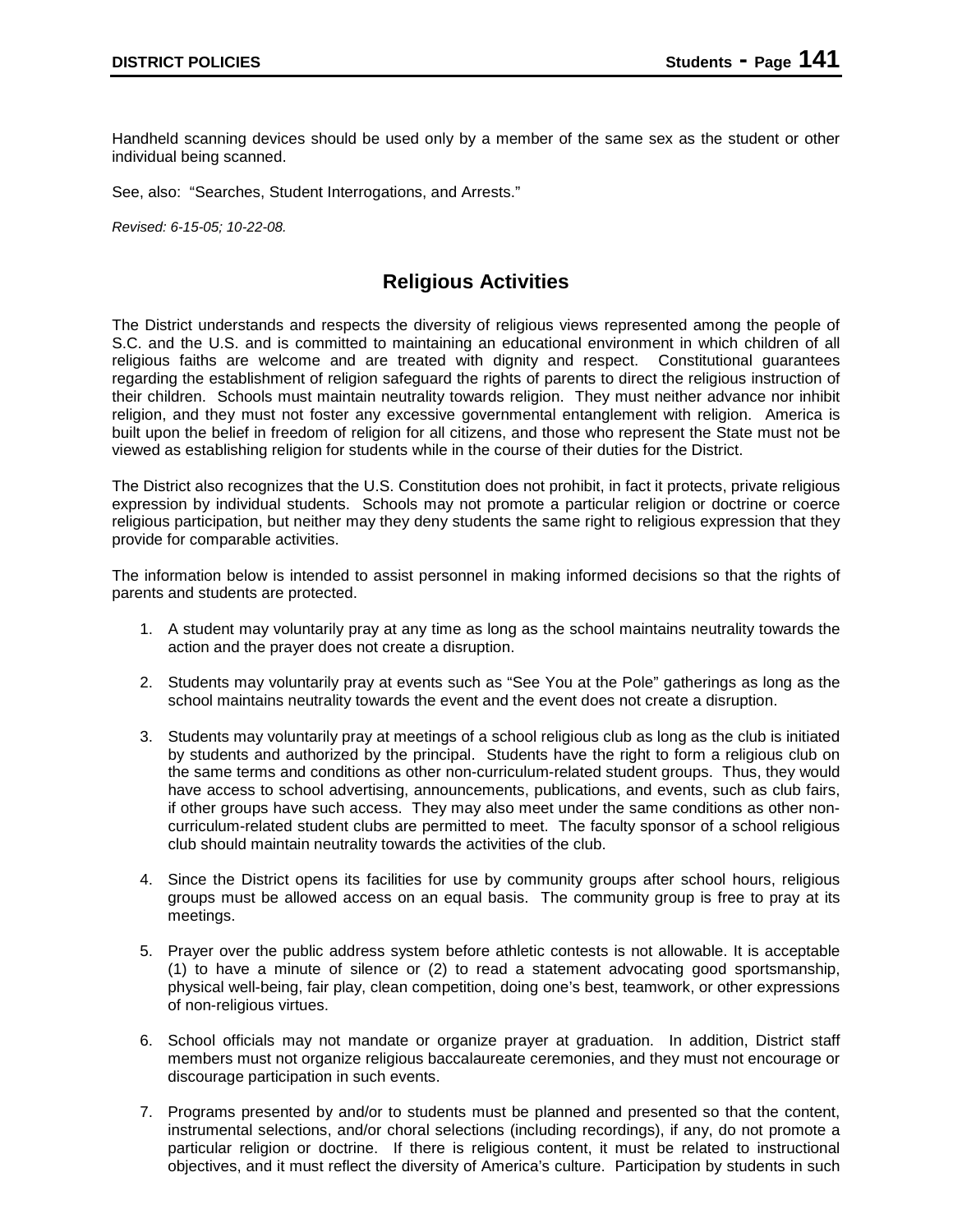Handheld scanning devices should be used only by a member of the same sex as the student or other individual being scanned.

See, also: "Searches, Student Interrogations, and Arrests."

*Revised: 6-15-05; 10-22-08.*

## Religious Activities

The District understands and respects the diversity of religious views represented among the people of S.C. and the U.S. and is committed to maintaining an educational environment in which children of all religious faiths are welcome and are treated with dignity and respect. Constitutional guarantees regarding the establishment of religion safeguard the rights of parents to direct the religious instruction of their children. Schools must maintain neutrality towards religion. They must neither advance nor inhibit religion, and they must not foster any excessive governmental entanglement with religion. America is built upon the belief in freedom of religion for all citizens, and those who represent the State must not be viewed as establishing religion for students while in the course of their duties for the District.

The District also recognizes that the U.S. Constitution does not prohibit, in fact it protects, private religious expression by individual students. Schools may not promote a particular religion or doctrine or coerce religious participation, but neither may they deny students the same right to religious expression that they provide for comparable activities.

The information below is intended to assist personnel in making informed decisions so that the rights of parents and students are protected.

1. A student may voluntarily pray at any time as long as the school maintains neutrality towards the action and the prayer does not create a disruption.

2. Students may voluntarily pray at events such as "See You at the Pole" gatherings as long as the school maintains neutrality towards the event and the event does not create a disruption.

3. Students may voluntarily pray at meetings of a school religious club as long as the club is initiated by students and authorized by the principal. Students have the right to form a religious club on the same terms and conditions as other non-curriculum-related student groups. Thus, they would have access to school advertising, announcements, publications, and events, such as club fairs, if other groups have such access. They may also meet under the same conditions as other non-curriculum-related student clubs are permitted to meet. The faculty sponsor of a school religious club should maintain neutrality towards the activities of the club.

4. Since the District opens its facilities for use by community groups after school hours, religious groups must be allowed access on an equal basis. The community group is free to pray at its meetings.

5. Prayer over the public address system before athletic contests is not allowable. It is acceptable (1) to have a minute of silence or (2) to read a statement advocating good sportsmanship, physical well-being, fair play, clean competition, doing one's best, teamwork, or other expressions of non-religious virtues.

6. School officials may not mandate or organize prayer at graduation. In addition, District staff members must not organize religious baccalaureate ceremonies, and they must not encourage or discourage participation in such events.

7. Programs presented by and/or to students must be planned and presented so that the content, instrumental selections, and/or choral selections (including recordings), if any, do not promote a particular religion or doctrine. If there is religious content, it must be related to instructional objectives, and it must reflect the diversity of America's culture. Participation by students in such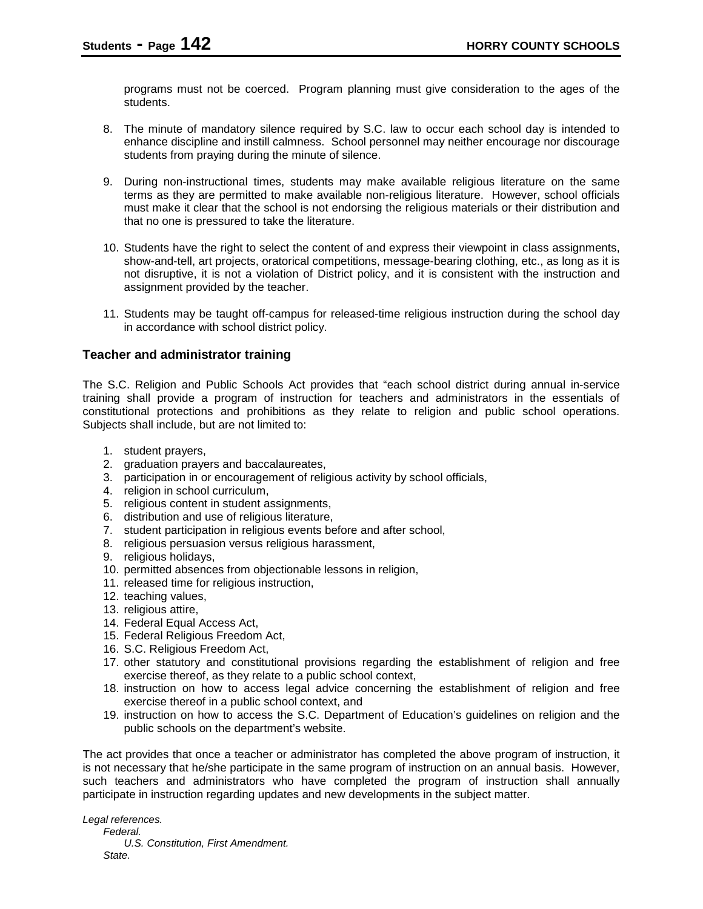programs must not be coerced. Program planning must give consideration to the ages of the students.

8. The minute of mandatory silence required by S.C. law to occur each school day is intended to enhance discipline and instill calmness. School personnel may neither encourage nor discourage students from praying during the minute of silence.

9. During non-instructional times, students may make available religious literature on the same terms as they are permitted to make available non-religious literature. However, school officials must make it clear that the school is not endorsing the religious materials or their distribution and that no one is pressured to take the literature.

10. Students have the right to select the content of and express their viewpoint in class assignments, show-and-tell, art projects, oratorical competitions, message-bearing clothing, etc., as long as it is not disruptive, it is not a violation of District policy, and it is consistent with the instruction and assignment provided by the teacher.

11. Students may be taught off-campus for released-time religious instruction during the school day in accordance with school district policy.

### Teacher and administrator training

The S.C. Religion and Public Schools Act provides that "each school district during annual in-service training shall provide a program of instruction for teachers and administrators in the essentials of constitutional protections and prohibitions as they relate to religion and public school operations. Subjects shall include, but are not limited to:

1. student prayers,
2. graduation prayers and baccalaureates,
3. participation in or encouragement of religious activity by school officials,
4. religion in school curriculum,
5. religious content in student assignments,
6. distribution and use of religious literature,
7. student participation in religious events before and after school,
8. religious persuasion versus religious harassment,
9. religious holidays,
10. permitted absences from objectionable lessons in religion,
11. released time for religious instruction,
12. teaching values,
13. religious attire,
14. Federal Equal Access Act,
15. Federal Religious Freedom Act,
16. S.C. Religious Freedom Act,
17. other statutory and constitutional provisions regarding the establishment of religion and free exercise thereof, as they relate to a public school context,
18. instruction on how to access legal advice concerning the establishment of religion and free exercise thereof in a public school context, and
19. instruction on how to access the S.C. Department of Education's guidelines on religion and the public schools on the department's website.

The act provides that once a teacher or administrator has completed the above program of instruction, it is not necessary that he/she participate in the same program of instruction on an annual basis. However, such teachers and administrators who have completed the program of instruction shall annually participate in instruction regarding updates and new developments in the subject matter.

*Legal references.*

*Federal.*

*U.S. Constitution, First Amendment.*

*State.*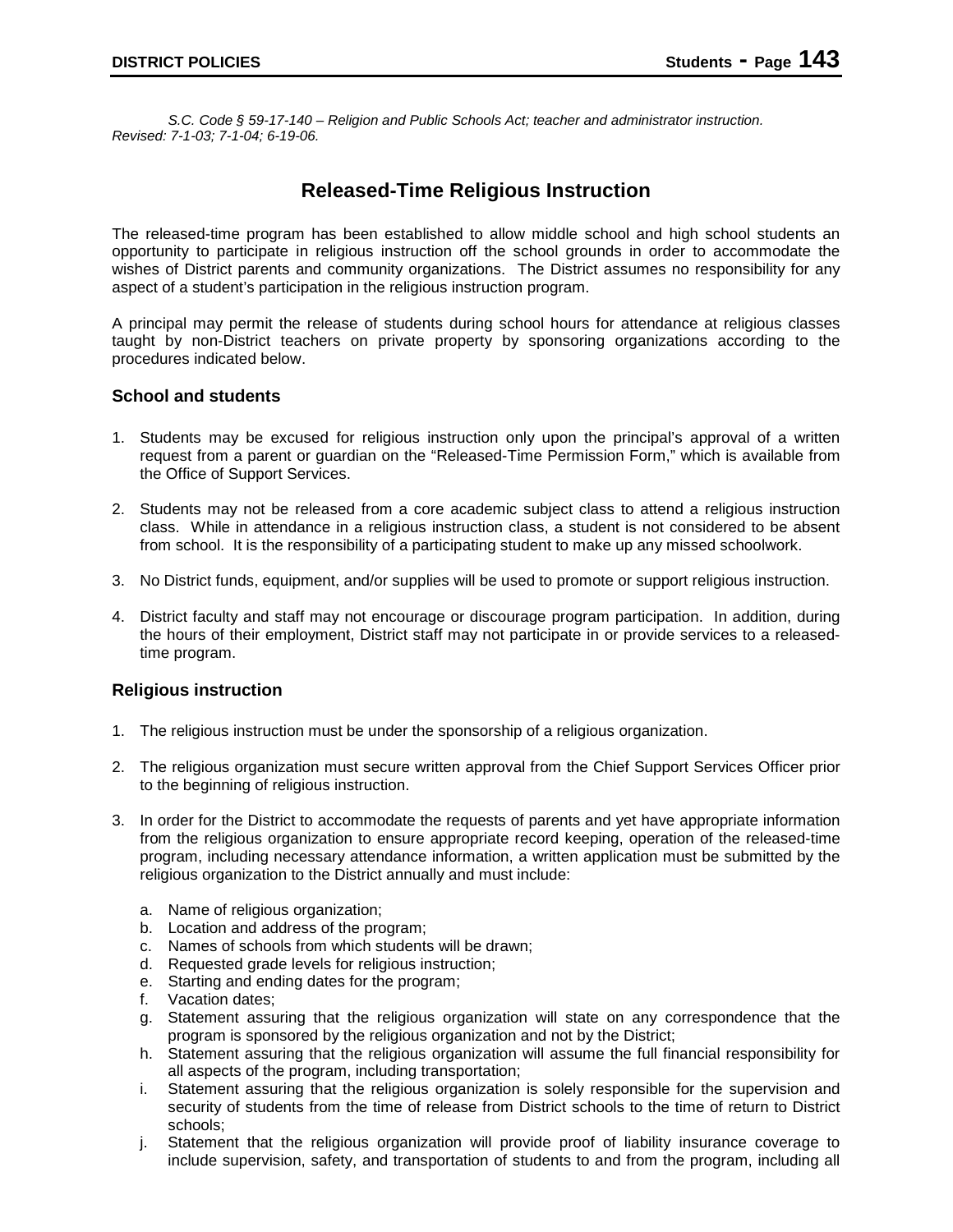*S.C. Code § 59-17-140 – Religion and Public Schools Act; teacher and administrator instruction. Revised: 7-1-03; 7-1-04; 6-19-06.*

## Released-Time Religious Instruction

The released-time program has been established to allow middle school and high school students an opportunity to participate in religious instruction off the school grounds in order to accommodate the wishes of District parents and community organizations. The District assumes no responsibility for any aspect of a student's participation in the religious instruction program.

A principal may permit the release of students during school hours for attendance at religious classes taught by non-District teachers on private property by sponsoring organizations according to the procedures indicated below.

### School and students

1. Students may be excused for religious instruction only upon the principal's approval of a written request from a parent or guardian on the "Released-Time Permission Form," which is available from the Office of Support Services.

2. Students may not be released from a core academic subject class to attend a religious instruction class. While in attendance in a religious instruction class, a student is not considered to be absent from school. It is the responsibility of a participating student to make up any missed schoolwork.

3. No District funds, equipment, and/or supplies will be used to promote or support religious instruction.

4. District faculty and staff may not encourage or discourage program participation. In addition, during the hours of their employment, District staff may not participate in or provide services to a released-time program.

### Religious instruction

1. The religious instruction must be under the sponsorship of a religious organization.

2. The religious organization must secure written approval from the Chief Support Services Officer prior to the beginning of religious instruction.

3. In order for the District to accommodate the requests of parents and yet have appropriate information from the religious organization to ensure appropriate record keeping, operation of the released-time program, including necessary attendance information, a written application must be submitted by the religious organization to the District annually and must include:

   a. Name of religious organization;
   b. Location and address of the program;
   c. Names of schools from which students will be drawn;
   d. Requested grade levels for religious instruction;
   e. Starting and ending dates for the program;
   f. Vacation dates;
   g. Statement assuring that the religious organization will state on any correspondence that the program is sponsored by the religious organization and not by the District;
   h. Statement assuring that the religious organization will assume the full financial responsibility for all aspects of the program, including transportation;
   i. Statement assuring that the religious organization is solely responsible for the supervision and security of students from the time of release from District schools to the time of return to District schools;
   j. Statement that the religious organization will provide proof of liability insurance coverage to include supervision, safety, and transportation of students to and from the program, including all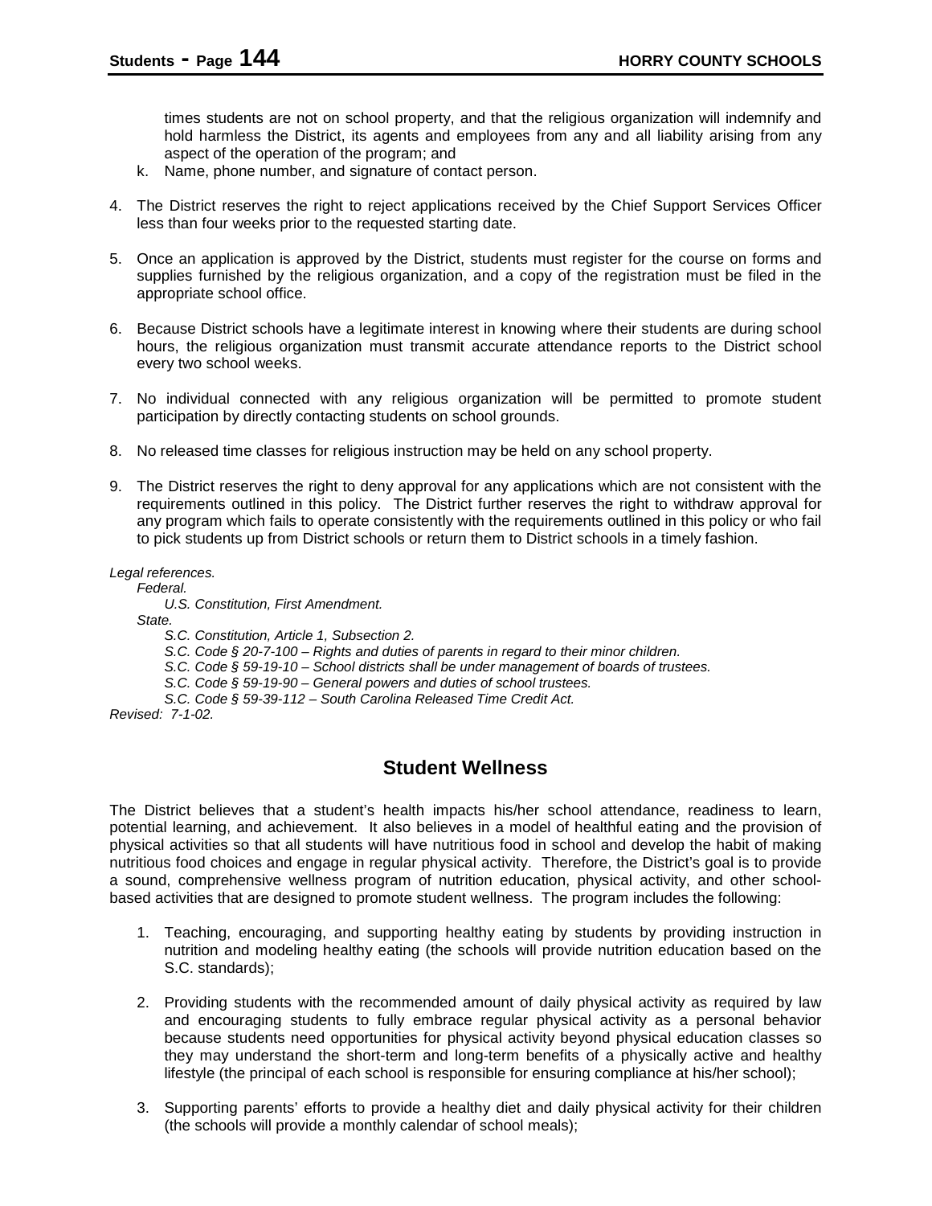times students are not on school property, and that the religious organization will indemnify and hold harmless the District, its agents and employees from any and all liability arising from any aspect of the operation of the program; and

k. Name, phone number, and signature of contact person.

4. The District reserves the right to reject applications received by the Chief Support Services Officer less than four weeks prior to the requested starting date.

5. Once an application is approved by the District, students must register for the course on forms and supplies furnished by the religious organization, and a copy of the registration must be filed in the appropriate school office.

6. Because District schools have a legitimate interest in knowing where their students are during school hours, the religious organization must transmit accurate attendance reports to the District school every two school weeks.

7. No individual connected with any religious organization will be permitted to promote student participation by directly contacting students on school grounds.

8. No released time classes for religious instruction may be held on any school property.

9. The District reserves the right to deny approval for any applications which are not consistent with the requirements outlined in this policy. The District further reserves the right to withdraw approval for any program which fails to operate consistently with the requirements outlined in this policy or who fail to pick students up from District schools or return them to District schools in a timely fashion.

*Legal references.*
*Federal.*
*U.S. Constitution, First Amendment.*
*State.*
*S.C. Constitution, Article 1, Subsection 2.*
*S.C. Code § 20-7-100 – Rights and duties of parents in regard to their minor children.*
*S.C. Code § 59-19-10 – School districts shall be under management of boards of trustees.*
*S.C. Code § 59-19-90 – General powers and duties of school trustees.*
*S.C. Code § 59-39-112 – South Carolina Released Time Credit Act.*
*Revised: 7-1-02.*

## Student Wellness

The District believes that a student's health impacts his/her school attendance, readiness to learn, potential learning, and achievement. It also believes in a model of healthful eating and the provision of physical activities so that all students will have nutritious food in school and develop the habit of making nutritious food choices and engage in regular physical activity. Therefore, the District's goal is to provide a sound, comprehensive wellness program of nutrition education, physical activity, and other school-based activities that are designed to promote student wellness. The program includes the following:

1. Teaching, encouraging, and supporting healthy eating by students by providing instruction in nutrition and modeling healthy eating (the schools will provide nutrition education based on the S.C. standards);

2. Providing students with the recommended amount of daily physical activity as required by law and encouraging students to fully embrace regular physical activity as a personal behavior because students need opportunities for physical activity beyond physical education classes so they may understand the short-term and long-term benefits of a physically active and healthy lifestyle (the principal of each school is responsible for ensuring compliance at his/her school);

3. Supporting parents' efforts to provide a healthy diet and daily physical activity for their children (the schools will provide a monthly calendar of school meals);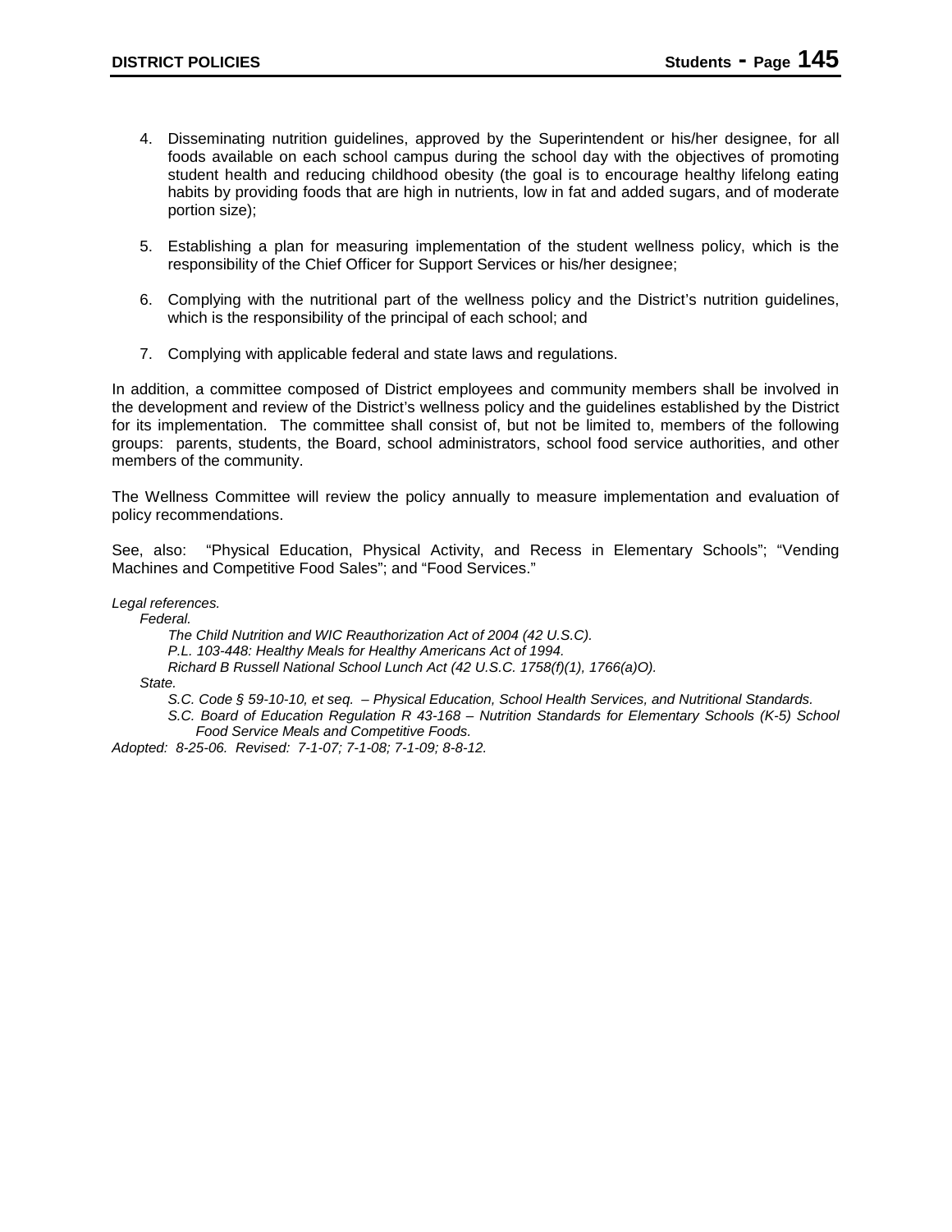4. Disseminating nutrition guidelines, approved by the Superintendent or his/her designee, for all foods available on each school campus during the school day with the objectives of promoting student health and reducing childhood obesity (the goal is to encourage healthy lifelong eating habits by providing foods that are high in nutrients, low in fat and added sugars, and of moderate portion size);

5. Establishing a plan for measuring implementation of the student wellness policy, which is the responsibility of the Chief Officer for Support Services or his/her designee;

6. Complying with the nutritional part of the wellness policy and the District's nutrition guidelines, which is the responsibility of the principal of each school; and

7. Complying with applicable federal and state laws and regulations.

In addition, a committee composed of District employees and community members shall be involved in the development and review of the District's wellness policy and the guidelines established by the District for its implementation. The committee shall consist of, but not be limited to, members of the following groups: parents, students, the Board, school administrators, school food service authorities, and other members of the community.

The Wellness Committee will review the policy annually to measure implementation and evaluation of policy recommendations.

See, also: "Physical Education, Physical Activity, and Recess in Elementary Schools"; "Vending Machines and Competitive Food Sales"; and "Food Services."

*Legal references.*

*Federal.*

*The Child Nutrition and WIC Reauthorization Act of 2004 (42 U.S.C).*

*P.L. 103-448: Healthy Meals for Healthy Americans Act of 1994.*

*Richard B Russell National School Lunch Act (42 U.S.C. 1758(f)(1), 1766(a)O).*

*State.*

*S.C. Code § 59-10-10, et seq. – Physical Education, School Health Services, and Nutritional Standards.*

*S.C. Board of Education Regulation R 43-168 – Nutrition Standards for Elementary Schools (K-5) School Food Service Meals and Competitive Foods.*

*Adopted: 8-25-06. Revised: 7-1-07; 7-1-08; 7-1-09; 8-8-12.*